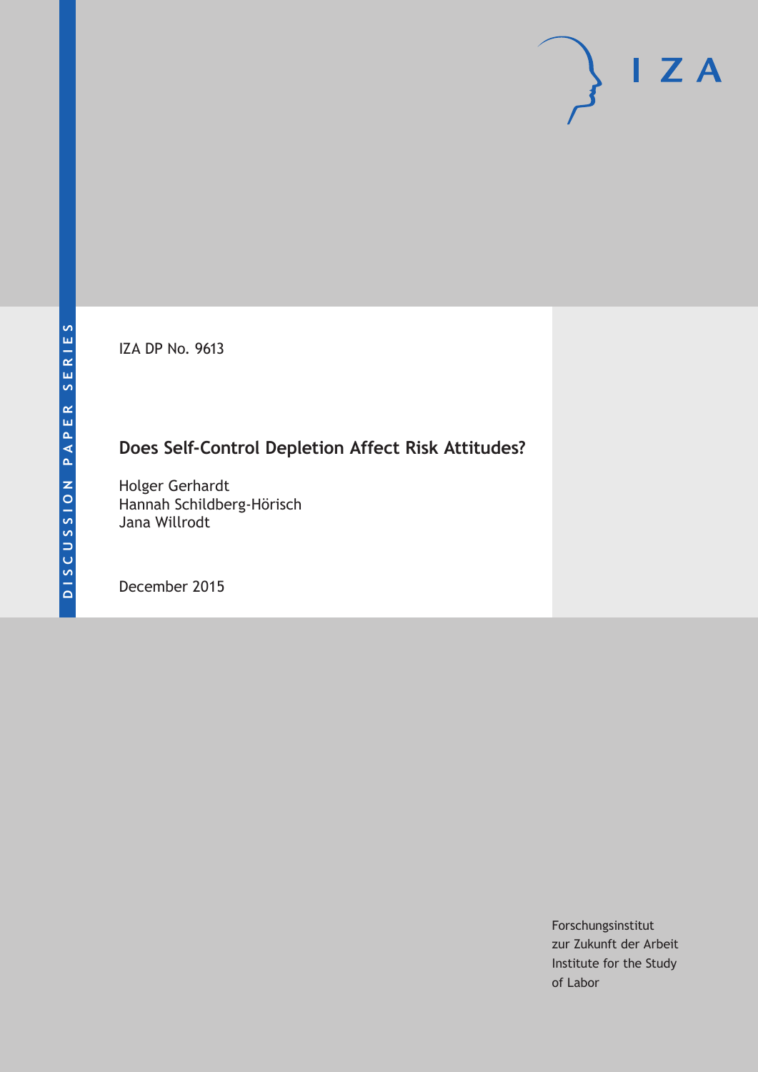DISCUSSION PAPER SERIES

IZA DP No. 9613

# Does Self-Control Depletion Affect Risk Attitudes?

Holger Gerhardt
Hannah Schildberg-Hörisch
Jana Willrodt

December 2015

Forschungsinstitut
zur Zukunft der Arbeit
Institute for the Study
of Labor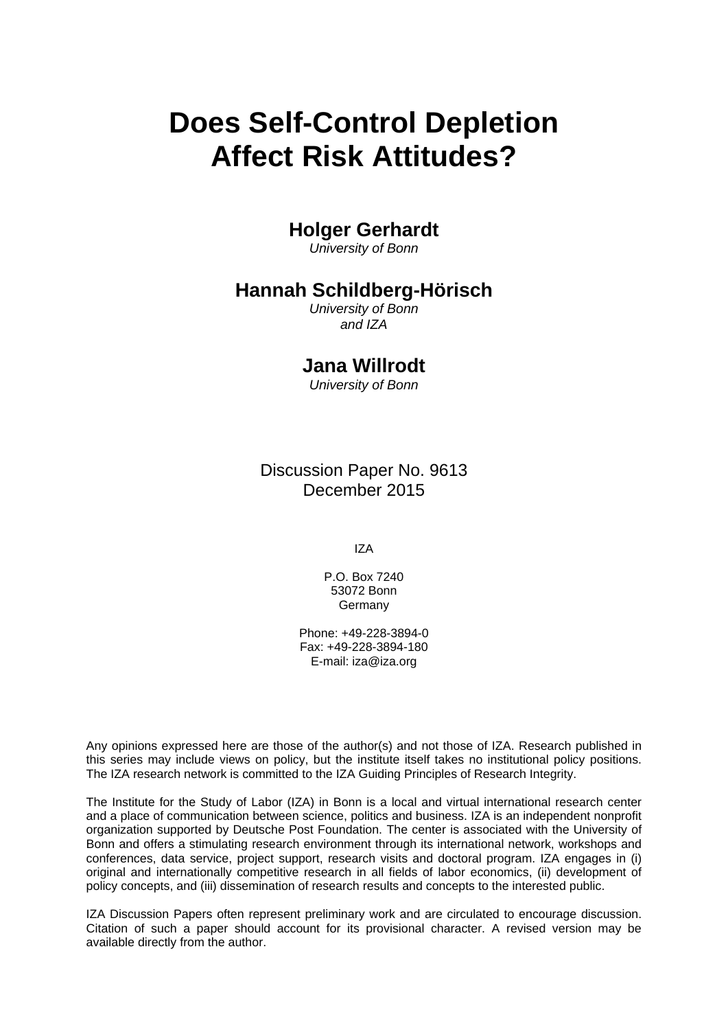# Does Self-Control Depletion Affect Risk Attitudes?

**Holger Gerhardt**
*University of Bonn*

**Hannah Schildberg-Hörisch**
*University of Bonn and IZA*

**Jana Willrodt**
*University of Bonn*

Discussion Paper No. 9613
December 2015

IZA

P.O. Box 7240
53072 Bonn
Germany

Phone: +49-228-3894-0
Fax: +49-228-3894-180
E-mail: iza@iza.org

Any opinions expressed here are those of the author(s) and not those of IZA. Research published in this series may include views on policy, but the institute itself takes no institutional policy positions. The IZA research network is committed to the IZA Guiding Principles of Research Integrity.

The Institute for the Study of Labor (IZA) in Bonn is a local and virtual international research center and a place of communication between science, politics and business. IZA is an independent nonprofit organization supported by Deutsche Post Foundation. The center is associated with the University of Bonn and offers a stimulating research environment through its international network, workshops and conferences, data service, project support, research visits and doctoral program. IZA engages in (i) original and internationally competitive research in all fields of labor economics, (ii) development of policy concepts, and (iii) dissemination of research results and concepts to the interested public.

IZA Discussion Papers often represent preliminary work and are circulated to encourage discussion. Citation of such a paper should account for its provisional character. A revised version may be available directly from the author.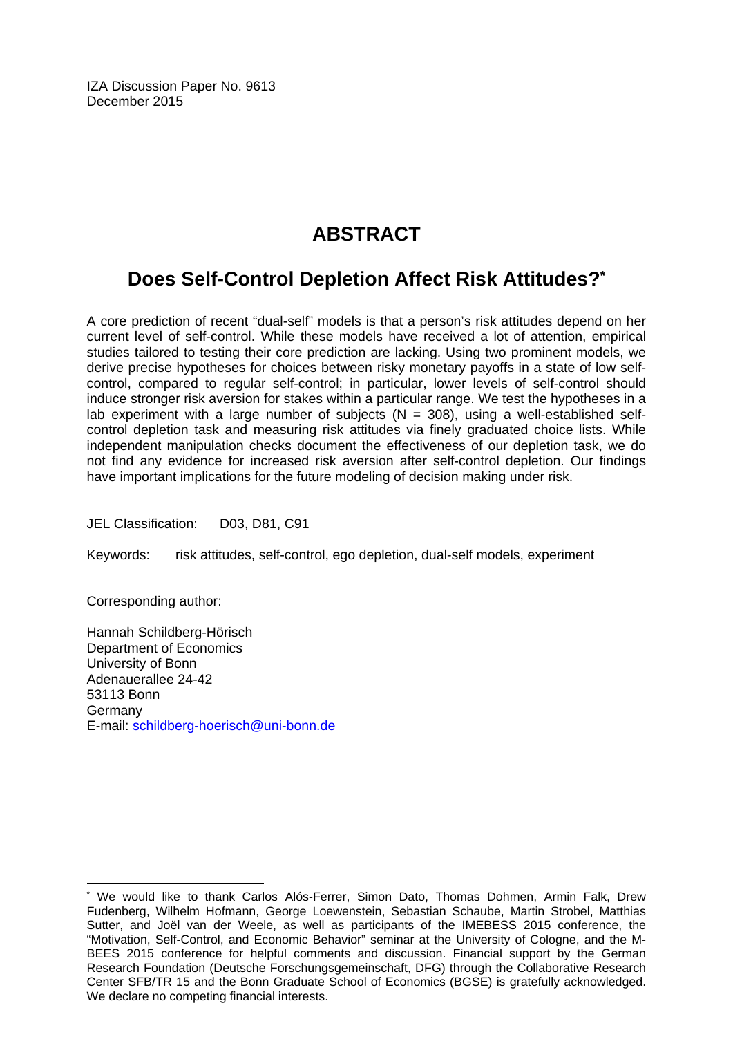IZA Discussion Paper No. 9613
December 2015

# ABSTRACT

## Does Self-Control Depletion Affect Risk Attitudes?*

A core prediction of recent "dual-self" models is that a person's risk attitudes depend on her current level of self-control. While these models have received a lot of attention, empirical studies tailored to testing their core prediction are lacking. Using two prominent models, we derive precise hypotheses for choices between risky monetary payoffs in a state of low self-control, compared to regular self-control; in particular, lower levels of self-control should induce stronger risk aversion for stakes within a particular range. We test the hypotheses in a lab experiment with a large number of subjects (N = 308), using a well-established self-control depletion task and measuring risk attitudes via finely graduated choice lists. While independent manipulation checks document the effectiveness of our depletion task, we do not find any evidence for increased risk aversion after self-control depletion. Our findings have important implications for the future modeling of decision making under risk.

JEL Classification: D03, D81, C91

Keywords: risk attitudes, self-control, ego depletion, dual-self models, experiment

Corresponding author:

Hannah Schildberg-Hörisch
Department of Economics
University of Bonn
Adenauerallee 24-42
53113 Bonn
Germany
E-mail: schildberg-hoerisch@uni-bonn.de

---

* We would like to thank Carlos Alós-Ferrer, Simon Dato, Thomas Dohmen, Armin Falk, Drew Fudenberg, Wilhelm Hofmann, George Loewenstein, Sebastian Schaube, Martin Strobel, Matthias Sutter, and Joël van der Weele, as well as participants of the IMEBESS 2015 conference, the "Motivation, Self-Control, and Economic Behavior" seminar at the University of Cologne, and the M-BEES 2015 conference for helpful comments and discussion. Financial support by the German Research Foundation (Deutsche Forschungsgemeinschaft, DFG) through the Collaborative Research Center SFB/TR 15 and the Bonn Graduate School of Economics (BGSE) is gratefully acknowledged. We declare no competing financial interests.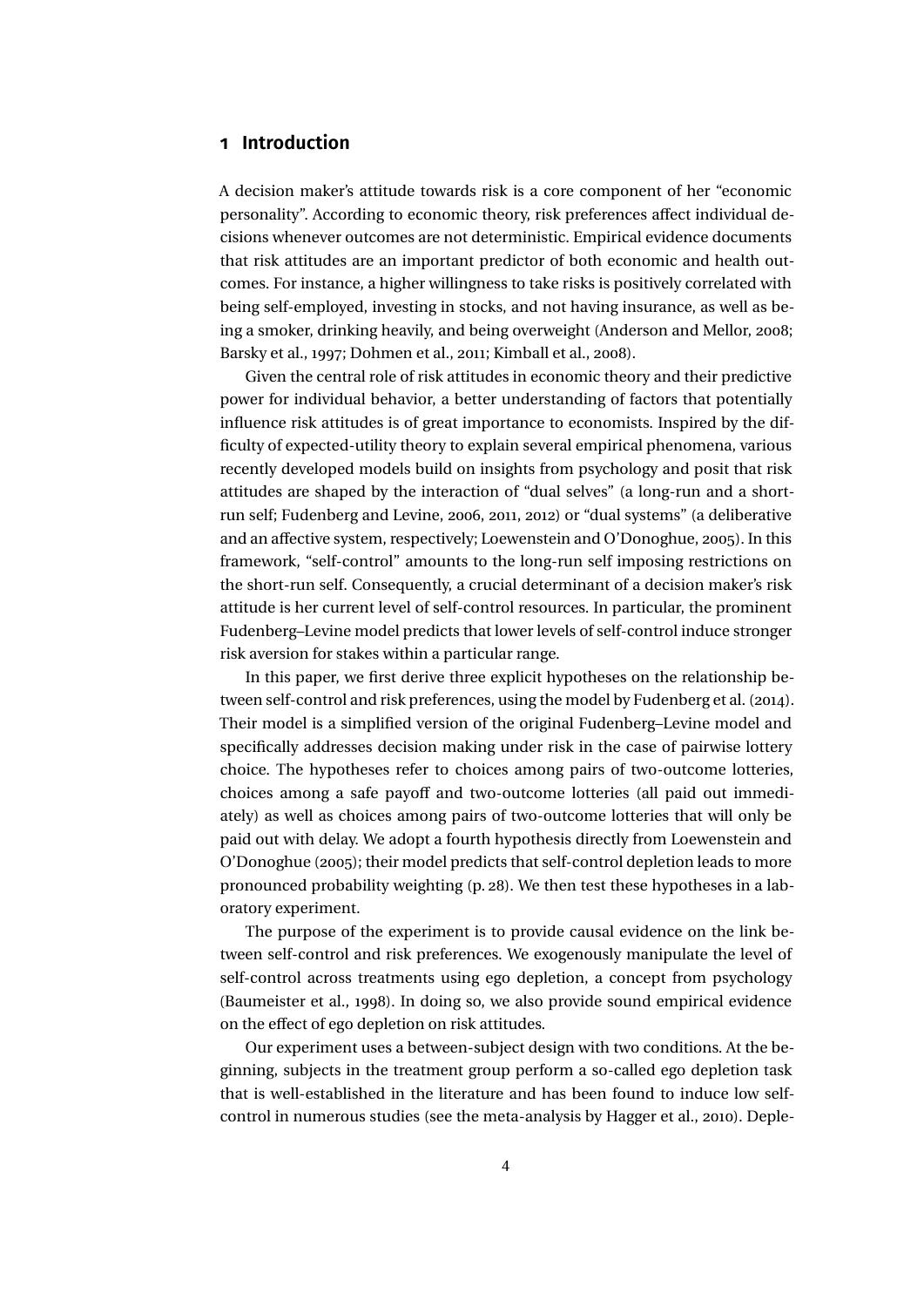## 1 Introduction

A decision maker's attitude towards risk is a core component of her "economic personality". According to economic theory, risk preferences affect individual decisions whenever outcomes are not deterministic. Empirical evidence documents that risk attitudes are an important predictor of both economic and health outcomes. For instance, a higher willingness to take risks is positively correlated with being self-employed, investing in stocks, and not having insurance, as well as being a smoker, drinking heavily, and being overweight (Anderson and Mellor, 2008; Barsky et al., 1997; Dohmen et al., 2011; Kimball et al., 2008).

Given the central role of risk attitudes in economic theory and their predictive power for individual behavior, a better understanding of factors that potentially influence risk attitudes is of great importance to economists. Inspired by the difficulty of expected-utility theory to explain several empirical phenomena, various recently developed models build on insights from psychology and posit that risk attitudes are shaped by the interaction of "dual selves" (a long-run and a short-run self; Fudenberg and Levine, 2006, 2011, 2012) or "dual systems" (a deliberative and an affective system, respectively; Loewenstein and O'Donoghue, 2005). In this framework, "self-control" amounts to the long-run self imposing restrictions on the short-run self. Consequently, a crucial determinant of a decision maker's risk attitude is her current level of self-control resources. In particular, the prominent Fudenberg–Levine model predicts that lower levels of self-control induce stronger risk aversion for stakes within a particular range.

In this paper, we first derive three explicit hypotheses on the relationship between self-control and risk preferences, using the model by Fudenberg et al. (2014). Their model is a simplified version of the original Fudenberg–Levine model and specifically addresses decision making under risk in the case of pairwise lottery choice. The hypotheses refer to choices among pairs of two-outcome lotteries, choices among a safe payoff and two-outcome lotteries (all paid out immediately) as well as choices among pairs of two-outcome lotteries that will only be paid out with delay. We adopt a fourth hypothesis directly from Loewenstein and O'Donoghue (2005); their model predicts that self-control depletion leads to more pronounced probability weighting (p. 28). We then test these hypotheses in a laboratory experiment.

The purpose of the experiment is to provide causal evidence on the link between self-control and risk preferences. We exogenously manipulate the level of self-control across treatments using ego depletion, a concept from psychology (Baumeister et al., 1998). In doing so, we also provide sound empirical evidence on the effect of ego depletion on risk attitudes.

Our experiment uses a between-subject design with two conditions. At the beginning, subjects in the treatment group perform a so-called ego depletion task that is well-established in the literature and has been found to induce low self-control in numerous studies (see the meta-analysis by Hagger et al., 2010). Deple-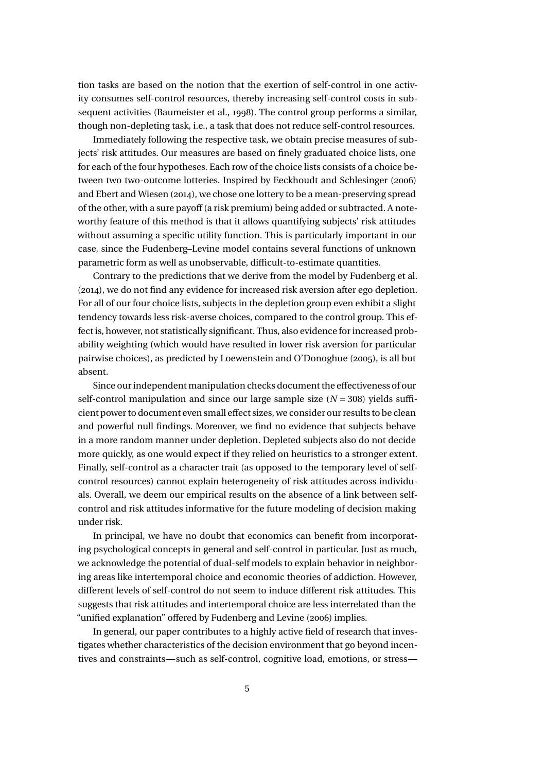tion tasks are based on the notion that the exertion of self-control in one activity consumes self-control resources, thereby increasing self-control costs in subsequent activities (Baumeister et al., 1998). The control group performs a similar, though non-depleting task, i.e., a task that does not reduce self-control resources.

Immediately following the respective task, we obtain precise measures of subjects' risk attitudes. Our measures are based on finely graduated choice lists, one for each of the four hypotheses. Each row of the choice lists consists of a choice between two two-outcome lotteries. Inspired by Eeckhoudt and Schlesinger (2006) and Ebert and Wiesen (2014), we chose one lottery to be a mean-preserving spread of the other, with a sure payoff (a risk premium) being added or subtracted. A noteworthy feature of this method is that it allows quantifying subjects' risk attitudes without assuming a specific utility function. This is particularly important in our case, since the Fudenberg–Levine model contains several functions of unknown parametric form as well as unobservable, difficult-to-estimate quantities.

Contrary to the predictions that we derive from the model by Fudenberg et al. (2014), we do not find any evidence for increased risk aversion after ego depletion. For all of our four choice lists, subjects in the depletion group even exhibit a slight tendency towards less risk-averse choices, compared to the control group. This effect is, however, not statistically significant. Thus, also evidence for increased probability weighting (which would have resulted in lower risk aversion for particular pairwise choices), as predicted by Loewenstein and O'Donoghue (2005), is all but absent.

Since our independent manipulation checks document the effectiveness of our self-control manipulation and since our large sample size ($N = 308$) yields sufficient power to document even small effect sizes, we consider our results to be clean and powerful null findings. Moreover, we find no evidence that subjects behave in a more random manner under depletion. Depleted subjects also do not decide more quickly, as one would expect if they relied on heuristics to a stronger extent. Finally, self-control as a character trait (as opposed to the temporary level of self-control resources) cannot explain heterogeneity of risk attitudes across individuals. Overall, we deem our empirical results on the absence of a link between self-control and risk attitudes informative for the future modeling of decision making under risk.

In principal, we have no doubt that economics can benefit from incorporating psychological concepts in general and self-control in particular. Just as much, we acknowledge the potential of dual-self models to explain behavior in neighboring areas like intertemporal choice and economic theories of addiction. However, different levels of self-control do not seem to induce different risk attitudes. This suggests that risk attitudes and intertemporal choice are less interrelated than the "unified explanation" offered by Fudenberg and Levine (2006) implies.

In general, our paper contributes to a highly active field of research that investigates whether characteristics of the decision environment that go beyond incentives and constraints—such as self-control, cognitive load, emotions, or stress—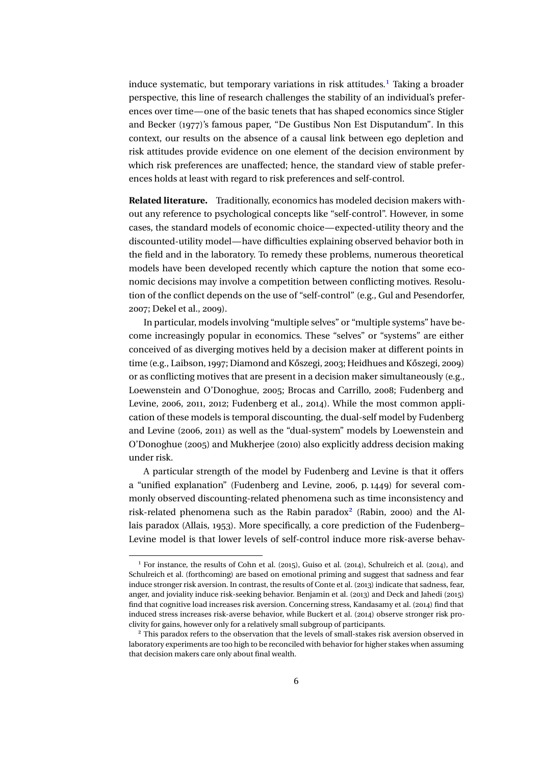induce systematic, but temporary variations in risk attitudes.[1] Taking a broader perspective, this line of research challenges the stability of an individual's preferences over time—one of the basic tenets that has shaped economics since Stigler and Becker (1977)'s famous paper, "De Gustibus Non Est Disputandum". In this context, our results on the absence of a causal link between ego depletion and risk attitudes provide evidence on one element of the decision environment by which risk preferences are unaffected; hence, the standard view of stable preferences holds at least with regard to risk preferences and self-control.

**Related literature.** Traditionally, economics has modeled decision makers without any reference to psychological concepts like "self-control". However, in some cases, the standard models of economic choice—expected-utility theory and the discounted-utility model—have difficulties explaining observed behavior both in the field and in the laboratory. To remedy these problems, numerous theoretical models have been developed recently which capture the notion that some economic decisions may involve a competition between conflicting motives. Resolution of the conflict depends on the use of "self-control" (e.g., Gul and Pesendorfer, 2007; Dekel et al., 2009).

In particular, models involving "multiple selves" or "multiple systems" have become increasingly popular in economics. These "selves" or "systems" are either conceived of as diverging motives held by a decision maker at different points in time (e.g., Laibson, 1997; Diamond and Kőszegi, 2003; Heidhues and Kőszegi, 2009) or as conflicting motives that are present in a decision maker simultaneously (e.g., Loewenstein and O'Donoghue, 2005; Brocas and Carrillo, 2008; Fudenberg and Levine, 2006, 2011, 2012; Fudenberg et al., 2014). While the most common application of these models is temporal discounting, the dual-self model by Fudenberg and Levine (2006, 2011) as well as the "dual-system" models by Loewenstein and O'Donoghue (2005) and Mukherjee (2010) also explicitly address decision making under risk.

A particular strength of the model by Fudenberg and Levine is that it offers a "unified explanation" (Fudenberg and Levine, 2006, p. 1449) for several commonly observed discounting-related phenomena such as time inconsistency and risk-related phenomena such as the Rabin paradox[2] (Rabin, 2000) and the Allais paradox (Allais, 1953). More specifically, a core prediction of the Fudenberg–Levine model is that lower levels of self-control induce more risk-averse behav-

---

[1] For instance, the results of Cohn et al. (2015), Guiso et al. (2014), Schulreich et al. (2014), and Schulreich et al. (forthcoming) are based on emotional priming and suggest that sadness and fear induce stronger risk aversion. In contrast, the results of Conte et al. (2013) indicate that sadness, fear, anger, and joviality induce risk-seeking behavior. Benjamin et al. (2013) and Deck and Jahedi (2015) find that cognitive load increases risk aversion. Concerning stress, Kandasamy et al. (2014) find that induced stress increases risk-averse behavior, while Buckert et al. (2014) observe stronger risk proclivity for gains, however only for a relatively small subgroup of participants.

[2] This paradox refers to the observation that the levels of small-stakes risk aversion observed in laboratory experiments are too high to be reconciled with behavior for higher stakes when assuming that decision makers care only about final wealth.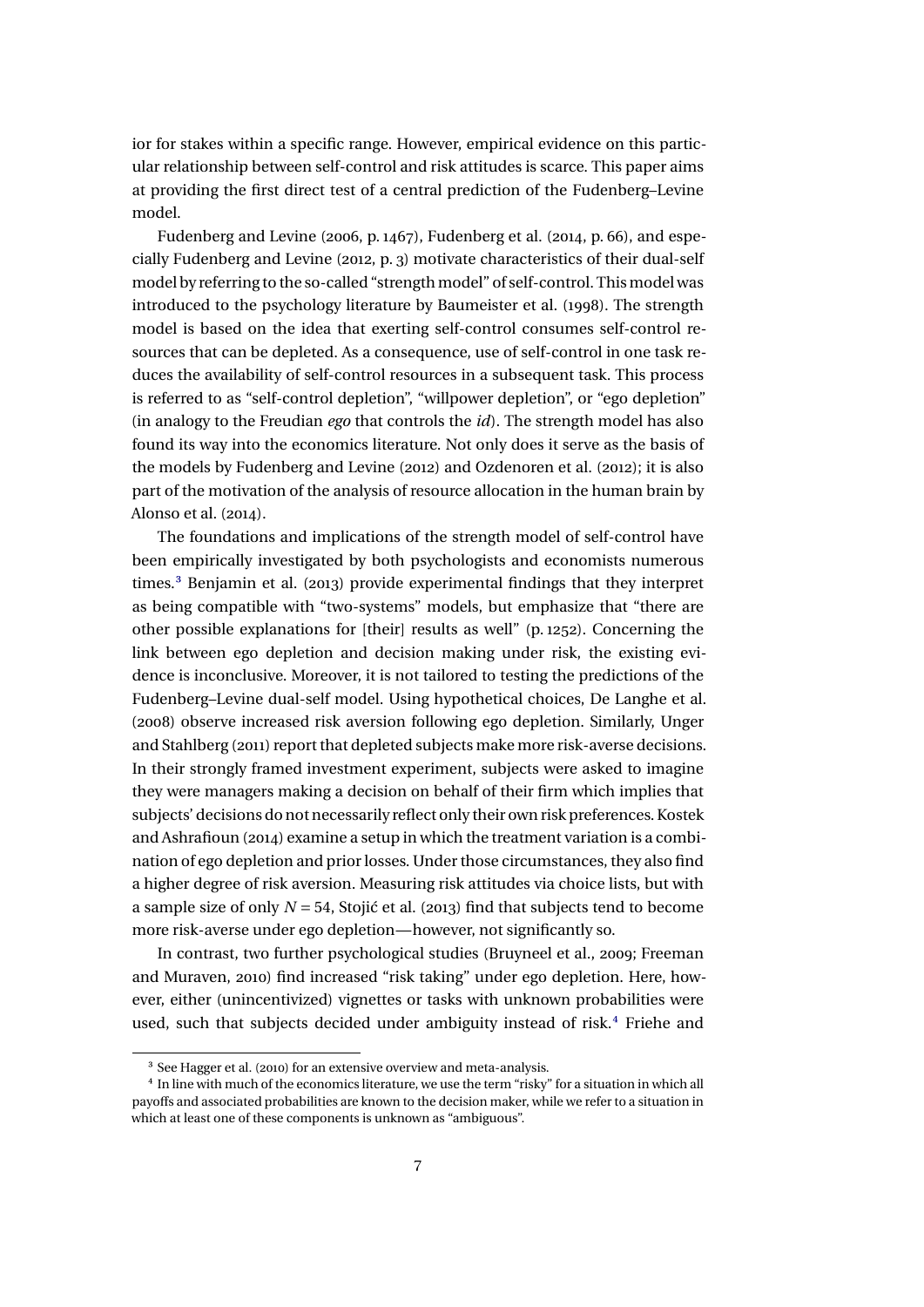ior for stakes within a specific range. However, empirical evidence on this particular relationship between self-control and risk attitudes is scarce. This paper aims at providing the first direct test of a central prediction of the Fudenberg–Levine model.

Fudenberg and Levine (2006, p. 1467), Fudenberg et al. (2014, p. 66), and especially Fudenberg and Levine (2012, p. 3) motivate characteristics of their dual-self model by referring to the so-called "strength model" of self-control. This model was introduced to the psychology literature by Baumeister et al. (1998). The strength model is based on the idea that exerting self-control consumes self-control resources that can be depleted. As a consequence, use of self-control in one task reduces the availability of self-control resources in a subsequent task. This process is referred to as "self-control depletion", "willpower depletion", or "ego depletion" (in analogy to the Freudian *ego* that controls the *id*). The strength model has also found its way into the economics literature. Not only does it serve as the basis of the models by Fudenberg and Levine (2012) and Ozdenoren et al. (2012); it is also part of the motivation of the analysis of resource allocation in the human brain by Alonso et al. (2014).

The foundations and implications of the strength model of self-control have been empirically investigated by both psychologists and economists numerous times.[3] Benjamin et al. (2013) provide experimental findings that they interpret as being compatible with "two-systems" models, but emphasize that "there are other possible explanations for [their] results as well" (p. 1252). Concerning the link between ego depletion and decision making under risk, the existing evidence is inconclusive. Moreover, it is not tailored to testing the predictions of the Fudenberg–Levine dual-self model. Using hypothetical choices, De Langhe et al. (2008) observe increased risk aversion following ego depletion. Similarly, Unger and Stahlberg (2011) report that depleted subjects make more risk-averse decisions. In their strongly framed investment experiment, subjects were asked to imagine they were managers making a decision on behalf of their firm which implies that subjects' decisions do not necessarily reflect only their own risk preferences. Kostek and Ashrafioun (2014) examine a setup in which the treatment variation is a combination of ego depletion and prior losses. Under those circumstances, they also find a higher degree of risk aversion. Measuring risk attitudes via choice lists, but with a sample size of only $N = 54$, Stojić et al. (2013) find that subjects tend to become more risk-averse under ego depletion—however, not significantly so.

In contrast, two further psychological studies (Bruyneel et al., 2009; Freeman and Muraven, 2010) find increased "risk taking" under ego depletion. Here, however, either (unincentivized) vignettes or tasks with unknown probabilities were used, such that subjects decided under ambiguity instead of risk.[4] Friehe and

[3] See Hagger et al. (2010) for an extensive overview and meta-analysis.

[4] In line with much of the economics literature, we use the term "risky" for a situation in which all payoffs and associated probabilities are known to the decision maker, while we refer to a situation in which at least one of these components is unknown as "ambiguous".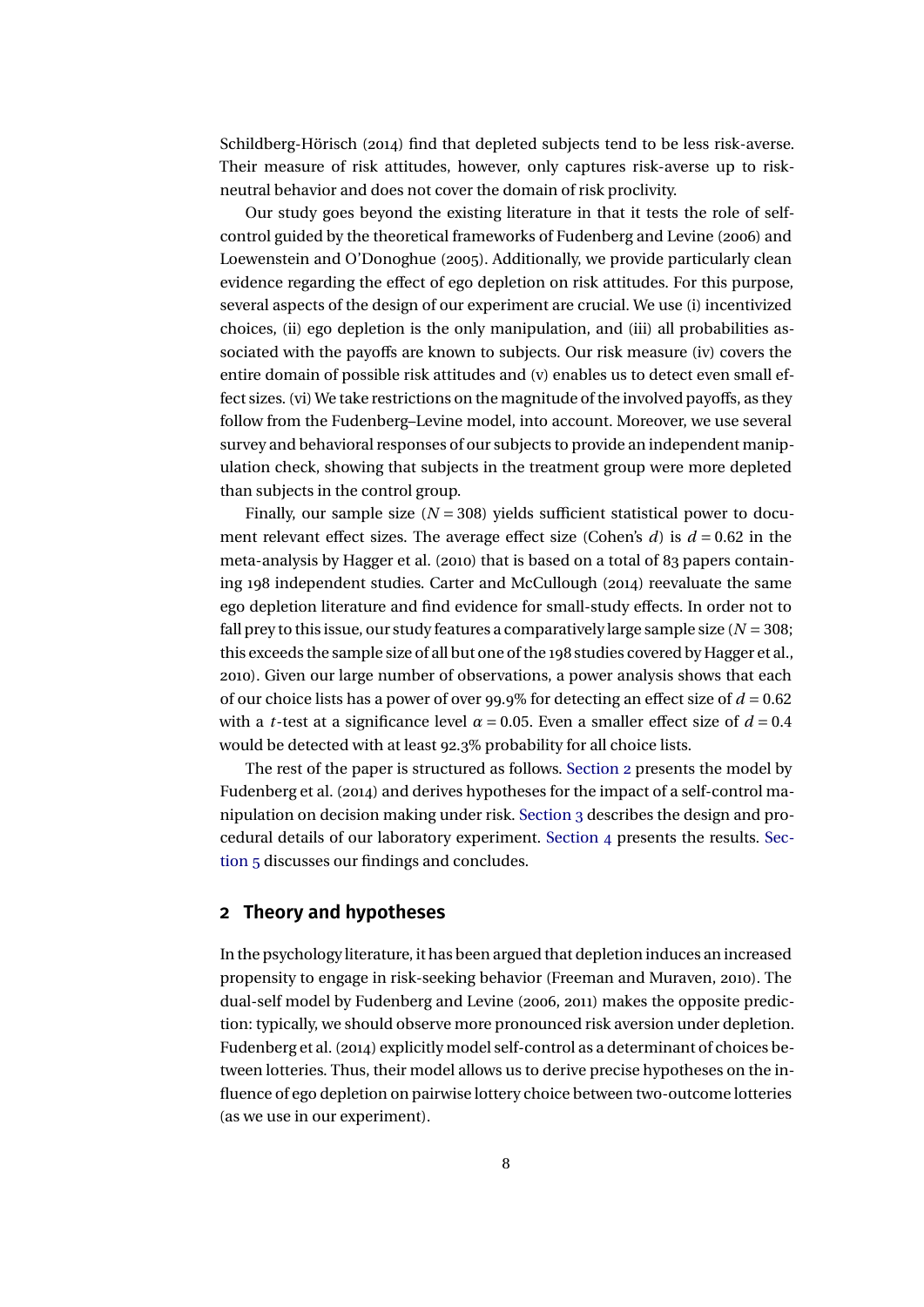Schildberg-Hörisch (2014) find that depleted subjects tend to be less risk-averse. Their measure of risk attitudes, however, only captures risk-averse up to risk-neutral behavior and does not cover the domain of risk proclivity.

Our study goes beyond the existing literature in that it tests the role of self-control guided by the theoretical frameworks of Fudenberg and Levine (2006) and Loewenstein and O'Donoghue (2005). Additionally, we provide particularly clean evidence regarding the effect of ego depletion on risk attitudes. For this purpose, several aspects of the design of our experiment are crucial. We use (i) incentivized choices, (ii) ego depletion is the only manipulation, and (iii) all probabilities associated with the payoffs are known to subjects. Our risk measure (iv) covers the entire domain of possible risk attitudes and (v) enables us to detect even small effect sizes. (vi) We take restrictions on the magnitude of the involved payoffs, as they follow from the Fudenberg–Levine model, into account. Moreover, we use several survey and behavioral responses of our subjects to provide an independent manipulation check, showing that subjects in the treatment group were more depleted than subjects in the control group.

Finally, our sample size ($N = 308$) yields sufficient statistical power to document relevant effect sizes. The average effect size (Cohen's $d$) is $d = 0.62$ in the meta-analysis by Hagger et al. (2010) that is based on a total of 83 papers containing 198 independent studies. Carter and McCullough (2014) reevaluate the same ego depletion literature and find evidence for small-study effects. In order not to fall prey to this issue, our study features a comparatively large sample size ($N = 308$; this exceeds the sample size of all but one of the 198 studies covered by Hagger et al., 2010). Given our large number of observations, a power analysis shows that each of our choice lists has a power of over 99.9% for detecting an effect size of $d = 0.62$ with a $t$-test at a significance level $\alpha = 0.05$. Even a smaller effect size of $d = 0.4$ would be detected with at least 92.3% probability for all choice lists.

The rest of the paper is structured as follows. Section 2 presents the model by Fudenberg et al. (2014) and derives hypotheses for the impact of a self-control manipulation on decision making under risk. Section 3 describes the design and procedural details of our laboratory experiment. Section 4 presents the results. Section 5 discusses our findings and concludes.

## 2 Theory and hypotheses

In the psychology literature, it has been argued that depletion induces an increased propensity to engage in risk-seeking behavior (Freeman and Muraven, 2010). The dual-self model by Fudenberg and Levine (2006, 2011) makes the opposite prediction: typically, we should observe more pronounced risk aversion under depletion. Fudenberg et al. (2014) explicitly model self-control as a determinant of choices between lotteries. Thus, their model allows us to derive precise hypotheses on the influence of ego depletion on pairwise lottery choice between two-outcome lotteries (as we use in our experiment).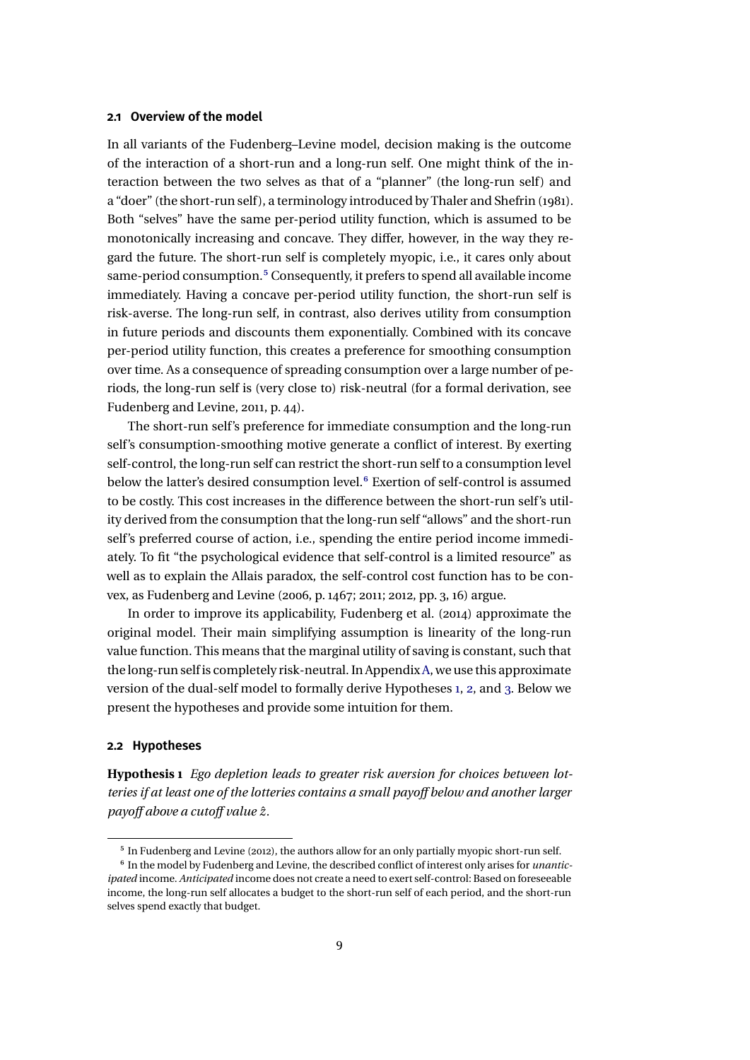### 2.1 Overview of the model

In all variants of the Fudenberg–Levine model, decision making is the outcome of the interaction of a short-run and a long-run self. One might think of the interaction between the two selves as that of a "planner" (the long-run self) and a "doer" (the short-run self), a terminology introduced by Thaler and Shefrin (1981). Both "selves" have the same per-period utility function, which is assumed to be monotonically increasing and concave. They differ, however, in the way they regard the future. The short-run self is completely myopic, i.e., it cares only about same-period consumption.[5] Consequently, it prefers to spend all available income immediately. Having a concave per-period utility function, the short-run self is risk-averse. The long-run self, in contrast, also derives utility from consumption in future periods and discounts them exponentially. Combined with its concave per-period utility function, this creates a preference for smoothing consumption over time. As a consequence of spreading consumption over a large number of periods, the long-run self is (very close to) risk-neutral (for a formal derivation, see Fudenberg and Levine, 2011, p. 44).

The short-run self's preference for immediate consumption and the long-run self's consumption-smoothing motive generate a conflict of interest. By exerting self-control, the long-run self can restrict the short-run self to a consumption level below the latter's desired consumption level.[6] Exertion of self-control is assumed to be costly. This cost increases in the difference between the short-run self's utility derived from the consumption that the long-run self "allows" and the short-run self's preferred course of action, i.e., spending the entire period income immediately. To fit "the psychological evidence that self-control is a limited resource" as well as to explain the Allais paradox, the self-control cost function has to be convex, as Fudenberg and Levine (2006, p. 1467; 2011; 2012, pp. 3, 16) argue.

In order to improve its applicability, Fudenberg et al. (2014) approximate the original model. Their main simplifying assumption is linearity of the long-run value function. This means that the marginal utility of saving is constant, such that the long-run self is completely risk-neutral. In Appendix A, we use this approximate version of the dual-self model to formally derive Hypotheses 1, 2, and 3. Below we present the hypotheses and provide some intuition for them.

### 2.2 Hypotheses

**Hypothesis 1** *Ego depletion leads to greater risk aversion for choices between lotteries if at least one of the lotteries contains a small payoff below and another larger payoff above a cutoff value $\hat{z}$.*

---

[5] In Fudenberg and Levine (2012), the authors allow for an only partially myopic short-run self.

[6] In the model by Fudenberg and Levine, the described conflict of interest only arises for *unanticipated* income. *Anticipated* income does not create a need to exert self-control: Based on foreseeable income, the long-run self allocates a budget to the short-run self of each period, and the short-run selves spend exactly that budget.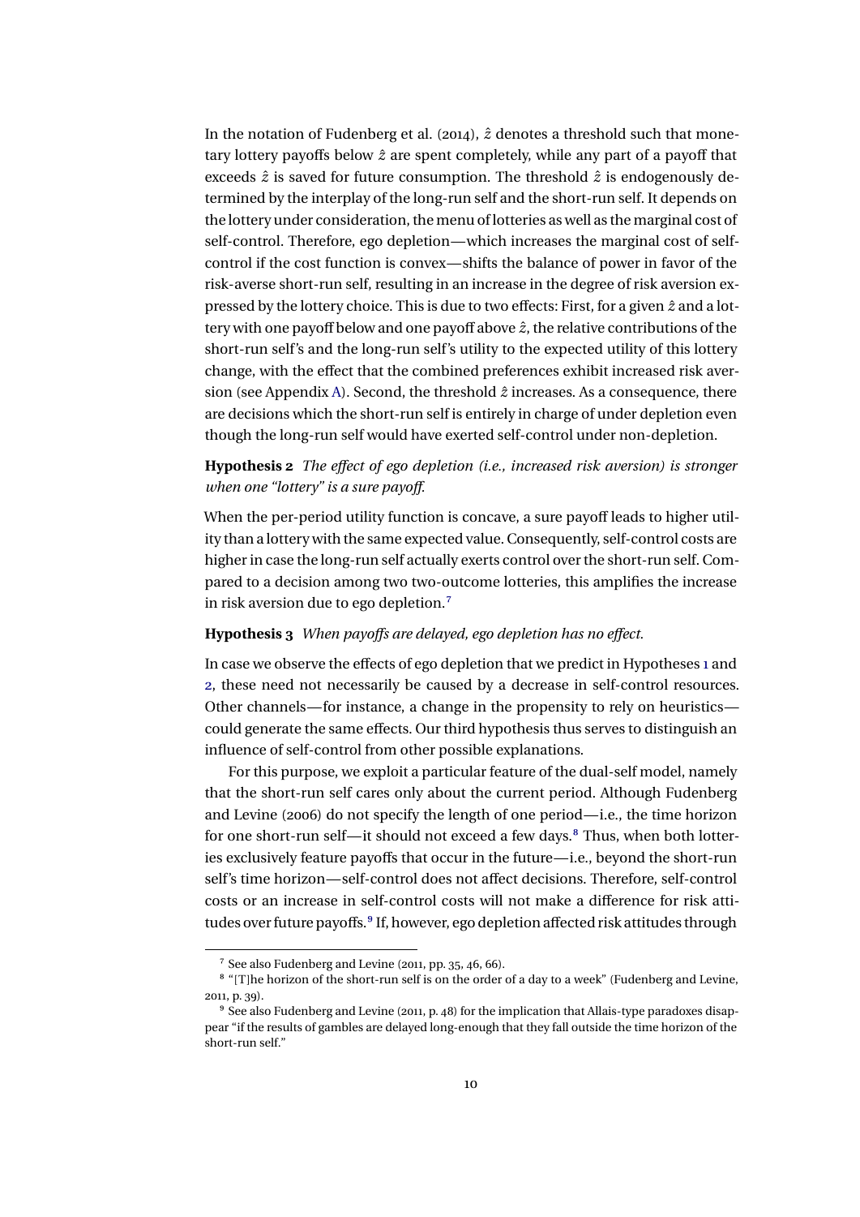In the notation of Fudenberg et al. (2014), $\hat{z}$ denotes a threshold such that monetary lottery payoffs below $\hat{z}$ are spent completely, while any part of a payoff that exceeds $\hat{z}$ is saved for future consumption. The threshold $\hat{z}$ is endogenously determined by the interplay of the long-run self and the short-run self. It depends on the lottery under consideration, the menu of lotteries as well as the marginal cost of self-control. Therefore, ego depletion—which increases the marginal cost of self-control if the cost function is convex—shifts the balance of power in favor of the risk-averse short-run self, resulting in an increase in the degree of risk aversion expressed by the lottery choice. This is due to two effects: First, for a given $\hat{z}$ and a lottery with one payoff below and one payoff above $\hat{z}$, the relative contributions of the short-run self's and the long-run self's utility to the expected utility of this lottery change, with the effect that the combined preferences exhibit increased risk aversion (see Appendix A). Second, the threshold $\hat{z}$ increases. As a consequence, there are decisions which the short-run self is entirely in charge of under depletion even though the long-run self would have exerted self-control under non-depletion.

**Hypothesis 2** *The effect of ego depletion (i.e., increased risk aversion) is stronger when one "lottery" is a sure payoff.*

When the per-period utility function is concave, a sure payoff leads to higher utility than a lottery with the same expected value. Consequently, self-control costs are higher in case the long-run self actually exerts control over the short-run self. Compared to a decision among two two-outcome lotteries, this amplifies the increase in risk aversion due to ego depletion.[7]

**Hypothesis 3** *When payoffs are delayed, ego depletion has no effect.*

In case we observe the effects of ego depletion that we predict in Hypotheses 1 and 2, these need not necessarily be caused by a decrease in self-control resources. Other channels—for instance, a change in the propensity to rely on heuristics—could generate the same effects. Our third hypothesis thus serves to distinguish an influence of self-control from other possible explanations.

For this purpose, we exploit a particular feature of the dual-self model, namely that the short-run self cares only about the current period. Although Fudenberg and Levine (2006) do not specify the length of one period—i.e., the time horizon for one short-run self—it should not exceed a few days.[8] Thus, when both lotteries exclusively feature payoffs that occur in the future—i.e., beyond the short-run self's time horizon—self-control does not affect decisions. Therefore, self-control costs or an increase in self-control costs will not make a difference for risk attitudes over future payoffs.[9] If, however, ego depletion affected risk attitudes through

---

[7] See also Fudenberg and Levine (2011, pp. 35, 46, 66).

[8] "[T]he horizon of the short-run self is on the order of a day to a week" (Fudenberg and Levine, 2011, p. 39).

[9] See also Fudenberg and Levine (2011, p. 48) for the implication that Allais-type paradoxes disappear "if the results of gambles are delayed long-enough that they fall outside the time horizon of the short-run self."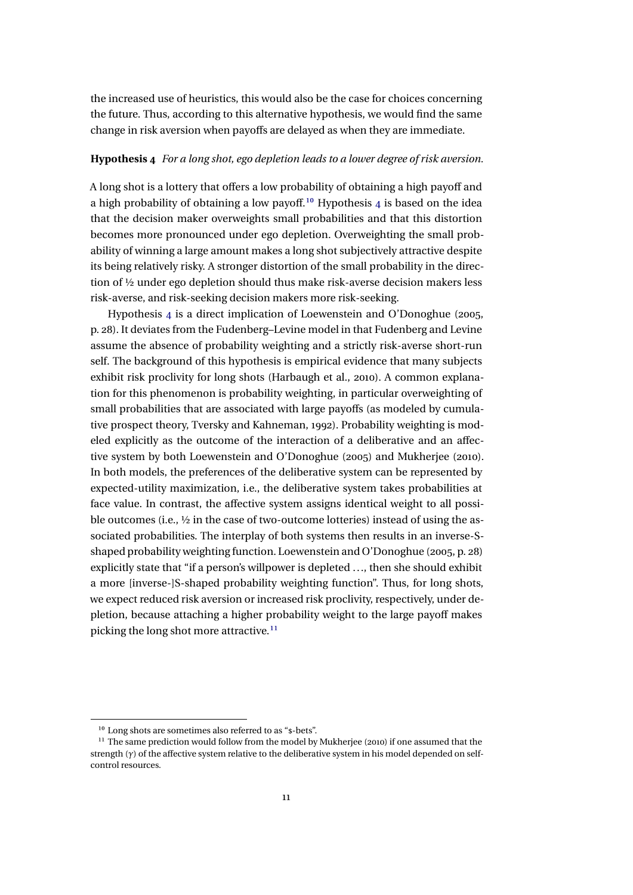the increased use of heuristics, this would also be the case for choices concerning the future. Thus, according to this alternative hypothesis, we would find the same change in risk aversion when payoffs are delayed as when they are immediate.

**Hypothesis 4** *For a long shot, ego depletion leads to a lower degree of risk aversion.*

A long shot is a lottery that offers a low probability of obtaining a high payoff and a high probability of obtaining a low payoff.[10] Hypothesis 4 is based on the idea that the decision maker overweights small probabilities and that this distortion becomes more pronounced under ego depletion. Overweighting the small probability of winning a large amount makes a long shot subjectively attractive despite its being relatively risky. A stronger distortion of the small probability in the direction of ½ under ego depletion should thus make risk-averse decision makers less risk-averse, and risk-seeking decision makers more risk-seeking.

Hypothesis 4 is a direct implication of Loewenstein and O'Donoghue (2005, p. 28). It deviates from the Fudenberg–Levine model in that Fudenberg and Levine assume the absence of probability weighting and a strictly risk-averse short-run self. The background of this hypothesis is empirical evidence that many subjects exhibit risk proclivity for long shots (Harbaugh et al., 2010). A common explanation for this phenomenon is probability weighting, in particular overweighting of small probabilities that are associated with large payoffs (as modeled by cumulative prospect theory, Tversky and Kahneman, 1992). Probability weighting is modeled explicitly as the outcome of the interaction of a deliberative and an affective system by both Loewenstein and O'Donoghue (2005) and Mukherjee (2010). In both models, the preferences of the deliberative system can be represented by expected-utility maximization, i.e., the deliberative system takes probabilities at face value. In contrast, the affective system assigns identical weight to all possible outcomes (i.e., ½ in the case of two-outcome lotteries) instead of using the associated probabilities. The interplay of both systems then results in an inverse-S-shaped probability weighting function. Loewenstein and O'Donoghue (2005, p. 28) explicitly state that "if a person's willpower is depleted …, then she should exhibit a more [inverse-]S-shaped probability weighting function". Thus, for long shots, we expect reduced risk aversion or increased risk proclivity, respectively, under depletion, because attaching a higher probability weight to the large payoff makes picking the long shot more attractive.[11]

---

[10] Long shots are sometimes also referred to as "$-bets".

[11] The same prediction would follow from the model by Mukherjee (2010) if one assumed that the strength ($\gamma$) of the affective system relative to the deliberative system in his model depended on self-control resources.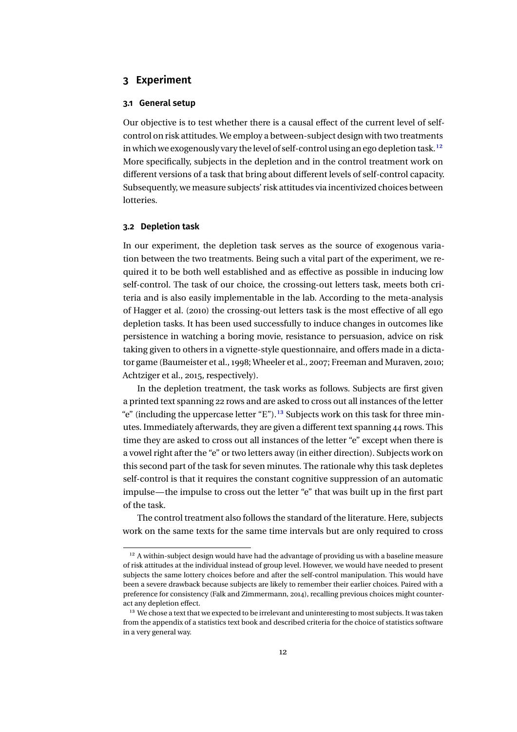## 3 Experiment

### 3.1 General setup

Our objective is to test whether there is a causal effect of the current level of self-control on risk attitudes. We employ a between-subject design with two treatments in which we exogenously vary the level of self-control using an ego depletion task.[12] More specifically, subjects in the depletion and in the control treatment work on different versions of a task that bring about different levels of self-control capacity. Subsequently, we measure subjects' risk attitudes via incentivized choices between lotteries.

### 3.2 Depletion task

In our experiment, the depletion task serves as the source of exogenous variation between the two treatments. Being such a vital part of the experiment, we required it to be both well established and as effective as possible in inducing low self-control. The task of our choice, the crossing-out letters task, meets both criteria and is also easily implementable in the lab. According to the meta-analysis of Hagger et al. (2010) the crossing-out letters task is the most effective of all ego depletion tasks. It has been used successfully to induce changes in outcomes like persistence in watching a boring movie, resistance to persuasion, advice on risk taking given to others in a vignette-style questionnaire, and offers made in a dictator game (Baumeister et al., 1998; Wheeler et al., 2007; Freeman and Muraven, 2010; Achtziger et al., 2015, respectively).

In the depletion treatment, the task works as follows. Subjects are first given a printed text spanning 22 rows and are asked to cross out all instances of the letter "e" (including the uppercase letter "E").[13] Subjects work on this task for three minutes. Immediately afterwards, they are given a different text spanning 44 rows. This time they are asked to cross out all instances of the letter "e" except when there is a vowel right after the "e" or two letters away (in either direction). Subjects work on this second part of the task for seven minutes. The rationale why this task depletes self-control is that it requires the constant cognitive suppression of an automatic impulse—the impulse to cross out the letter "e" that was built up in the first part of the task.

The control treatment also follows the standard of the literature. Here, subjects work on the same texts for the same time intervals but are only required to cross

---

[12] A within-subject design would have had the advantage of providing us with a baseline measure of risk attitudes at the individual instead of group level. However, we would have needed to present subjects the same lottery choices before and after the self-control manipulation. This would have been a severe drawback because subjects are likely to remember their earlier choices. Paired with a preference for consistency (Falk and Zimmermann, 2014), recalling previous choices might counteract any depletion effect.

[13] We chose a text that we expected to be irrelevant and uninteresting to most subjects. It was taken from the appendix of a statistics text book and described criteria for the choice of statistics software in a very general way.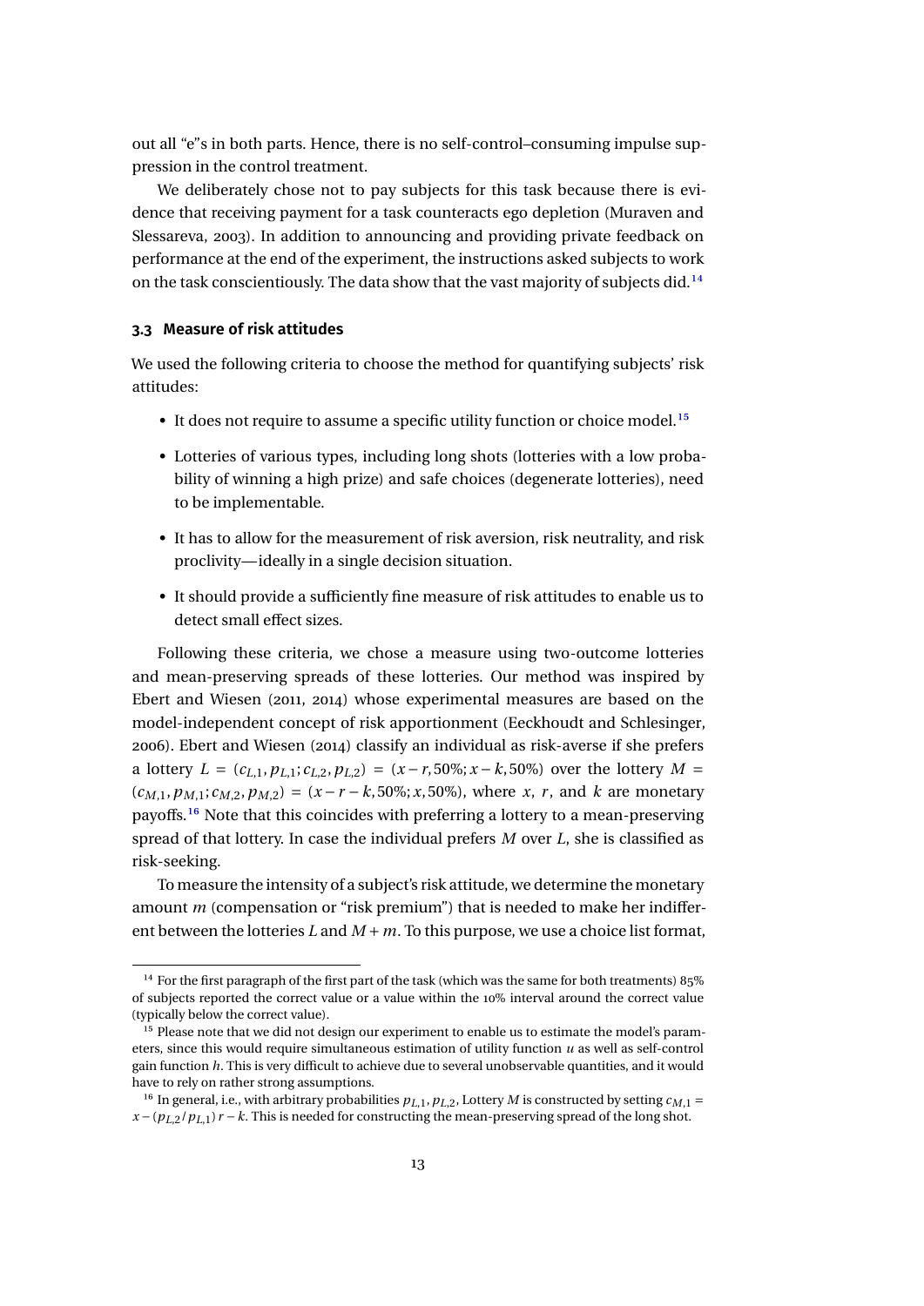out all "e"s in both parts. Hence, there is no self-control–consuming impulse suppression in the control treatment.

We deliberately chose not to pay subjects for this task because there is evidence that receiving payment for a task counteracts ego depletion (Muraven and Slessareva, 2003). In addition to announcing and providing private feedback on performance at the end of the experiment, the instructions asked subjects to work on the task conscientiously. The data show that the vast majority of subjects did.[14]

### 3.3 Measure of risk attitudes

We used the following criteria to choose the method for quantifying subjects' risk attitudes:

- It does not require to assume a specific utility function or choice model.[15]
- Lotteries of various types, including long shots (lotteries with a low probability of winning a high prize) and safe choices (degenerate lotteries), need to be implementable.
- It has to allow for the measurement of risk aversion, risk neutrality, and risk proclivity—ideally in a single decision situation.
- It should provide a sufficiently fine measure of risk attitudes to enable us to detect small effect sizes.

Following these criteria, we chose a measure using two-outcome lotteries and mean-preserving spreads of these lotteries. Our method was inspired by Ebert and Wiesen (2011, 2014) whose experimental measures are based on the model-independent concept of risk apportionment (Eeckhoudt and Schlesinger, 2006). Ebert and Wiesen (2014) classify an individual as risk-averse if she prefers a lottery $L = (c_{L,1}, p_{L,1}; c_{L,2}, p_{L,2}) = (x - r, 50\%; x - k, 50\%)$ over the lottery $M = (c_{M,1}, p_{M,1}; c_{M,2}, p_{M,2}) = (x - r - k, 50\%; x, 50\%)$, where $x$, $r$, and $k$ are monetary payoffs.[16] Note that this coincides with preferring a lottery to a mean-preserving spread of that lottery. In case the individual prefers $M$ over $L$, she is classified as risk-seeking.

To measure the intensity of a subject's risk attitude, we determine the monetary amount $m$ (compensation or "risk premium") that is needed to make her indifferent between the lotteries $L$ and $M + m$. To this purpose, we use a choice list format,

[14] For the first paragraph of the first part of the task (which was the same for both treatments) 85% of subjects reported the correct value or a value within the 10% interval around the correct value (typically below the correct value).

[15] Please note that we did not design our experiment to enable us to estimate the model's parameters, since this would require simultaneous estimation of utility function $u$ as well as self-control gain function $h$. This is very difficult to achieve due to several unobservable quantities, and it would have to rely on rather strong assumptions.

[16] In general, i.e., with arbitrary probabilities $p_{L,1}, p_{L,2}$, Lottery $M$ is constructed by setting $c_{M,1} = x - (p_{L,2}/p_{L,1})\, r - k$. This is needed for constructing the mean-preserving spread of the long shot.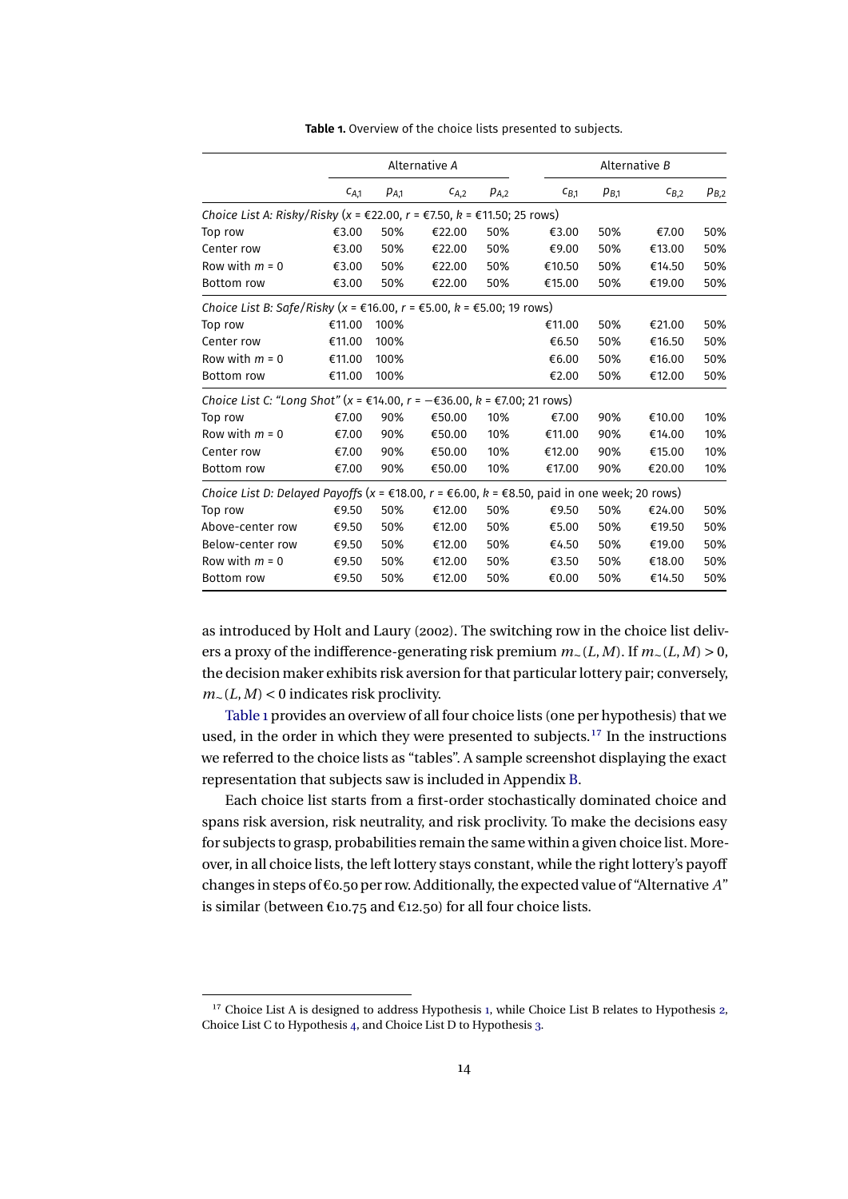**Table 1.** Overview of the choice lists presented to subjects.

| | Alternative $A$ | | | | Alternative $B$ | | | |
|---|---|---|---|---|---|---|---|---|
| | $c_{A,1}$ | $p_{A,1}$ | $c_{A,2}$ | $p_{A,2}$ | $c_{B,1}$ | $p_{B,1}$ | $c_{B,2}$ | $p_{B,2}$ |
| *Choice List A: Risky/Risky ($x$ = €22.00, $r$ = €7.50, $k$ = €11.50; 25 rows)* | | | | | | | | |
| Top row | €3.00 | 50% | €22.00 | 50% | €3.00 | 50% | €7.00 | 50% |
| Center row | €3.00 | 50% | €22.00 | 50% | €9.00 | 50% | €13.00 | 50% |
| Row with $m = 0$ | €3.00 | 50% | €22.00 | 50% | €10.50 | 50% | €14.50 | 50% |
| Bottom row | €3.00 | 50% | €22.00 | 50% | €15.00 | 50% | €19.00 | 50% |
| *Choice List B: Safe/Risky ($x$ = €16.00, $r$ = €5.00, $k$ = €5.00; 19 rows)* | | | | | | | | |
| Top row | €11.00 | 100% | | | €11.00 | 50% | €21.00 | 50% |
| Center row | €11.00 | 100% | | | €6.50 | 50% | €16.50 | 50% |
| Row with $m = 0$ | €11.00 | 100% | | | €6.00 | 50% | €16.00 | 50% |
| Bottom row | €11.00 | 100% | | | €2.00 | 50% | €12.00 | 50% |
| *Choice List C: "Long Shot" ($x$ = €14.00, $r$ = −€36.00, $k$ = €7.00; 21 rows)* | | | | | | | | |
| Top row | €7.00 | 90% | €50.00 | 10% | €7.00 | 90% | €10.00 | 10% |
| Row with $m = 0$ | €7.00 | 90% | €50.00 | 10% | €11.00 | 90% | €14.00 | 10% |
| Center row | €7.00 | 90% | €50.00 | 10% | €12.00 | 90% | €15.00 | 10% |
| Bottom row | €7.00 | 90% | €50.00 | 10% | €17.00 | 90% | €20.00 | 10% |
| *Choice List D: Delayed Payoffs ($x$ = €18.00, $r$ = €6.00, $k$ = €8.50, paid in one week; 20 rows)* | | | | | | | | |
| Top row | €9.50 | 50% | €12.00 | 50% | €9.50 | 50% | €24.00 | 50% |
| Above-center row | €9.50 | 50% | €12.00 | 50% | €5.00 | 50% | €19.50 | 50% |
| Below-center row | €9.50 | 50% | €12.00 | 50% | €4.50 | 50% | €19.00 | 50% |
| Row with $m = 0$ | €9.50 | 50% | €12.00 | 50% | €3.50 | 50% | €18.00 | 50% |
| Bottom row | €9.50 | 50% | €12.00 | 50% | €0.00 | 50% | €14.50 | 50% |

as introduced by Holt and Laury (2002). The switching row in the choice list delivers a proxy of the indifference-generating risk premium $m_{\sim}(L, M)$. If $m_{\sim}(L, M) > 0$, the decision maker exhibits risk aversion for that particular lottery pair; conversely, $m_{\sim}(L, M) < 0$ indicates risk proclivity.

Table 1 provides an overview of all four choice lists (one per hypothesis) that we used, in the order in which they were presented to subjects.[17] In the instructions we referred to the choice lists as "tables". A sample screenshot displaying the exact representation that subjects saw is included in Appendix B.

Each choice list starts from a first-order stochastically dominated choice and spans risk aversion, risk neutrality, and risk proclivity. To make the decisions easy for subjects to grasp, probabilities remain the same within a given choice list. Moreover, in all choice lists, the left lottery stays constant, while the right lottery's payoff changes in steps of €0.50 per row. Additionally, the expected value of "Alternative $A$" is similar (between €10.75 and €12.50) for all four choice lists.

[17] Choice List A is designed to address Hypothesis 1, while Choice List B relates to Hypothesis 2, Choice List C to Hypothesis 4, and Choice List D to Hypothesis 3.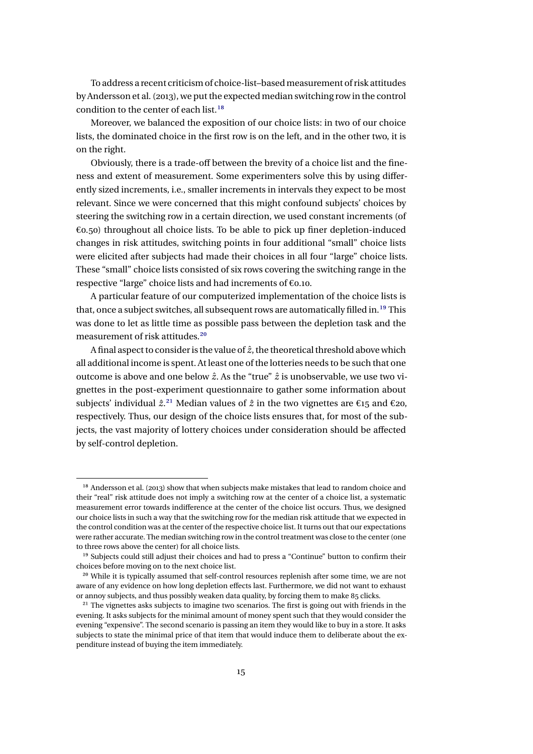To address a recent criticism of choice-list–based measurement of risk attitudes by Andersson et al. (2013), we put the expected median switching row in the control condition to the center of each list.[18]

Moreover, we balanced the exposition of our choice lists: in two of our choice lists, the dominated choice in the first row is on the left, and in the other two, it is on the right.

Obviously, there is a trade-off between the brevity of a choice list and the fineness and extent of measurement. Some experimenters solve this by using differently sized increments, i.e., smaller increments in intervals they expect to be most relevant. Since we were concerned that this might confound subjects' choices by steering the switching row in a certain direction, we used constant increments (of €0.50) throughout all choice lists. To be able to pick up finer depletion-induced changes in risk attitudes, switching points in four additional "small" choice lists were elicited after subjects had made their choices in all four "large" choice lists. These "small" choice lists consisted of six rows covering the switching range in the respective "large" choice lists and had increments of €0.10.

A particular feature of our computerized implementation of the choice lists is that, once a subject switches, all subsequent rows are automatically filled in.[19] This was done to let as little time as possible pass between the depletion task and the measurement of risk attitudes.[20]

A final aspect to consider is the value of $\hat{z}$, the theoretical threshold above which all additional income is spent. At least one of the lotteries needs to be such that one outcome is above and one below $\hat{z}$. As the "true" $\hat{z}$ is unobservable, we use two vignettes in the post-experiment questionnaire to gather some information about subjects' individual $\hat{z}$.[21] Median values of $\hat{z}$ in the two vignettes are €15 and €20, respectively. Thus, our design of the choice lists ensures that, for most of the subjects, the vast majority of lottery choices under consideration should be affected by self-control depletion.

---

[18] Andersson et al. (2013) show that when subjects make mistakes that lead to random choice and their "real" risk attitude does not imply a switching row at the center of a choice list, a systematic measurement error towards indifference at the center of the choice list occurs. Thus, we designed our choice lists in such a way that the switching row for the median risk attitude that we expected in the control condition was at the center of the respective choice list. It turns out that our expectations were rather accurate. The median switching row in the control treatment was close to the center (one to three rows above the center) for all choice lists.

[19] Subjects could still adjust their choices and had to press a "Continue" button to confirm their choices before moving on to the next choice list.

[20] While it is typically assumed that self-control resources replenish after some time, we are not aware of any evidence on how long depletion effects last. Furthermore, we did not want to exhaust or annoy subjects, and thus possibly weaken data quality, by forcing them to make 85 clicks.

[21] The vignettes asks subjects to imagine two scenarios. The first is going out with friends in the evening. It asks subjects for the minimal amount of money spent such that they would consider the evening "expensive". The second scenario is passing an item they would like to buy in a store. It asks subjects to state the minimal price of that item that would induce them to deliberate about the expenditure instead of buying the item immediately.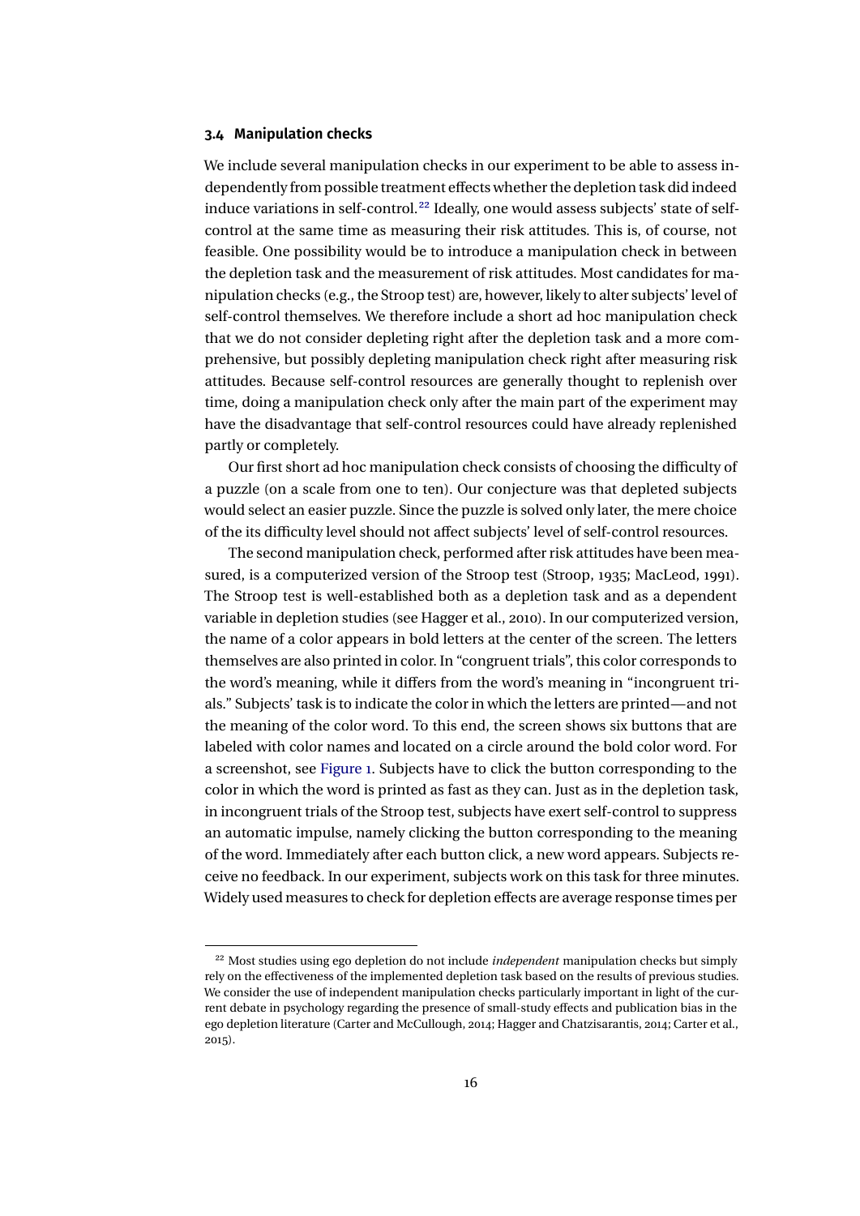### 3.4 Manipulation checks

We include several manipulation checks in our experiment to be able to assess independently from possible treatment effects whether the depletion task did indeed induce variations in self-control.[22] Ideally, one would assess subjects' state of self-control at the same time as measuring their risk attitudes. This is, of course, not feasible. One possibility would be to introduce a manipulation check in between the depletion task and the measurement of risk attitudes. Most candidates for manipulation checks (e.g., the Stroop test) are, however, likely to alter subjects' level of self-control themselves. We therefore include a short ad hoc manipulation check that we do not consider depleting right after the depletion task and a more comprehensive, but possibly depleting manipulation check right after measuring risk attitudes. Because self-control resources are generally thought to replenish over time, doing a manipulation check only after the main part of the experiment may have the disadvantage that self-control resources could have already replenished partly or completely.

Our first short ad hoc manipulation check consists of choosing the difficulty of a puzzle (on a scale from one to ten). Our conjecture was that depleted subjects would select an easier puzzle. Since the puzzle is solved only later, the mere choice of the its difficulty level should not affect subjects' level of self-control resources.

The second manipulation check, performed after risk attitudes have been measured, is a computerized version of the Stroop test (Stroop, 1935; MacLeod, 1991). The Stroop test is well-established both as a depletion task and as a dependent variable in depletion studies (see Hagger et al., 2010). In our computerized version, the name of a color appears in bold letters at the center of the screen. The letters themselves are also printed in color. In "congruent trials", this color corresponds to the word's meaning, while it differs from the word's meaning in "incongruent trials." Subjects' task is to indicate the color in which the letters are printed—and not the meaning of the color word. To this end, the screen shows six buttons that are labeled with color names and located on a circle around the bold color word. For a screenshot, see Figure 1. Subjects have to click the button corresponding to the color in which the word is printed as fast as they can. Just as in the depletion task, in incongruent trials of the Stroop test, subjects have exert self-control to suppress an automatic impulse, namely clicking the button corresponding to the meaning of the word. Immediately after each button click, a new word appears. Subjects receive no feedback. In our experiment, subjects work on this task for three minutes. Widely used measures to check for depletion effects are average response times per

[22] Most studies using ego depletion do not include *independent* manipulation checks but simply rely on the effectiveness of the implemented depletion task based on the results of previous studies. We consider the use of independent manipulation checks particularly important in light of the current debate in psychology regarding the presence of small-study effects and publication bias in the ego depletion literature (Carter and McCullough, 2014; Hagger and Chatzisarantis, 2014; Carter et al., 2015).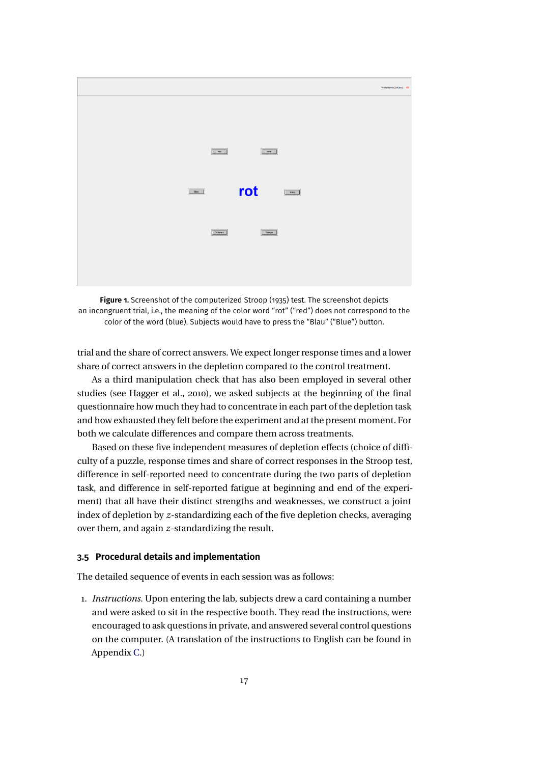**Figure 1.** Screenshot of the computerized Stroop (1935) test. The screenshot depicts an incongruent trial, i.e., the meaning of the color word "rot" ("red") does not correspond to the color of the word (blue). Subjects would have to press the "Blau" ("Blue") button.

trial and the share of correct answers. We expect longer response times and a lower share of correct answers in the depletion compared to the control treatment.

As a third manipulation check that has also been employed in several other studies (see Hagger et al., 2010), we asked subjects at the beginning of the final questionnaire how much they had to concentrate in each part of the depletion task and how exhausted they felt before the experiment and at the present moment. For both we calculate differences and compare them across treatments.

Based on these five independent measures of depletion effects (choice of difficulty of a puzzle, response times and share of correct responses in the Stroop test, difference in self-reported need to concentrate during the two parts of depletion task, and difference in self-reported fatigue at beginning and end of the experiment) that all have their distinct strengths and weaknesses, we construct a joint index of depletion by $z$-standardizing each of the five depletion checks, averaging over them, and again $z$-standardizing the result.

### 3.5 Procedural details and implementation

The detailed sequence of events in each session was as follows:

1. *Instructions.* Upon entering the lab, subjects drew a card containing a number and were asked to sit in the respective booth. They read the instructions, were encouraged to ask questions in private, and answered several control questions on the computer. (A translation of the instructions to English can be found in Appendix C.)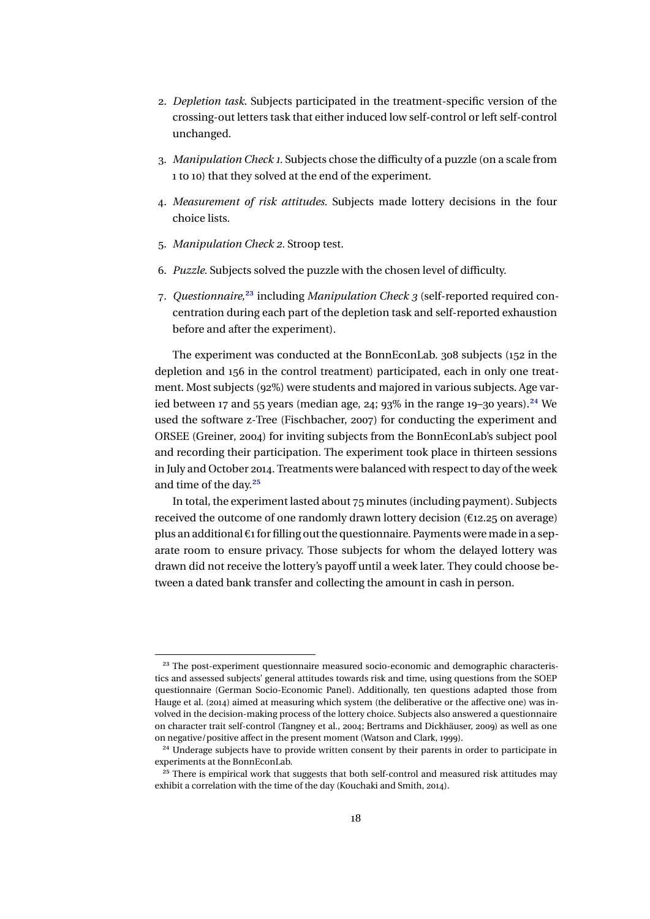2. *Depletion task*. Subjects participated in the treatment-specific version of the crossing-out letters task that either induced low self-control or left self-control unchanged.

3. *Manipulation Check 1*. Subjects chose the difficulty of a puzzle (on a scale from 1 to 10) that they solved at the end of the experiment.

4. *Measurement of risk attitudes*. Subjects made lottery decisions in the four choice lists.

5. *Manipulation Check 2*. Stroop test.

6. *Puzzle*. Subjects solved the puzzle with the chosen level of difficulty.

7. *Questionnaire*,[23] including *Manipulation Check 3* (self-reported required concentration during each part of the depletion task and self-reported exhaustion before and after the experiment).

The experiment was conducted at the BonnEconLab. 308 subjects (152 in the depletion and 156 in the control treatment) participated, each in only one treatment. Most subjects (92%) were students and majored in various subjects. Age varied between 17 and 55 years (median age, 24; 93% in the range 19–30 years).[24] We used the software z-Tree (Fischbacher, 2007) for conducting the experiment and ORSEE (Greiner, 2004) for inviting subjects from the BonnEconLab's subject pool and recording their participation. The experiment took place in thirteen sessions in July and October 2014. Treatments were balanced with respect to day of the week and time of the day.[25]

In total, the experiment lasted about 75 minutes (including payment). Subjects received the outcome of one randomly drawn lottery decision (€12.25 on average) plus an additional €1 for filling out the questionnaire. Payments were made in a separate room to ensure privacy. Those subjects for whom the delayed lottery was drawn did not receive the lottery's payoff until a week later. They could choose between a dated bank transfer and collecting the amount in cash in person.

---

[23] The post-experiment questionnaire measured socio-economic and demographic characteristics and assessed subjects' general attitudes towards risk and time, using questions from the SOEP questionnaire (German Socio-Economic Panel). Additionally, ten questions adapted those from Hauge et al. (2014) aimed at measuring which system (the deliberative or the affective one) was involved in the decision-making process of the lottery choice. Subjects also answered a questionnaire on character trait self-control (Tangney et al., 2004; Bertrams and Dickhäuser, 2009) as well as one on negative/positive affect in the present moment (Watson and Clark, 1999).

[24] Underage subjects have to provide written consent by their parents in order to participate in experiments at the BonnEconLab.

[25] There is empirical work that suggests that both self-control and measured risk attitudes may exhibit a correlation with the time of the day (Kouchaki and Smith, 2014).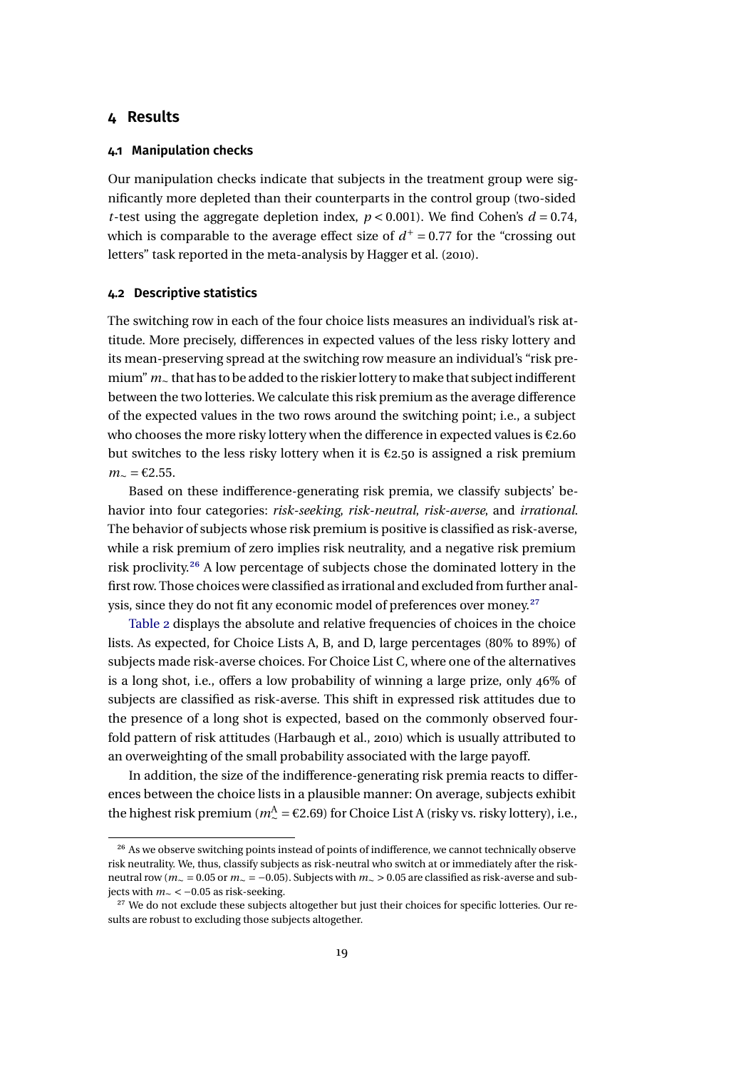# 4 Results

## 4.1 Manipulation checks

Our manipulation checks indicate that subjects in the treatment group were significantly more depleted than their counterparts in the control group (two-sided $t$-test using the aggregate depletion index, $p < 0.001$). We find Cohen's $d = 0.74$, which is comparable to the average effect size of $d^+ = 0.77$ for the "crossing out letters" task reported in the meta-analysis by Hagger et al. (2010).

## 4.2 Descriptive statistics

The switching row in each of the four choice lists measures an individual's risk attitude. More precisely, differences in expected values of the less risky lottery and its mean-preserving spread at the switching row measure an individual's "risk premium" $m_\sim$ that has to be added to the riskier lottery to make that subject indifferent between the two lotteries. We calculate this risk premium as the average difference of the expected values in the two rows around the switching point; i.e., a subject who chooses the more risky lottery when the difference in expected values is €2.60 but switches to the less risky lottery when it is €2.50 is assigned a risk premium $m_\sim = €2.55$.

Based on these indifference-generating risk premia, we classify subjects' behavior into four categories: *risk-seeking*, *risk-neutral*, *risk-averse*, and *irrational*. The behavior of subjects whose risk premium is positive is classified as risk-averse, while a risk premium of zero implies risk neutrality, and a negative risk premium risk proclivity.[26] A low percentage of subjects chose the dominated lottery in the first row. Those choices were classified as irrational and excluded from further analysis, since they do not fit any economic model of preferences over money.[27]

Table 2 displays the absolute and relative frequencies of choices in the choice lists. As expected, for Choice Lists A, B, and D, large percentages (80% to 89%) of subjects made risk-averse choices. For Choice List C, where one of the alternatives is a long shot, i.e., offers a low probability of winning a large prize, only 46% of subjects are classified as risk-averse. This shift in expressed risk attitudes due to the presence of a long shot is expected, based on the commonly observed fourfold pattern of risk attitudes (Harbaugh et al., 2010) which is usually attributed to an overweighting of the small probability associated with the large payoff.

In addition, the size of the indifference-generating risk premia reacts to differences between the choice lists in a plausible manner: On average, subjects exhibit the highest risk premium ($m^A_\sim = €2.69$) for Choice List A (risky vs. risky lottery), i.e.,

[26] As we observe switching points instead of points of indifference, we cannot technically observe risk neutrality. We, thus, classify subjects as risk-neutral who switch at or immediately after the risk-neutral row ($m_\sim = 0.05$ or $m_\sim = -0.05$). Subjects with $m_\sim > 0.05$ are classified as risk-averse and subjects with $m_\sim < -0.05$ as risk-seeking.

[27] We do not exclude these subjects altogether but just their choices for specific lotteries. Our results are robust to excluding those subjects altogether.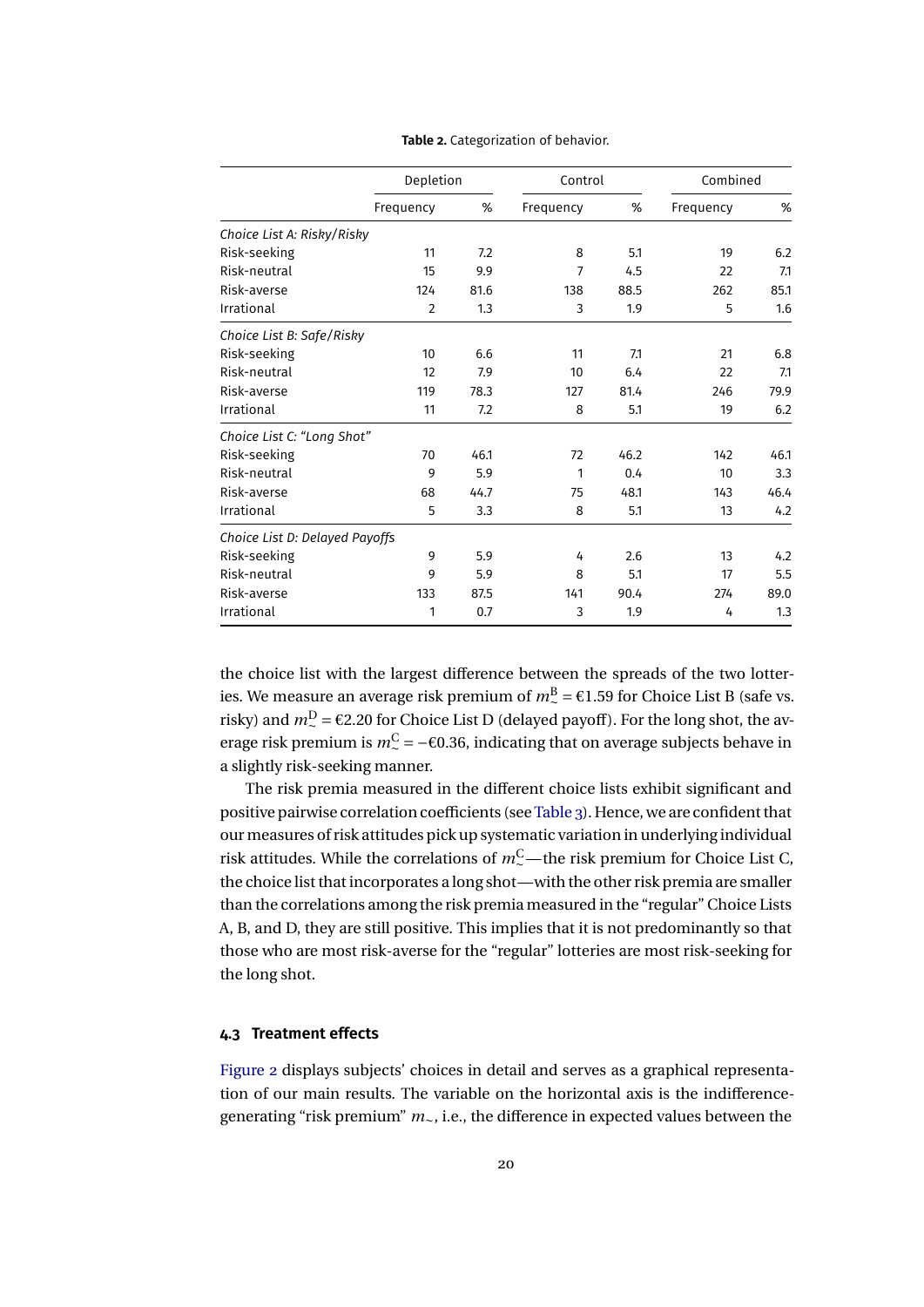**Table 2.** Categorization of behavior.

| | Depletion | | Control | | Combined | |
|---|---|---|---|---|---|---|
| | Frequency | % | Frequency | % | Frequency | % |
| *Choice List A: Risky/Risky* | | | | | | |
| Risk-seeking | 11 | 7.2 | 8 | 5.1 | 19 | 6.2 |
| Risk-neutral | 15 | 9.9 | 7 | 4.5 | 22 | 7.1 |
| Risk-averse | 124 | 81.6 | 138 | 88.5 | 262 | 85.1 |
| Irrational | 2 | 1.3 | 3 | 1.9 | 5 | 1.6 |
| *Choice List B: Safe/Risky* | | | | | | |
| Risk-seeking | 10 | 6.6 | 11 | 7.1 | 21 | 6.8 |
| Risk-neutral | 12 | 7.9 | 10 | 6.4 | 22 | 7.1 |
| Risk-averse | 119 | 78.3 | 127 | 81.4 | 246 | 79.9 |
| Irrational | 11 | 7.2 | 8 | 5.1 | 19 | 6.2 |
| *Choice List C: "Long Shot"* | | | | | | |
| Risk-seeking | 70 | 46.1 | 72 | 46.2 | 142 | 46.1 |
| Risk-neutral | 9 | 5.9 | 1 | 0.4 | 10 | 3.3 |
| Risk-averse | 68 | 44.7 | 75 | 48.1 | 143 | 46.4 |
| Irrational | 5 | 3.3 | 8 | 5.1 | 13 | 4.2 |
| *Choice List D: Delayed Payoffs* | | | | | | |
| Risk-seeking | 9 | 5.9 | 4 | 2.6 | 13 | 4.2 |
| Risk-neutral | 9 | 5.9 | 8 | 5.1 | 17 | 5.5 |
| Risk-averse | 133 | 87.5 | 141 | 90.4 | 274 | 89.0 |
| Irrational | 1 | 0.7 | 3 | 1.9 | 4 | 1.3 |

the choice list with the largest difference between the spreads of the two lotteries. We measure an average risk premium of $m_{\sim}^{\mathrm{B}} = €1.59$ for Choice List B (safe vs. risky) and $m_{\sim}^{\mathrm{D}} = €2.20$ for Choice List D (delayed payoff). For the long shot, the average risk premium is $m_{\sim}^{\mathrm{C}} = -€0.36$, indicating that on average subjects behave in a slightly risk-seeking manner.

The risk premia measured in the different choice lists exhibit significant and positive pairwise correlation coefficients (see Table 3). Hence, we are confident that our measures of risk attitudes pick up systematic variation in underlying individual risk attitudes. While the correlations of $m_{\sim}^{\mathrm{C}}$—the risk premium for Choice List C, the choice list that incorporates a long shot—with the other risk premia are smaller than the correlations among the risk premia measured in the "regular" Choice Lists A, B, and D, they are still positive. This implies that it is not predominantly so that those who are most risk-averse for the "regular" lotteries are most risk-seeking for the long shot.

### 4.3 Treatment effects

Figure 2 displays subjects' choices in detail and serves as a graphical representation of our main results. The variable on the horizontal axis is the indifference-generating "risk premium" $m_{\sim}$, i.e., the difference in expected values between the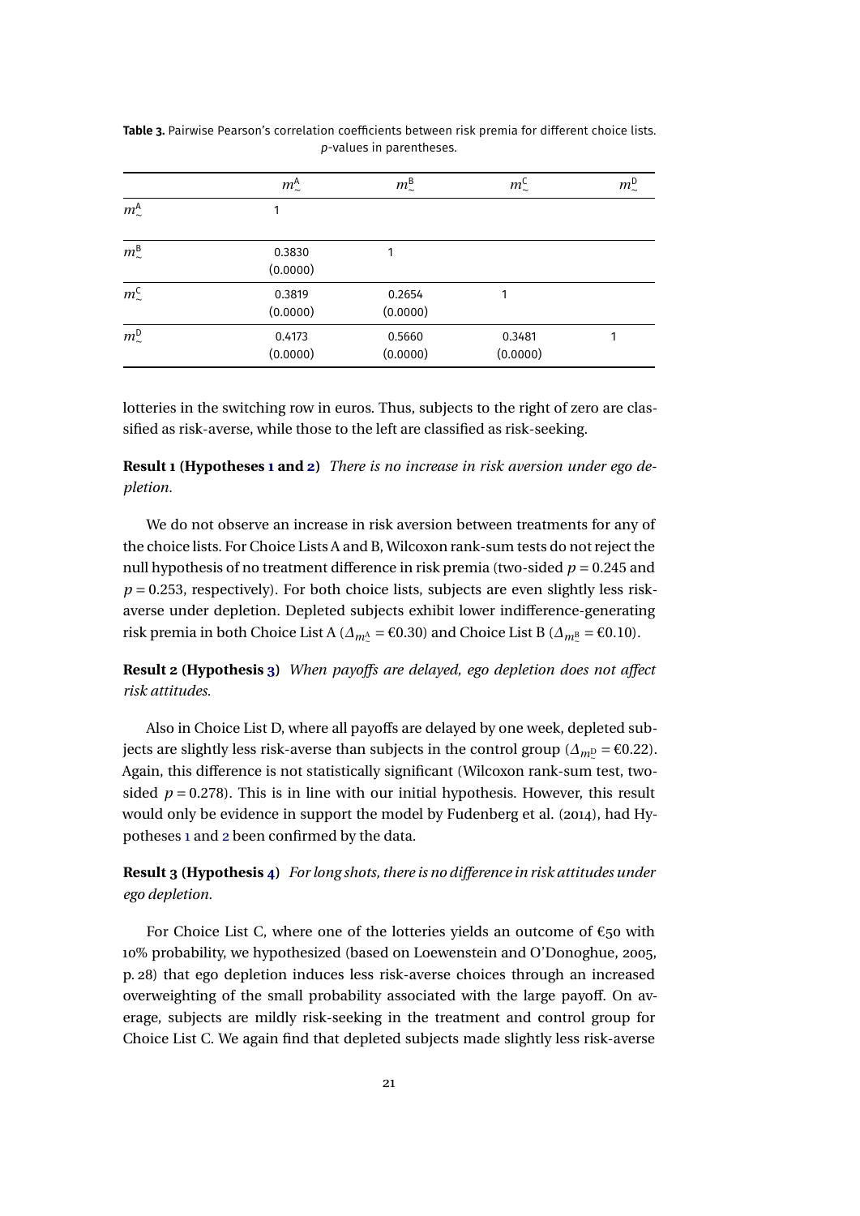**Table 3.** Pairwise Pearson's correlation coefficients between risk premia for different choice lists. *p*-values in parentheses.

| | $m_{\sim}^{\mathsf{A}}$ | $m_{\sim}^{\mathsf{B}}$ | $m_{\sim}^{\mathsf{C}}$ | $m_{\sim}^{\mathsf{D}}$ |
|---|---|---|---|---|
| $m_{\sim}^{\mathsf{A}}$ | 1 | | | |
| $m_{\sim}^{\mathsf{B}}$ | 0.3830<br>(0.0000) | 1 | | |
| $m_{\sim}^{\mathsf{C}}$ | 0.3819<br>(0.0000) | 0.2654<br>(0.0000) | 1 | |
| $m_{\sim}^{\mathsf{D}}$ | 0.4173<br>(0.0000) | 0.5660<br>(0.0000) | 0.3481<br>(0.0000) | 1 |

lotteries in the switching row in euros. Thus, subjects to the right of zero are classified as risk-averse, while those to the left are classified as risk-seeking.

**Result 1 (Hypotheses 1 and 2)** *There is no increase in risk aversion under ego depletion.*

We do not observe an increase in risk aversion between treatments for any of the choice lists. For Choice Lists A and B, Wilcoxon rank-sum tests do not reject the null hypothesis of no treatment difference in risk premia (two-sided $p = 0.245$ and $p = 0.253$, respectively). For both choice lists, subjects are even slightly less risk-averse under depletion. Depleted subjects exhibit lower indifference-generating risk premia in both Choice List A ($\Delta_{m_{\sim}^{\mathsf{A}}} = €0.30$) and Choice List B ($\Delta_{m_{\sim}^{\mathsf{B}}} = €0.10$).

**Result 2 (Hypothesis 3)** *When payoffs are delayed, ego depletion does not affect risk attitudes.*

Also in Choice List D, where all payoffs are delayed by one week, depleted subjects are slightly less risk-averse than subjects in the control group ($\Delta_{m_{\sim}^{\mathsf{D}}} = €0.22$). Again, this difference is not statistically significant (Wilcoxon rank-sum test, two-sided $p = 0.278$). This is in line with our initial hypothesis. However, this result would only be evidence in support the model by Fudenberg et al. (2014), had Hypotheses 1 and 2 been confirmed by the data.

**Result 3 (Hypothesis 4)** *For long shots, there is no difference in risk attitudes under ego depletion.*

For Choice List C, where one of the lotteries yields an outcome of €50 with 10% probability, we hypothesized (based on Loewenstein and O'Donoghue, 2005, p. 28) that ego depletion induces less risk-averse choices through an increased overweighting of the small probability associated with the large payoff. On average, subjects are mildly risk-seeking in the treatment and control group for Choice List C. We again find that depleted subjects made slightly less risk-averse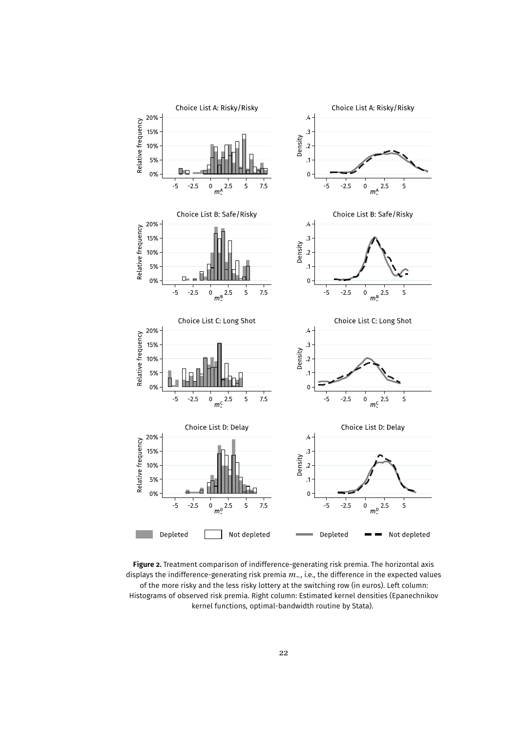**Figure 2.** Treatment comparison of indifference-generating risk premia. The horizontal axis displays the indifference-generating risk premia $m_{\sim}$, i.e., the difference in the expected values of the more risky and the less risky lottery at the switching row (in euros). Left column: Histograms of observed risk premia. Right column: Estimated kernel densities (Epanechnikov kernel functions, optimal-bandwidth routine by Stata).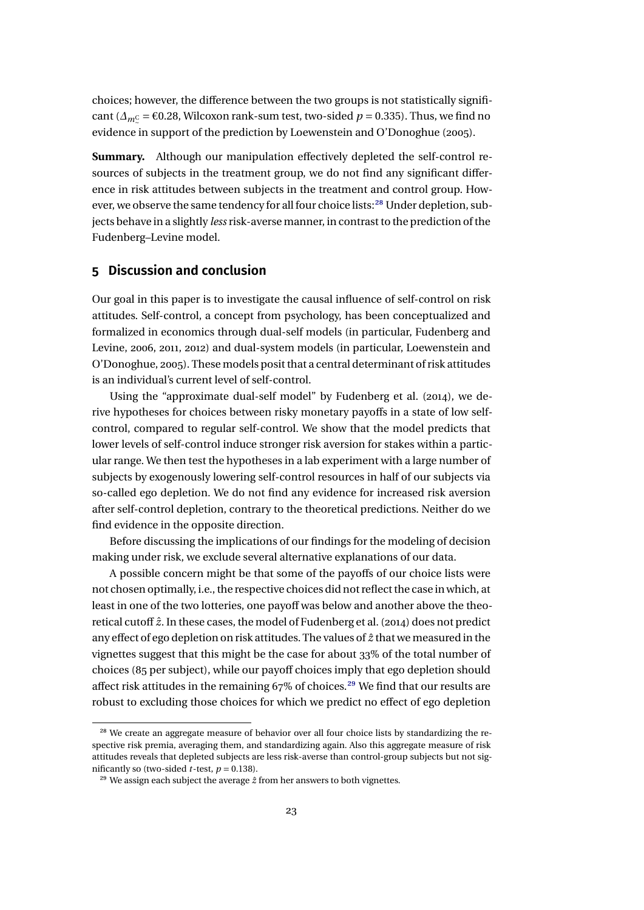choices; however, the difference between the two groups is not statistically significant ($\Delta_{m^{\mathrm{C}}_{\smile}}$ = €0.28, Wilcoxon rank-sum test, two-sided $p = 0.335$). Thus, we find no evidence in support of the prediction by Loewenstein and O'Donoghue (2005).

**Summary.** Although our manipulation effectively depleted the self-control resources of subjects in the treatment group, we do not find any significant difference in risk attitudes between subjects in the treatment and control group. However, we observe the same tendency for all four choice lists:[28] Under depletion, subjects behave in a slightly *less* risk-averse manner, in contrast to the prediction of the Fudenberg–Levine model.

## 5 Discussion and conclusion

Our goal in this paper is to investigate the causal influence of self-control on risk attitudes. Self-control, a concept from psychology, has been conceptualized and formalized in economics through dual-self models (in particular, Fudenberg and Levine, 2006, 2011, 2012) and dual-system models (in particular, Loewenstein and O'Donoghue, 2005). These models posit that a central determinant of risk attitudes is an individual's current level of self-control.

Using the "approximate dual-self model" by Fudenberg et al. (2014), we derive hypotheses for choices between risky monetary payoffs in a state of low self-control, compared to regular self-control. We show that the model predicts that lower levels of self-control induce stronger risk aversion for stakes within a particular range. We then test the hypotheses in a lab experiment with a large number of subjects by exogenously lowering self-control resources in half of our subjects via so-called ego depletion. We do not find any evidence for increased risk aversion after self-control depletion, contrary to the theoretical predictions. Neither do we find evidence in the opposite direction.

Before discussing the implications of our findings for the modeling of decision making under risk, we exclude several alternative explanations of our data.

A possible concern might be that some of the payoffs of our choice lists were not chosen optimally, i.e., the respective choices did not reflect the case in which, at least in one of the two lotteries, one payoff was below and another above the theoretical cutoff $\hat{z}$. In these cases, the model of Fudenberg et al. (2014) does not predict any effect of ego depletion on risk attitudes. The values of $\hat{z}$ that we measured in the vignettes suggest that this might be the case for about 33% of the total number of choices (85 per subject), while our payoff choices imply that ego depletion should affect risk attitudes in the remaining 67% of choices.[29] We find that our results are robust to excluding those choices for which we predict no effect of ego depletion

[28] We create an aggregate measure of behavior over all four choice lists by standardizing the respective risk premia, averaging them, and standardizing again. Also this aggregate measure of risk attitudes reveals that depleted subjects are less risk-averse than control-group subjects but not significantly so (two-sided $t$-test, $p = 0.138$).

[29] We assign each subject the average $\hat{z}$ from her answers to both vignettes.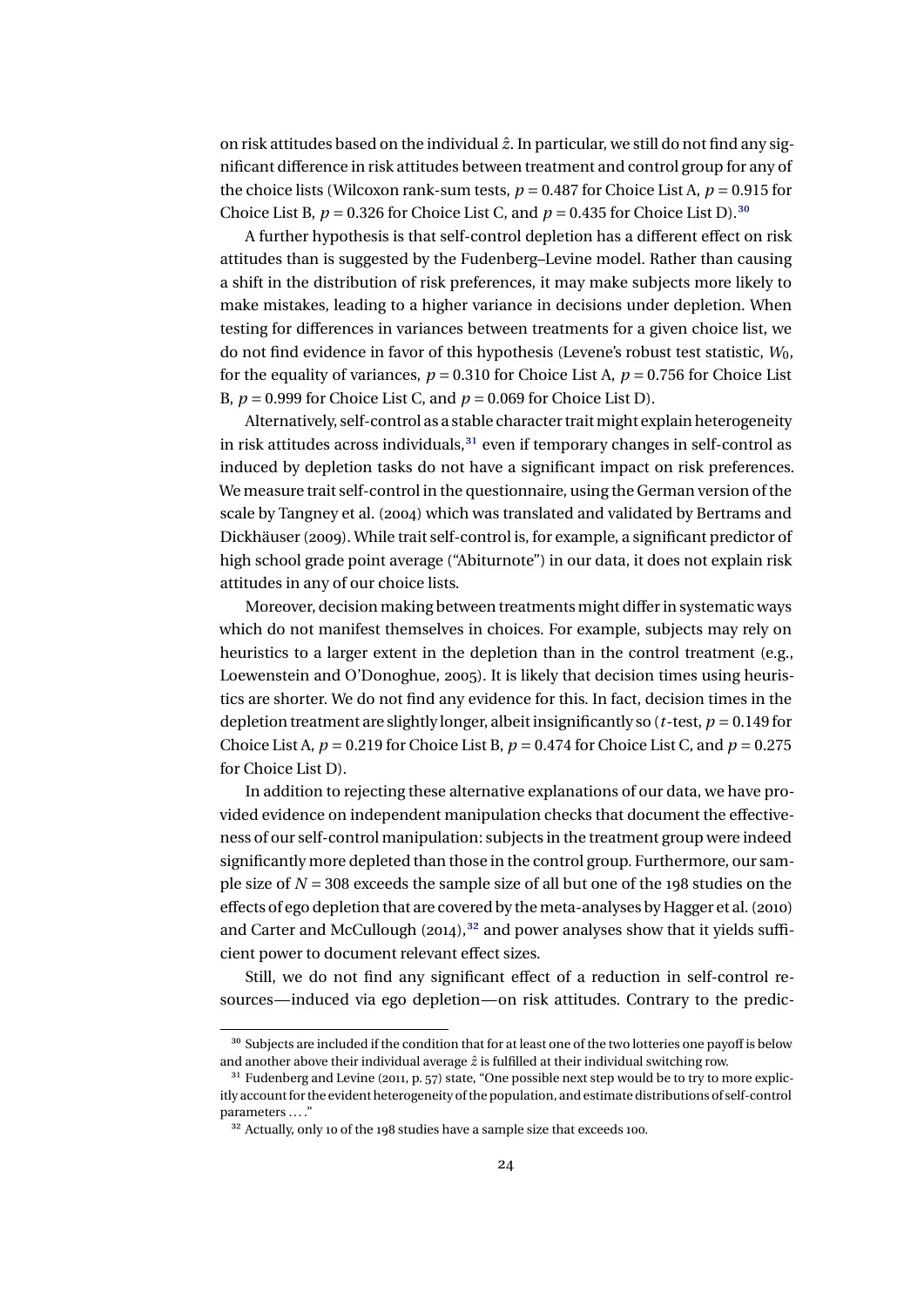on risk attitudes based on the individual $\hat{z}$. In particular, we still do not find any significant difference in risk attitudes between treatment and control group for any of the choice lists (Wilcoxon rank-sum tests, $p = 0.487$ for Choice List A, $p = 0.915$ for Choice List B, $p = 0.326$ for Choice List C, and $p = 0.435$ for Choice List D).[30]

A further hypothesis is that self-control depletion has a different effect on risk attitudes than is suggested by the Fudenberg–Levine model. Rather than causing a shift in the distribution of risk preferences, it may make subjects more likely to make mistakes, leading to a higher variance in decisions under depletion. When testing for differences in variances between treatments for a given choice list, we do not find evidence in favor of this hypothesis (Levene's robust test statistic, $W_0$, for the equality of variances, $p = 0.310$ for Choice List A, $p = 0.756$ for Choice List B, $p = 0.999$ for Choice List C, and $p = 0.069$ for Choice List D).

Alternatively, self-control as a stable character trait might explain heterogeneity in risk attitudes across individuals,[31] even if temporary changes in self-control as induced by depletion tasks do not have a significant impact on risk preferences. We measure trait self-control in the questionnaire, using the German version of the scale by Tangney et al. (2004) which was translated and validated by Bertrams and Dickhäuser (2009). While trait self-control is, for example, a significant predictor of high school grade point average ("Abiturnote") in our data, it does not explain risk attitudes in any of our choice lists.

Moreover, decision making between treatments might differ in systematic ways which do not manifest themselves in choices. For example, subjects may rely on heuristics to a larger extent in the depletion than in the control treatment (e.g., Loewenstein and O'Donoghue, 2005). It is likely that decision times using heuristics are shorter. We do not find any evidence for this. In fact, decision times in the depletion treatment are slightly longer, albeit insignificantly so ($t$-test, $p = 0.149$ for Choice List A, $p = 0.219$ for Choice List B, $p = 0.474$ for Choice List C, and $p = 0.275$ for Choice List D).

In addition to rejecting these alternative explanations of our data, we have provided evidence on independent manipulation checks that document the effectiveness of our self-control manipulation: subjects in the treatment group were indeed significantly more depleted than those in the control group. Furthermore, our sample size of $N = 308$ exceeds the sample size of all but one of the 198 studies on the effects of ego depletion that are covered by the meta-analyses by Hagger et al. (2010) and Carter and McCullough (2014),[32] and power analyses show that it yields sufficient power to document relevant effect sizes.

Still, we do not find any significant effect of a reduction in self-control resources—induced via ego depletion—on risk attitudes. Contrary to the predic-

---

[30] Subjects are included if the condition that for at least one of the two lotteries one payoff is below and another above their individual average $\hat{z}$ is fulfilled at their individual switching row.

[31] Fudenberg and Levine (2011, p. 57) state, "One possible next step would be to try to more explicitly account for the evident heterogeneity of the population, and estimate distributions of self-control parameters ... ."

[32] Actually, only 10 of the 198 studies have a sample size that exceeds 100.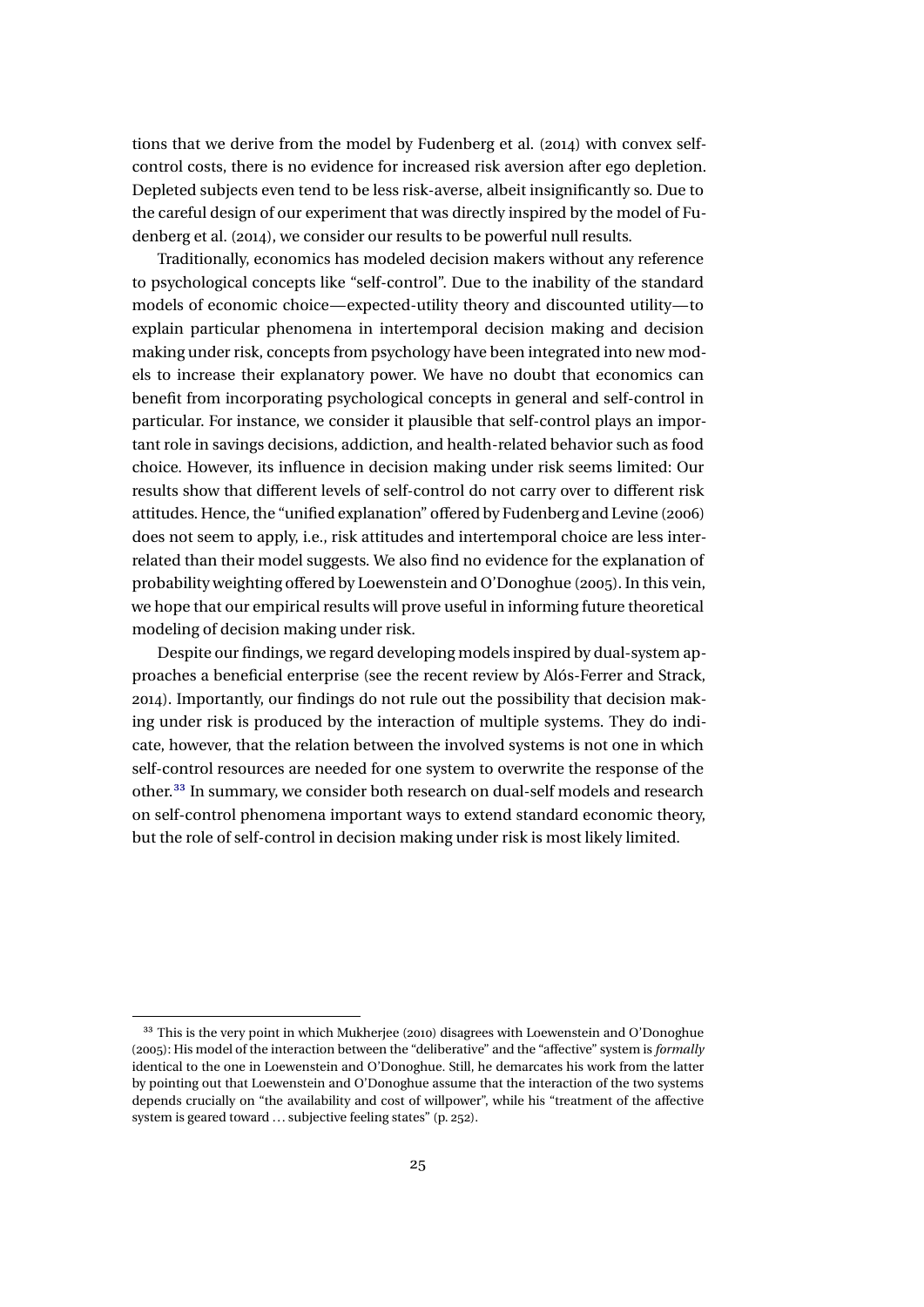tions that we derive from the model by Fudenberg et al. (2014) with convex self-control costs, there is no evidence for increased risk aversion after ego depletion. Depleted subjects even tend to be less risk-averse, albeit insignificantly so. Due to the careful design of our experiment that was directly inspired by the model of Fudenberg et al. (2014), we consider our results to be powerful null results.

Traditionally, economics has modeled decision makers without any reference to psychological concepts like "self-control". Due to the inability of the standard models of economic choice—expected-utility theory and discounted utility—to explain particular phenomena in intertemporal decision making and decision making under risk, concepts from psychology have been integrated into new models to increase their explanatory power. We have no doubt that economics can benefit from incorporating psychological concepts in general and self-control in particular. For instance, we consider it plausible that self-control plays an important role in savings decisions, addiction, and health-related behavior such as food choice. However, its influence in decision making under risk seems limited: Our results show that different levels of self-control do not carry over to different risk attitudes. Hence, the "unified explanation" offered by Fudenberg and Levine (2006) does not seem to apply, i.e., risk attitudes and intertemporal choice are less interrelated than their model suggests. We also find no evidence for the explanation of probability weighting offered by Loewenstein and O'Donoghue (2005). In this vein, we hope that our empirical results will prove useful in informing future theoretical modeling of decision making under risk.

Despite our findings, we regard developing models inspired by dual-system approaches a beneficial enterprise (see the recent review by Alós-Ferrer and Strack, 2014). Importantly, our findings do not rule out the possibility that decision making under risk is produced by the interaction of multiple systems. They do indicate, however, that the relation between the involved systems is not one in which self-control resources are needed for one system to overwrite the response of the other.[33] In summary, we consider both research on dual-self models and research on self-control phenomena important ways to extend standard economic theory, but the role of self-control in decision making under risk is most likely limited.

[33] This is the very point in which Mukherjee (2010) disagrees with Loewenstein and O'Donoghue (2005): His model of the interaction between the "deliberative" and the "affective" system is *formally* identical to the one in Loewenstein and O'Donoghue. Still, he demarcates his work from the latter by pointing out that Loewenstein and O'Donoghue assume that the interaction of the two systems depends crucially on "the availability and cost of willpower", while his "treatment of the affective system is geared toward … subjective feeling states" (p. 252).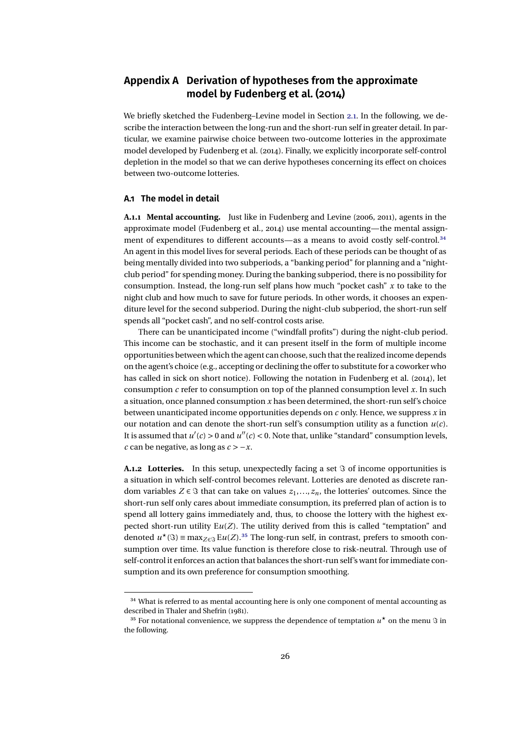# Appendix A Derivation of hypotheses from the approximate model by Fudenberg et al. (2014)

We briefly sketched the Fudenberg–Levine model in Section 2.1. In the following, we describe the interaction between the long-run and the short-run self in greater detail. In particular, we examine pairwise choice between two-outcome lotteries in the approximate model developed by Fudenberg et al. (2014). Finally, we explicitly incorporate self-control depletion in the model so that we can derive hypotheses concerning its effect on choices between two-outcome lotteries.

## A.1 The model in detail

**A.1.1 Mental accounting.** Just like in Fudenberg and Levine (2006, 2011), agents in the approximate model (Fudenberg et al., 2014) use mental accounting—the mental assignment of expenditures to different accounts—as a means to avoid costly self-control.[34] An agent in this model lives for several periods. Each of these periods can be thought of as being mentally divided into two subperiods, a "banking period" for planning and a "night-club period" for spending money. During the banking subperiod, there is no possibility for consumption. Instead, the long-run self plans how much "pocket cash" $x$ to take to the night club and how much to save for future periods. In other words, it chooses an expenditure level for the second subperiod. During the night-club subperiod, the short-run self spends all "pocket cash", and no self-control costs arise.

There can be unanticipated income ("windfall profits") during the night-club period. This income can be stochastic, and it can present itself in the form of multiple income opportunities between which the agent can choose, such that the realized income depends on the agent's choice (e.g., accepting or declining the offer to substitute for a coworker who has called in sick on short notice). Following the notation in Fudenberg et al. (2014), let consumption $c$ refer to consumption on top of the planned consumption level $x$. In such a situation, once planned consumption $x$ has been determined, the short-run self's choice between unanticipated income opportunities depends on $c$ only. Hence, we suppress $x$ in our notation and can denote the short-run self's consumption utility as a function $u(c)$. It is assumed that $u'(c) > 0$ and $u''(c) < 0$. Note that, unlike "standard" consumption levels, $c$ can be negative, as long as $c > -x$.

**A.1.2 Lotteries.** In this setup, unexpectedly facing a set $\Im$ of income opportunities is a situation in which self-control becomes relevant. Lotteries are denoted as discrete random variables $Z \in \Im$ that can take on values $z_1, \ldots, z_n$, the lotteries' outcomes. Since the short-run self only cares about immediate consumption, its preferred plan of action is to spend all lottery gains immediately and, thus, to choose the lottery with the highest expected short-run utility $\mathrm{E}u(Z)$. The utility derived from this is called "temptation" and denoted $u^\star(\Im) \equiv \max_{Z \in \Im} \mathrm{E}u(Z)$.[35] The long-run self, in contrast, prefers to smooth consumption over time. Its value function is therefore close to risk-neutral. Through use of self-control it enforces an action that balances the short-run self's want for immediate consumption and its own preference for consumption smoothing.

---

[34] What is referred to as mental accounting here is only one component of mental accounting as described in Thaler and Shefrin (1981).

[35] For notational convenience, we suppress the dependence of temptation $u^\star$ on the menu $\Im$ in the following.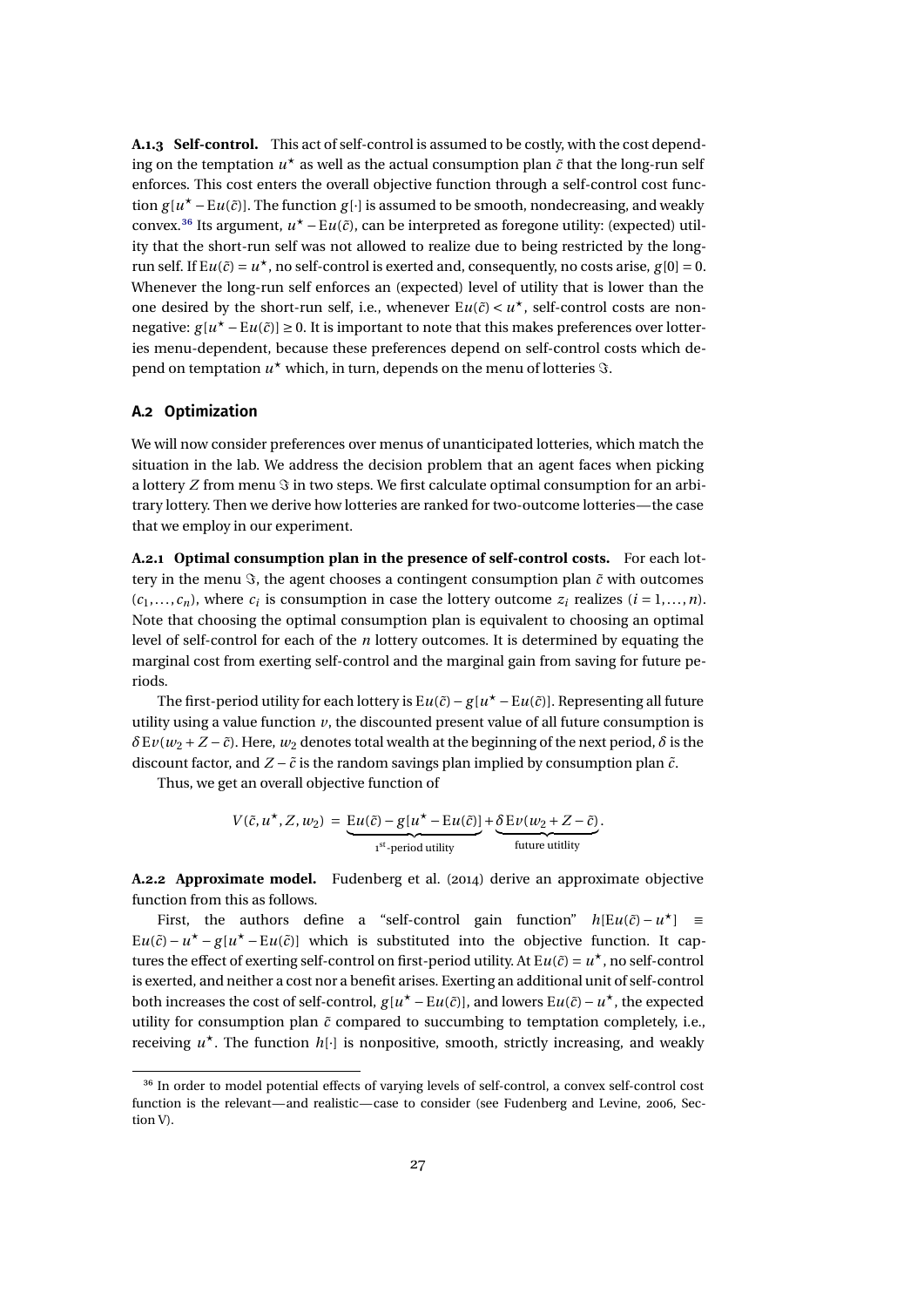**A.1.3 Self-control.** This act of self-control is assumed to be costly, with the cost depending on the temptation $u^\star$ as well as the actual consumption plan $\tilde{c}$ that the long-run self enforces. This cost enters the overall objective function through a self-control cost function $g[u^\star - \mathrm{E}u(\tilde{c})]$. The function $g[\cdot]$ is assumed to be smooth, nondecreasing, and weakly convex.[36] Its argument, $u^\star - \mathrm{E}u(\tilde{c})$, can be interpreted as foregone utility: (expected) utility that the short-run self was not allowed to realize due to being restricted by the long-run self. If $\mathrm{E}u(\tilde{c}) = u^\star$, no self-control is exerted and, consequently, no costs arise, $g[0] = 0$. Whenever the long-run self enforces an (expected) level of utility that is lower than the one desired by the short-run self, i.e., whenever $\mathrm{E}u(\tilde{c}) < u^\star$, self-control costs are nonnegative: $g[u^\star - \mathrm{E}u(\tilde{c})] \geq 0$. It is important to note that this makes preferences over lotteries menu-dependent, because these preferences depend on self-control costs which depend on temptation $u^\star$ which, in turn, depends on the menu of lotteries $\Im$.

## A.2 Optimization

We will now consider preferences over menus of unanticipated lotteries, which match the situation in the lab. We address the decision problem that an agent faces when picking a lottery $Z$ from menu $\Im$ in two steps. We first calculate optimal consumption for an arbitrary lottery. Then we derive how lotteries are ranked for two-outcome lotteries—the case that we employ in our experiment.

**A.2.1 Optimal consumption plan in the presence of self-control costs.** For each lottery in the menu $\Im$, the agent chooses a contingent consumption plan $\tilde{c}$ with outcomes $(c_1, \ldots, c_n)$, where $c_i$ is consumption in case the lottery outcome $z_i$ realizes $(i = 1, \ldots, n)$. Note that choosing the optimal consumption plan is equivalent to choosing an optimal level of self-control for each of the $n$ lottery outcomes. It is determined by equating the marginal cost from exerting self-control and the marginal gain from saving for future periods.

The first-period utility for each lottery is $\mathrm{E}u(\tilde{c}) - g[u^\star - \mathrm{E}u(\tilde{c})]$. Representing all future utility using a value function $v$, the discounted present value of all future consumption is $\delta \mathrm{E}v(w_2 + Z - \tilde{c})$. Here, $w_2$ denotes total wealth at the beginning of the next period, $\delta$ is the discount factor, and $Z - \tilde{c}$ is the random savings plan implied by consumption plan $\tilde{c}$.

Thus, we get an overall objective function of

$$V(\tilde{c}, u^\star, Z, w_2) = \underbrace{\mathrm{E}u(\tilde{c}) - g[u^\star - \mathrm{E}u(\tilde{c})]}_{1^{\text{st}}\text{-period utility}} + \underbrace{\delta \mathrm{E}v(w_2 + Z - \tilde{c})}_{\text{future utitlity}}.$$

**A.2.2 Approximate model.** Fudenberg et al. (2014) derive an approximate objective function from this as follows.

First, the authors define a "self-control gain function" $h[\mathrm{E}u(\tilde{c}) - u^\star] \equiv \mathrm{E}u(\tilde{c}) - u^\star - g[u^\star - \mathrm{E}u(\tilde{c})]$ which is substituted into the objective function. It captures the effect of exerting self-control on first-period utility. At $\mathrm{E}u(\tilde{c}) = u^\star$, no self-control is exerted, and neither a cost nor a benefit arises. Exerting an additional unit of self-control both increases the cost of self-control, $g[u^\star - \mathrm{E}u(\tilde{c})]$, and lowers $\mathrm{E}u(\tilde{c}) - u^\star$, the expected utility for consumption plan $\tilde{c}$ compared to succumbing to temptation completely, i.e., receiving $u^\star$. The function $h[\cdot]$ is nonpositive, smooth, strictly increasing, and weakly

[36] In order to model potential effects of varying levels of self-control, a convex self-control cost function is the relevant—and realistic—case to consider (see Fudenberg and Levine, 2006, Section V).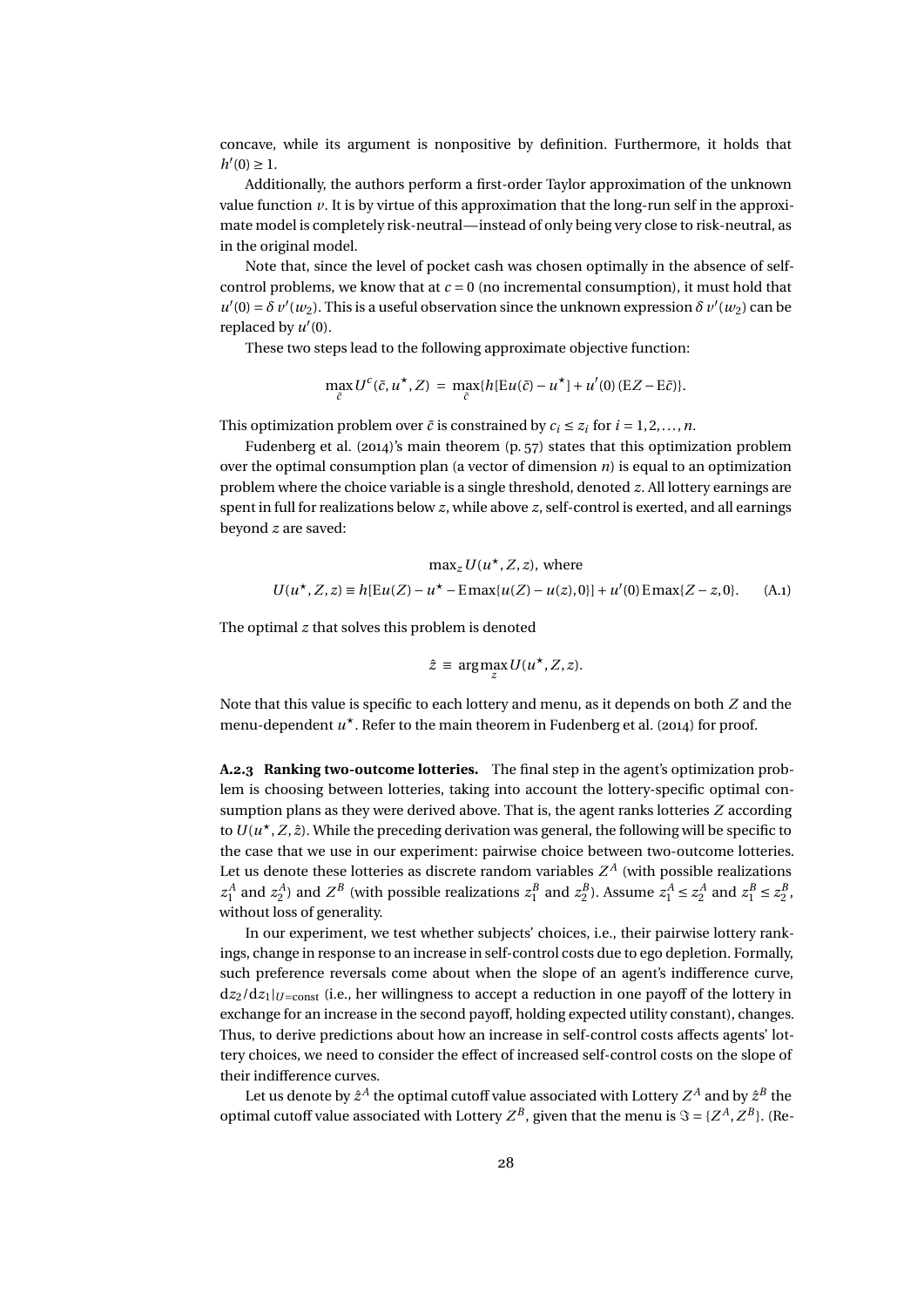concave, while its argument is nonpositive by definition. Furthermore, it holds that $h'(0) \geq 1$.

Additionally, the authors perform a first-order Taylor approximation of the unknown value function $v$. It is by virtue of this approximation that the long-run self in the approximate model is completely risk-neutral—instead of only being very close to risk-neutral, as in the original model.

Note that, since the level of pocket cash was chosen optimally in the absence of self-control problems, we know that at $c = 0$ (no incremental consumption), it must hold that $u'(0) = \delta\, v'(w_2)$. This is a useful observation since the unknown expression $\delta\, v'(w_2)$ can be replaced by $u'(0)$.

These two steps lead to the following approximate objective function:

$$\max_{\tilde{c}} U^c(\tilde{c}, u^\star, Z) \;=\; \max_{\tilde{c}}\{h[\mathrm{E}u(\tilde{c}) - u^\star] + u'(0)\,(\mathrm{E}Z - \mathrm{E}\tilde{c})\}.$$

This optimization problem over $\tilde{c}$ is constrained by $c_i \leq z_i$ for $i = 1, 2, \ldots, n$.

Fudenberg et al. (2014)'s main theorem (p. 57) states that this optimization problem over the optimal consumption plan (a vector of dimension $n$) is equal to an optimization problem where the choice variable is a single threshold, denoted $z$. All lottery earnings are spent in full for realizations below $z$, while above $z$, self-control is exerted, and all earnings beyond $z$ are saved:

$$\max_z U(u^\star, Z, z), \text{ where}$$

$$U(u^\star, Z, z) \equiv h[\mathrm{E}u(Z) - u^\star - \mathrm{E}\max\{u(Z) - u(z), 0\}] + u'(0)\,\mathrm{E}\max\{Z - z, 0\}. \tag{A.1}$$

The optimal $z$ that solves this problem is denoted

$$\hat{z} \;\equiv\; \arg\max_z U(u^\star, Z, z).$$

Note that this value is specific to each lottery and menu, as it depends on both $Z$ and the menu-dependent $u^\star$. Refer to the main theorem in Fudenberg et al. (2014) for proof.

**A.2.3 Ranking two-outcome lotteries.** The final step in the agent's optimization problem is choosing between lotteries, taking into account the lottery-specific optimal consumption plans as they were derived above. That is, the agent ranks lotteries $Z$ according to $U(u^\star, Z, \hat{z})$. While the preceding derivation was general, the following will be specific to the case that we use in our experiment: pairwise choice between two-outcome lotteries. Let us denote these lotteries as discrete random variables $Z^A$ (with possible realizations $z_1^A$ and $z_2^A$) and $Z^B$ (with possible realizations $z_1^B$ and $z_2^B$). Assume $z_1^A \leq z_2^A$ and $z_1^B \leq z_2^B$, without loss of generality.

In our experiment, we test whether subjects' choices, i.e., their pairwise lottery rankings, change in response to an increase in self-control costs due to ego depletion. Formally, such preference reversals come about when the slope of an agent's indifference curve, $\mathrm{d}z_2/\mathrm{d}z_1|_{U=\text{const}}$ (i.e., her willingness to accept a reduction in one payoff of the lottery in exchange for an increase in the second payoff, holding expected utility constant), changes. Thus, to derive predictions about how an increase in self-control costs affects agents' lottery choices, we need to consider the effect of increased self-control costs on the slope of their indifference curves.

Let us denote by $\hat{z}^A$ the optimal cutoff value associated with Lottery $Z^A$ and by $\hat{z}^B$ the optimal cutoff value associated with Lottery $Z^B$, given that the menu is $\Im = \{Z^A, Z^B\}$. (Re-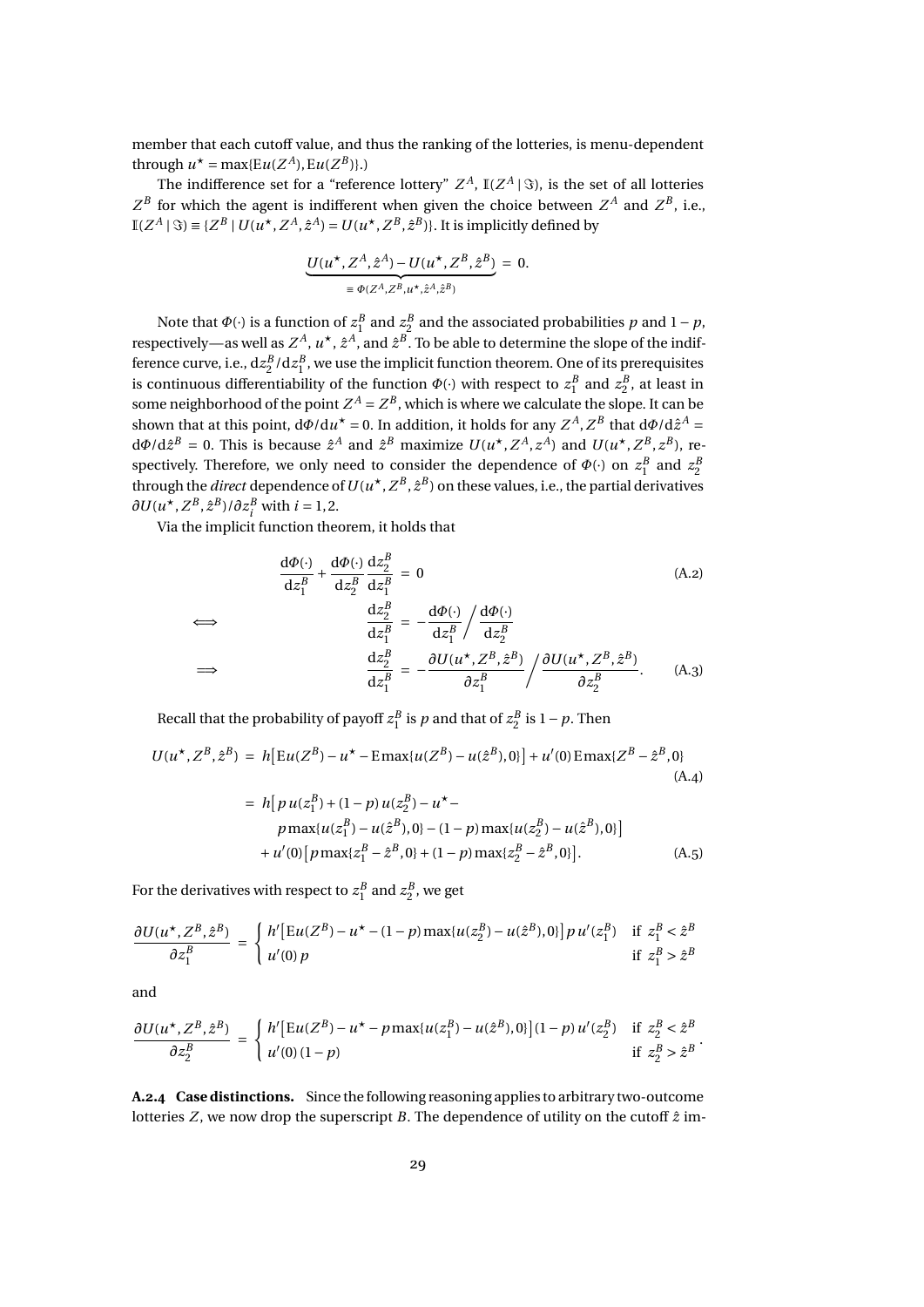member that each cutoff value, and thus the ranking of the lotteries, is menu-dependent through $u^\star = \max\{\mathrm{E}u(Z^A), \mathrm{E}u(Z^B)\}$.)

The indifference set for a "reference lottery" $Z^A$, $\mathbb{I}(Z^A \mid \Im)$, is the set of all lotteries $Z^B$ for which the agent is indifferent when given the choice between $Z^A$ and $Z^B$, i.e., $\mathbb{I}(Z^A \mid \Im) \equiv \{Z^B \mid U(u^\star, Z^A, \hat{z}^A) = U(u^\star, Z^B, \hat{z}^B)\}$. It is implicitly defined by

$$\underbrace{U(u^\star, Z^A, \hat{z}^A) - U(u^\star, Z^B, \hat{z}^B)}_{\equiv\, \Phi(Z^A, Z^B, u^\star, \hat{z}^A, \hat{z}^B)} = 0.$$

Note that $\Phi(\cdot)$ is a function of $z_1^B$ and $z_2^B$ and the associated probabilities $p$ and $1-p$, respectively—as well as $Z^A$, $u^\star$, $\hat{z}^A$, and $\hat{z}^B$. To be able to determine the slope of the indifference curve, i.e., $\mathrm{d}z_2^B/\mathrm{d}z_1^B$, we use the implicit function theorem. One of its prerequisites is continuous differentiability of the function $\Phi(\cdot)$ with respect to $z_1^B$ and $z_2^B$, at least in some neighborhood of the point $Z^A = Z^B$, which is where we calculate the slope. It can be shown that at this point, $\mathrm{d}\Phi/\mathrm{d}u^\star = 0$. In addition, it holds for any $Z^A, Z^B$ that $\mathrm{d}\Phi/\mathrm{d}\hat{z}^A = \mathrm{d}\Phi/\mathrm{d}\hat{z}^B = 0$. This is because $\hat{z}^A$ and $\hat{z}^B$ maximize $U(u^\star, Z^A, z^A)$ and $U(u^\star, Z^B, z^B)$, respectively. Therefore, we only need to consider the dependence of $\Phi(\cdot)$ on $z_1^B$ and $z_2^B$ through the *direct* dependence of $U(u^\star, Z^B, \hat{z}^B)$ on these values, i.e., the partial derivatives $\partial U(u^\star, Z^B, \hat{z}^B)/\partial z_i^B$ with $i = 1, 2$.

Via the implicit function theorem, it holds that

$$\frac{\mathrm{d}\Phi(\cdot)}{\mathrm{d}z_1^B} + \frac{\mathrm{d}\Phi(\cdot)}{\mathrm{d}z_2^B}\frac{\mathrm{d}z_2^B}{\mathrm{d}z_1^B} = 0 \tag{A.2}$$

$$\iff \qquad \frac{\mathrm{d}z_2^B}{\mathrm{d}z_1^B} = -\frac{\mathrm{d}\Phi(\cdot)}{\mathrm{d}z_1^B} \Big/ \frac{\mathrm{d}\Phi(\cdot)}{\mathrm{d}z_2^B}$$

$$\implies \qquad \frac{\mathrm{d}z_2^B}{\mathrm{d}z_1^B} = -\frac{\partial U(u^\star, Z^B, \hat{z}^B)}{\partial z_1^B} \Big/ \frac{\partial U(u^\star, Z^B, \hat{z}^B)}{\partial z_2^B}. \tag{A.3}$$

Recall that the probability of payoff $z_1^B$ is $p$ and that of $z_2^B$ is $1-p$. Then

$$U(u^\star, Z^B, \hat{z}^B) = h\big[\mathrm{E}u(Z^B) - u^\star - \mathrm{E}\max\{u(Z^B) - u(\hat{z}^B), 0\}\big] + u'(0)\,\mathrm{E}\max\{Z^B - \hat{z}^B, 0\} \tag{A.4}$$

$$\begin{aligned} &= h\big[p\,u(z_1^B) + (1-p)\,u(z_2^B) - u^\star - \\ &\qquad p\max\{u(z_1^B) - u(\hat{z}^B), 0\} - (1-p)\max\{u(z_2^B) - u(\hat{z}^B), 0\}\big] \\ &\quad + u'(0)\big[p\max\{z_1^B - \hat{z}^B, 0\} + (1-p)\max\{z_2^B - \hat{z}^B, 0\}\big]. \end{aligned} \tag{A.5}$$

For the derivatives with respect to $z_1^B$ and $z_2^B$, we get

$$\frac{\partial U(u^\star, Z^B, \hat{z}^B)}{\partial z_1^B} = \begin{cases} h'\big[\mathrm{E}u(Z^B) - u^\star - (1-p)\max\{u(z_2^B) - u(\hat{z}^B), 0\}\big]\,p\,u'(z_1^B) & \text{if } z_1^B < \hat{z}^B \\ u'(0)\,p & \text{if } z_1^B > \hat{z}^B \end{cases}$$

and

$$\frac{\partial U(u^\star, Z^B, \hat{z}^B)}{\partial z_2^B} = \begin{cases} h'\big[\mathrm{E}u(Z^B) - u^\star - p\max\{u(z_1^B) - u(\hat{z}^B), 0\}\big](1-p)\,u'(z_2^B) & \text{if } z_2^B < \hat{z}^B \\ u'(0)\,(1-p) & \text{if } z_2^B > \hat{z}^B \end{cases}.$$

**A.2.4 Case distinctions.** Since the following reasoning applies to arbitrary two-outcome lotteries $Z$, we now drop the superscript $B$. The dependence of utility on the cutoff $\hat{z}$ im-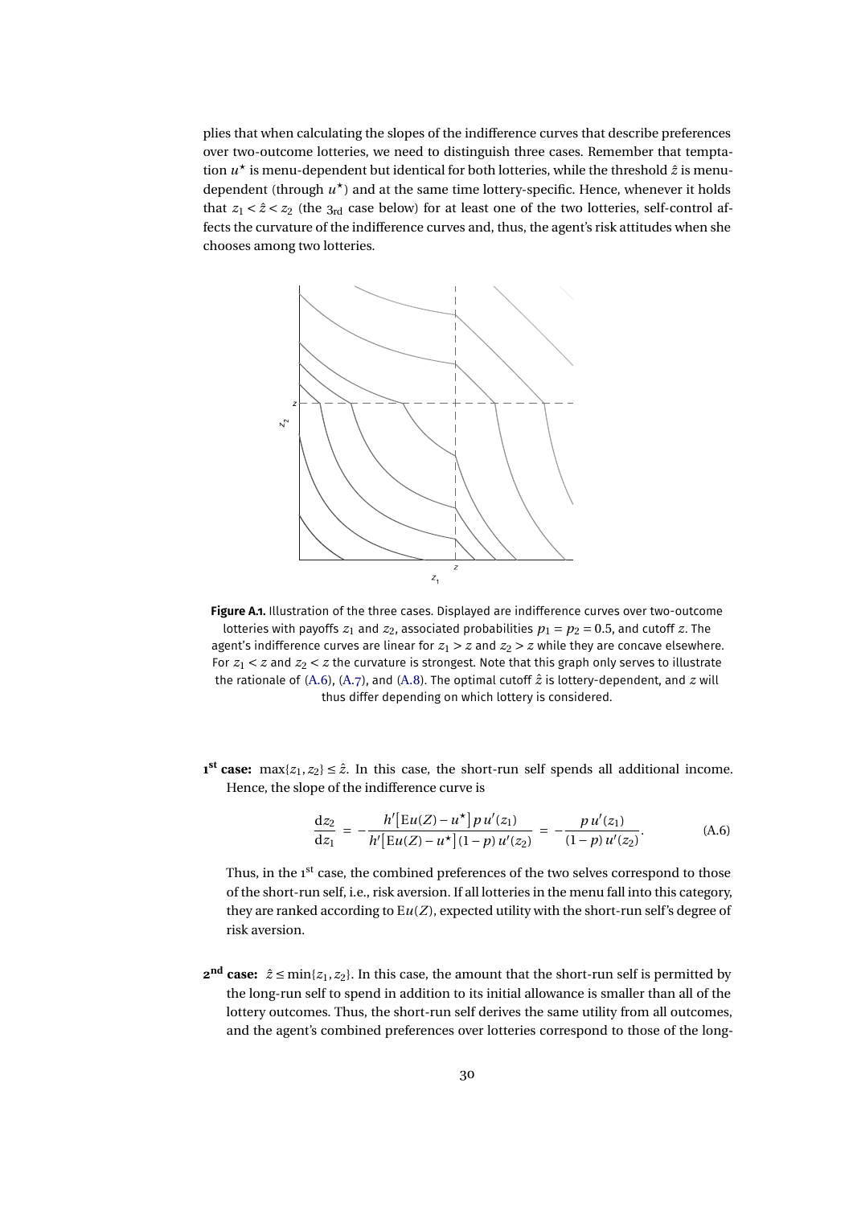plies that when calculating the slopes of the indifference curves that describe preferences over two-outcome lotteries, we need to distinguish three cases. Remember that temptation $u^\star$ is menu-dependent but identical for both lotteries, while the threshold $\hat{z}$ is menu-dependent (through $u^\star$) and at the same time lottery-specific. Hence, whenever it holds that $z_1 < \hat{z} < z_2$ (the $3_{\text{rd}}$ case below) for at least one of the two lotteries, self-control affects the curvature of the indifference curves and, thus, the agent's risk attitudes when she chooses among two lotteries.

**Figure A.1.** Illustration of the three cases. Displayed are indifference curves over two-outcome lotteries with payoffs $z_1$ and $z_2$, associated probabilities $p_1 = p_2 = 0.5$, and cutoff $z$. The agent's indifference curves are linear for $z_1 > z$ and $z_2 > z$ while they are concave elsewhere. For $z_1 < z$ and $z_2 < z$ the curvature is strongest. Note that this graph only serves to illustrate the rationale of (A.6), (A.7), and (A.8). The optimal cutoff $\hat{z}$ is lottery-dependent, and $z$ will thus differ depending on which lottery is considered.

**1st case:** $\max\{z_1, z_2\} \leq \hat{z}$. In this case, the short-run self spends all additional income. Hence, the slope of the indifference curve is

$$\frac{\mathrm{d}z_2}{\mathrm{d}z_1} = -\frac{h'\left[\mathrm{E}u(Z) - u^\star\right] p\, u'(z_1)}{h'\left[\mathrm{E}u(Z) - u^\star\right] (1-p)\, u'(z_2)} = -\frac{p\, u'(z_1)}{(1-p)\, u'(z_2)}. \tag{A.6}$$

Thus, in the 1st case, the combined preferences of the two selves correspond to those of the short-run self, i.e., risk aversion. If all lotteries in the menu fall into this category, they are ranked according to $\mathrm{E}u(Z)$, expected utility with the short-run self's degree of risk aversion.

**2nd case:** $\hat{z} \leq \min\{z_1, z_2\}$. In this case, the amount that the short-run self is permitted by the long-run self to spend in addition to its initial allowance is smaller than all of the lottery outcomes. Thus, the short-run self derives the same utility from all outcomes, and the agent's combined preferences over lotteries correspond to those of the long-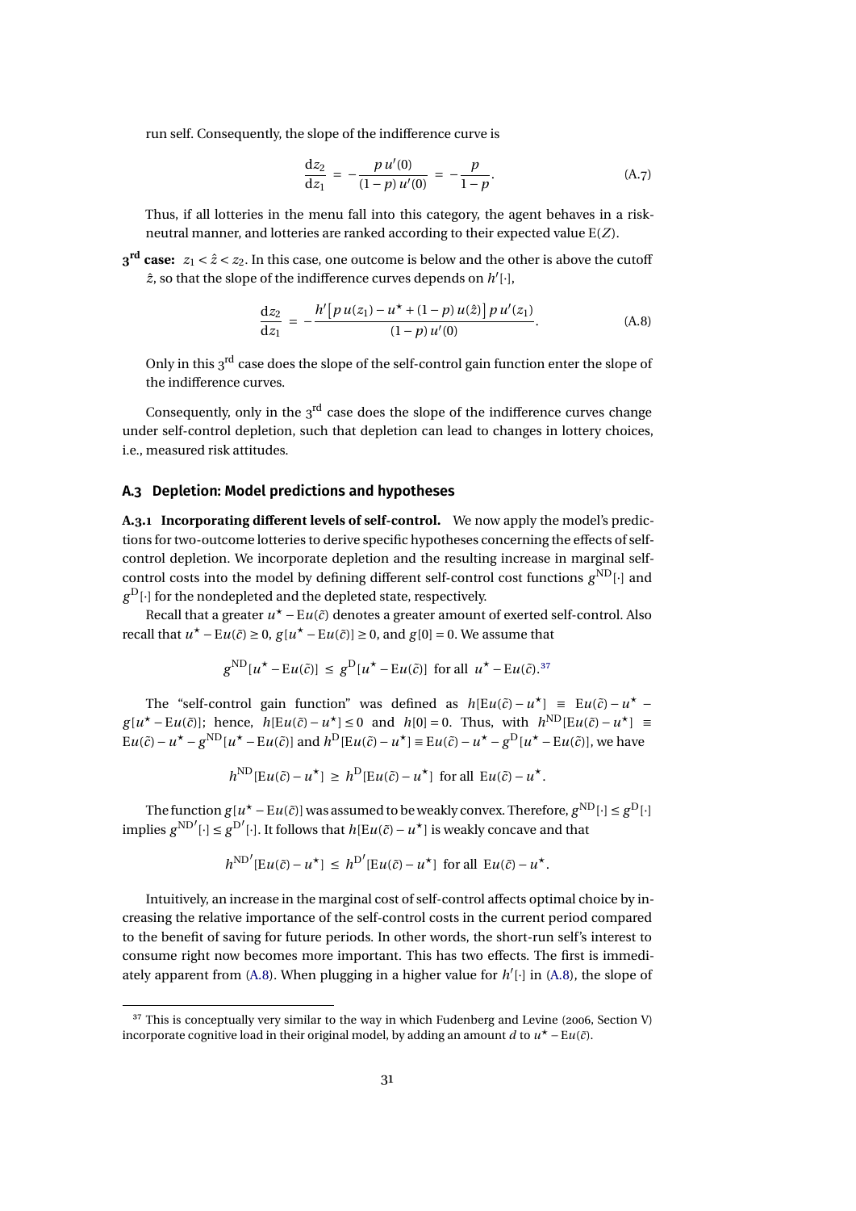run self. Consequently, the slope of the indifference curve is

$$\frac{\mathrm{d}z_2}{\mathrm{d}z_1} = -\frac{p\,u'(0)}{(1-p)\,u'(0)} = -\frac{p}{1-p}. \tag{A.7}$$

Thus, if all lotteries in the menu fall into this category, the agent behaves in a risk-neutral manner, and lotteries are ranked according to their expected value $\mathrm{E}(Z)$.

**3[rd] case:** $z_1 < \hat{z} < z_2$. In this case, one outcome is below and the other is above the cutoff $\hat{z}$, so that the slope of the indifference curves depends on $h'[\cdot]$,

$$\frac{\mathrm{d}z_2}{\mathrm{d}z_1} = -\frac{h'\big[p\,u(z_1) - u^\star + (1-p)\,u(\hat{z})\big]\,p\,u'(z_1)}{(1-p)\,u'(0)}. \tag{A.8}$$

Only in this 3[rd] case does the slope of the self-control gain function enter the slope of the indifference curves.

Consequently, only in the 3[rd] case does the slope of the indifference curves change under self-control depletion, such that depletion can lead to changes in lottery choices, i.e., measured risk attitudes.

### A.3 Depletion: Model predictions and hypotheses

**A.3.1 Incorporating different levels of self-control.** We now apply the model's predictions for two-outcome lotteries to derive specific hypotheses concerning the effects of self-control depletion. We incorporate depletion and the resulting increase in marginal self-control costs into the model by defining different self-control cost functions $g^{\mathrm{ND}}[\cdot]$ and $g^{\mathrm{D}}[\cdot]$ for the nondepleted and the depleted state, respectively.

Recall that a greater $u^\star - \mathrm{E}u(\tilde{c})$ denotes a greater amount of exerted self-control. Also recall that $u^\star - \mathrm{E}u(\tilde{c}) \geq 0$, $g[u^\star - \mathrm{E}u(\tilde{c})] \geq 0$, and $g[0] = 0$. We assume that

$$g^{\mathrm{ND}}[u^\star - \mathrm{E}u(\tilde{c})] \leq g^{\mathrm{D}}[u^\star - \mathrm{E}u(\tilde{c})] \;\; \text{for all} \;\; u^\star - \mathrm{E}u(\tilde{c}).\text{[37]}$$

The "self-control gain function" was defined as $h[\mathrm{E}u(\tilde{c}) - u^\star] \equiv \mathrm{E}u(\tilde{c}) - u^\star - g[u^\star - \mathrm{E}u(\tilde{c})]$; hence, $h[\mathrm{E}u(\tilde{c}) - u^\star] \leq 0$ and $h[0] = 0$. Thus, with $h^{\mathrm{ND}}[\mathrm{E}u(\tilde{c}) - u^\star] \equiv \mathrm{E}u(\tilde{c}) - u^\star - g^{\mathrm{ND}}[u^\star - \mathrm{E}u(\tilde{c})]$ and $h^{\mathrm{D}}[\mathrm{E}u(\tilde{c}) - u^\star] \equiv \mathrm{E}u(\tilde{c}) - u^\star - g^{\mathrm{D}}[u^\star - \mathrm{E}u(\tilde{c})]$, we have

$$h^{\mathrm{ND}}[\mathrm{E}u(\tilde{c}) - u^\star] \geq h^{\mathrm{D}}[\mathrm{E}u(\tilde{c}) - u^\star] \;\; \text{for all} \;\; \mathrm{E}u(\tilde{c}) - u^\star.$$

The function $g[u^\star - \mathrm{E}u(\tilde{c})]$ was assumed to be weakly convex. Therefore, $g^{\mathrm{ND}}[\cdot] \leq g^{\mathrm{D}}[\cdot]$ implies $g^{\mathrm{ND}'}[\cdot] \leq g^{\mathrm{D}'}[\cdot]$. It follows that $h[\mathrm{E}u(\tilde{c}) - u^\star]$ is weakly concave and that

$$h^{\mathrm{ND}'}[\mathrm{E}u(\tilde{c}) - u^\star] \leq h^{\mathrm{D}'}[\mathrm{E}u(\tilde{c}) - u^\star] \;\; \text{for all} \;\; \mathrm{E}u(\tilde{c}) - u^\star.$$

Intuitively, an increase in the marginal cost of self-control affects optimal choice by increasing the relative importance of the self-control costs in the current period compared to the benefit of saving for future periods. In other words, the short-run self's interest to consume right now becomes more important. This has two effects. The first is immediately apparent from (A.8). When plugging in a higher value for $h'[\cdot]$ in (A.8), the slope of

[37] This is conceptually very similar to the way in which Fudenberg and Levine (2006, Section V) incorporate cognitive load in their original model, by adding an amount $d$ to $u^\star - \mathrm{E}u(\tilde{c})$.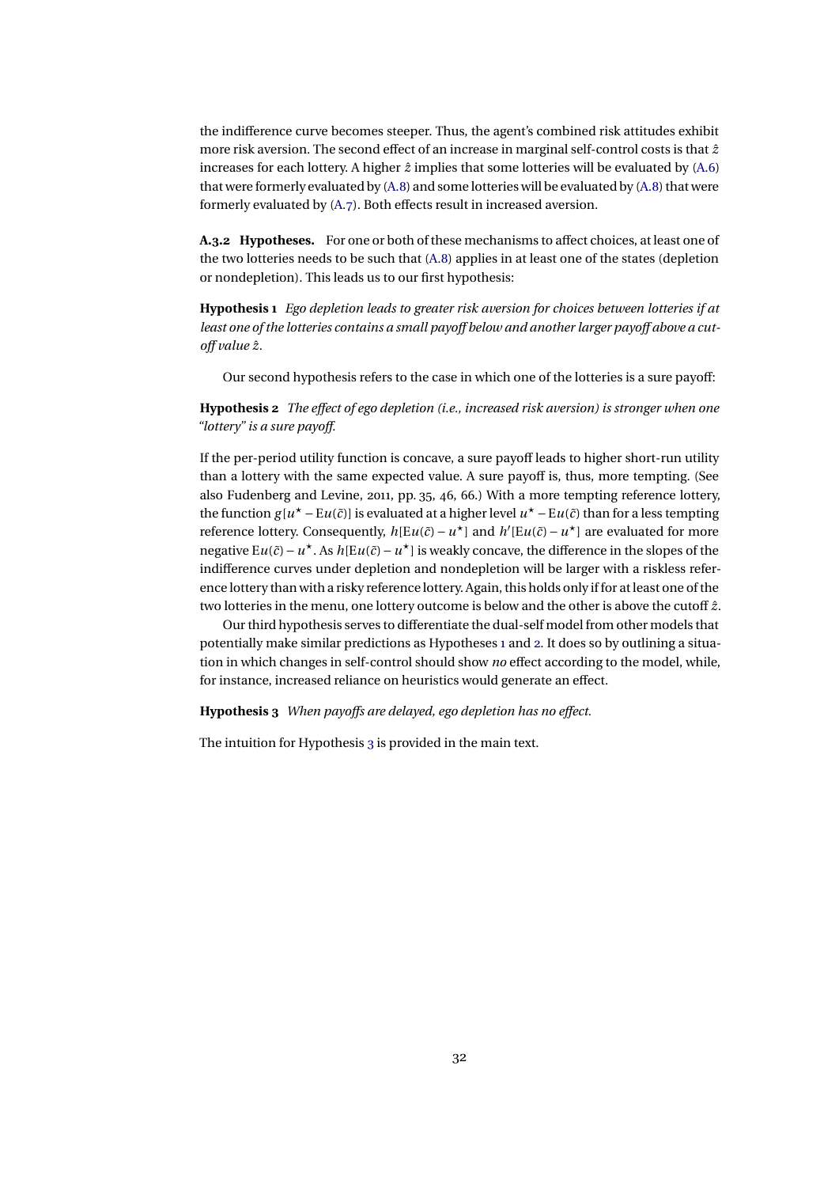the indifference curve becomes steeper. Thus, the agent's combined risk attitudes exhibit more risk aversion. The second effect of an increase in marginal self-control costs is that $\hat{z}$ increases for each lottery. A higher $\hat{z}$ implies that some lotteries will be evaluated by (A.6) that were formerly evaluated by (A.8) and some lotteries will be evaluated by (A.8) that were formerly evaluated by (A.7). Both effects result in increased aversion.

**A.3.2 Hypotheses.** For one or both of these mechanisms to affect choices, at least one of the two lotteries needs to be such that (A.8) applies in at least one of the states (depletion or nondepletion). This leads us to our first hypothesis:

**Hypothesis 1** *Ego depletion leads to greater risk aversion for choices between lotteries if at least one of the lotteries contains a small payoff below and another larger payoff above a cutoff value $\hat{z}$.*

Our second hypothesis refers to the case in which one of the lotteries is a sure payoff:

**Hypothesis 2** *The effect of ego depletion (i.e., increased risk aversion) is stronger when one "lottery" is a sure payoff.*

If the per-period utility function is concave, a sure payoff leads to higher short-run utility than a lottery with the same expected value. A sure payoff is, thus, more tempting. (See also Fudenberg and Levine, 2011, pp. 35, 46, 66.) With a more tempting reference lottery, the function $g[u^\star - \mathrm{E}u(\tilde{c})]$ is evaluated at a higher level $u^\star - \mathrm{E}u(\tilde{c})$ than for a less tempting reference lottery. Consequently, $h[\mathrm{E}u(\tilde{c}) - u^\star]$ and $h'[\mathrm{E}u(\tilde{c}) - u^\star]$ are evaluated for more negative $\mathrm{E}u(\tilde{c}) - u^\star$. As $h[\mathrm{E}u(\tilde{c}) - u^\star]$ is weakly concave, the difference in the slopes of the indifference curves under depletion and nondepletion will be larger with a riskless reference lottery than with a risky reference lottery. Again, this holds only if for at least one of the two lotteries in the menu, one lottery outcome is below and the other is above the cutoff $\hat{z}$.

Our third hypothesis serves to differentiate the dual-self model from other models that potentially make similar predictions as Hypotheses 1 and 2. It does so by outlining a situation in which changes in self-control should show *no* effect according to the model, while, for instance, increased reliance on heuristics would generate an effect.

**Hypothesis 3** *When payoffs are delayed, ego depletion has no effect.*

The intuition for Hypothesis 3 is provided in the main text.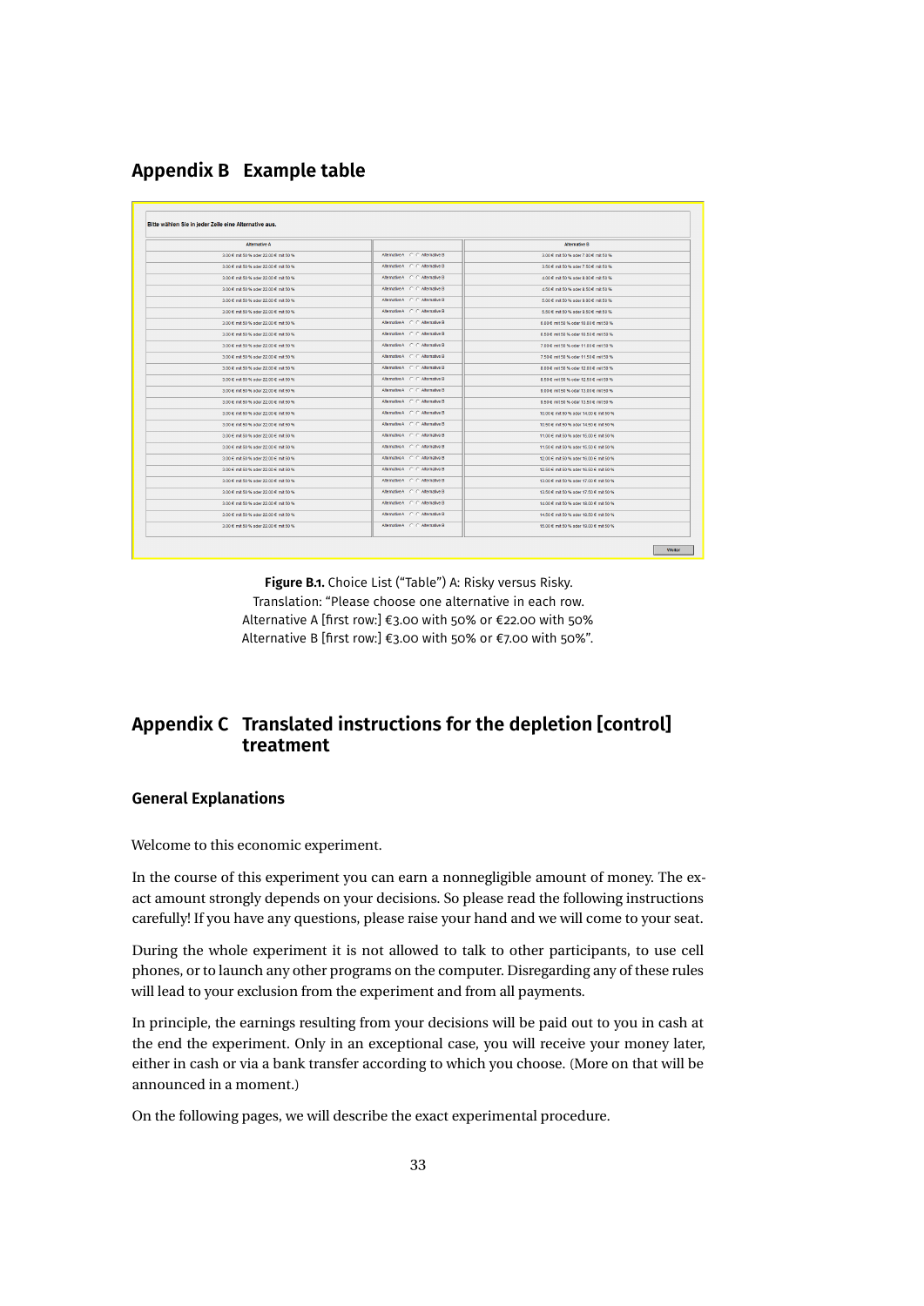## Appendix B Example table

Bitte wählen Sie in jeder Zeile eine Alternative aus.

| Alternative A | | Alternative B |
|---|---|---|
| 3.00 € mit 50 % oder 22.00 € mit 50 % | Alternative A ○ ○ Alternative B | 3.00 € mit 50 % oder 7.00 € mit 50 % |
| 3.00 € mit 50 % oder 22.00 € mit 50 % | Alternative A ○ ○ Alternative B | 3.50 € mit 50 % oder 7.50 € mit 50 % |
| 3.00 € mit 50 % oder 22.00 € mit 50 % | Alternative A ○ ○ Alternative B | 4.00 € mit 50 % oder 8.00 € mit 50 % |
| 3.00 € mit 50 % oder 22.00 € mit 50 % | Alternative A ○ ○ Alternative B | 4.50 € mit 50 % oder 8.50 € mit 50 % |
| 3.00 € mit 50 % oder 22.00 € mit 50 % | Alternative A ○ ○ Alternative B | 5.00 € mit 50 % oder 9.00 € mit 50 % |
| 3.00 € mit 50 % oder 22.00 € mit 50 % | Alternative A ○ ○ Alternative B | 5.50 € mit 50 % oder 9.50 € mit 50 % |
| 3.00 € mit 50 % oder 22.00 € mit 50 % | Alternative A ○ ○ Alternative B | 6.00 € mit 50 % oder 10.00 € mit 50 % |
| 3.00 € mit 50 % oder 22.00 € mit 50 % | Alternative A ○ ○ Alternative B | 6.50 € mit 50 % oder 10.50 € mit 50 % |
| 3.00 € mit 50 % oder 22.00 € mit 50 % | Alternative A ○ ○ Alternative B | 7.00 € mit 50 % oder 11.00 € mit 50 % |
| 3.00 € mit 50 % oder 22.00 € mit 50 % | Alternative A ○ ○ Alternative B | 7.50 € mit 50 % oder 11.50 € mit 50 % |
| 3.00 € mit 50 % oder 22.00 € mit 50 % | Alternative A ○ ○ Alternative B | 8.00 € mit 50 % oder 12.00 € mit 50 % |
| 3.00 € mit 50 % oder 22.00 € mit 50 % | Alternative A ○ ○ Alternative B | 8.50 € mit 50 % oder 12.50 € mit 50 % |
| 3.00 € mit 50 % oder 22.00 € mit 50 % | Alternative A ○ ○ Alternative B | 9.00 € mit 50 % oder 13.00 € mit 50 % |
| 3.00 € mit 50 % oder 22.00 € mit 50 % | Alternative A ○ ○ Alternative B | 9.50 € mit 50 % oder 13.50 € mit 50 % |
| 3.00 € mit 50 % oder 22.00 € mit 50 % | Alternative A ○ ○ Alternative B | 10.00 € mit 50 % oder 14.00 € mit 50 % |
| 3.00 € mit 50 % oder 22.00 € mit 50 % | Alternative A ○ ○ Alternative B | 10.50 € mit 50 % oder 14.50 € mit 50 % |
| 3.00 € mit 50 % oder 22.00 € mit 50 % | Alternative A ○ ○ Alternative B | 11.00 € mit 50 % oder 15.00 € mit 50 % |
| 3.00 € mit 50 % oder 22.00 € mit 50 % | Alternative A ○ ○ Alternative B | 11.50 € mit 50 % oder 15.50 € mit 50 % |
| 3.00 € mit 50 % oder 22.00 € mit 50 % | Alternative A ○ ○ Alternative B | 12.00 € mit 50 % oder 16.00 € mit 50 % |
| 3.00 € mit 50 % oder 22.00 € mit 50 % | Alternative A ○ ○ Alternative B | 12.50 € mit 50 % oder 16.50 € mit 50 % |
| 3.00 € mit 50 % oder 22.00 € mit 50 % | Alternative A ○ ○ Alternative B | 13.00 € mit 50 % oder 17.00 € mit 50 % |
| 3.00 € mit 50 % oder 22.00 € mit 50 % | Alternative A ○ ○ Alternative B | 13.50 € mit 50 % oder 17.50 € mit 50 % |
| 3.00 € mit 50 % oder 22.00 € mit 50 % | Alternative A ○ ○ Alternative B | 14.00 € mit 50 % oder 18.00 € mit 50 % |
| 3.00 € mit 50 % oder 22.00 € mit 50 % | Alternative A ○ ○ Alternative B | 14.50 € mit 50 % oder 18.50 € mit 50 % |
| 3.00 € mit 50 % oder 22.00 € mit 50 % | Alternative A ○ ○ Alternative B | 15.00 € mit 50 % oder 19.00 € mit 50 % |

Weiter

**Figure B.1.** Choice List ("Table") A: Risky versus Risky.
Translation: "Please choose one alternative in each row.
Alternative A [first row:] €3.00 with 50% or €22.00 with 50%
Alternative B [first row:] €3.00 with 50% or €7.00 with 50%".

## Appendix C Translated instructions for the depletion [control] treatment

### General Explanations

Welcome to this economic experiment.

In the course of this experiment you can earn a nonnegligible amount of money. The exact amount strongly depends on your decisions. So please read the following instructions carefully! If you have any questions, please raise your hand and we will come to your seat.

During the whole experiment it is not allowed to talk to other participants, to use cell phones, or to launch any other programs on the computer. Disregarding any of these rules will lead to your exclusion from the experiment and from all payments.

In principle, the earnings resulting from your decisions will be paid out to you in cash at the end the experiment. Only in an exceptional case, you will receive your money later, either in cash or via a bank transfer according to which you choose. (More on that will be announced in a moment.)

On the following pages, we will describe the exact experimental procedure.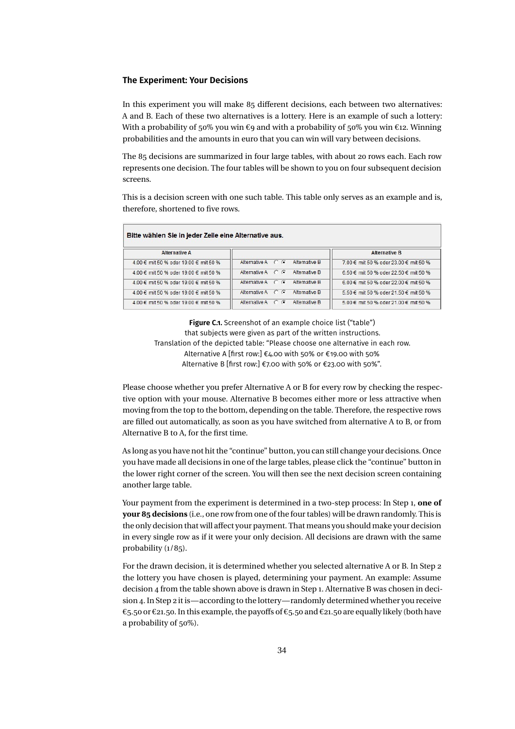### The Experiment: Your Decisions

In this experiment you will make 85 different decisions, each between two alternatives: A and B. Each of these two alternatives is a lottery. Here is an example of such a lottery: With a probability of 50% you win €9 and with a probability of 50% you win €12. Winning probabilities and the amounts in euro that you can win will vary between decisions.

The 85 decisions are summarized in four large tables, with about 20 rows each. Each row represents one decision. The four tables will be shown to you on four subsequent decision screens.

This is a decision screen with one such table. This table only serves as an example and is, therefore, shortened to five rows.

**Bitte wählen Sie in jeder Zeile eine Alternative aus.**

| Alternative A | | Alternative B |
|---|---|---|
| 4.00 € mit 50 % oder 19.00 € mit 50 % | Alternative A ○ ◉ Alternative B | 7.00 € mit 50 % oder 23.00 € mit 50 % |
| 4.00 € mit 50 % oder 19.00 € mit 50 % | Alternative A ○ ◉ Alternative B | 6.50 € mit 50 % oder 22.50 € mit 50 % |
| 4.00 € mit 50 % oder 19.00 € mit 50 % | Alternative A ○ ◉ Alternative B | 6.00 € mit 50 % oder 22.00 € mit 50 % |
| 4.00 € mit 50 % oder 19.00 € mit 50 % | Alternative A ○ ◉ Alternative B | 5.50 € mit 50 % oder 21.50 € mit 50 % |
| 4.00 € mit 50 % oder 19.00 € mit 50 % | Alternative A ○ ◉ Alternative B | 5.00 € mit 50 % oder 21.00 € mit 50 % |

**Figure C.1.** Screenshot of an example choice list ("table") that subjects were given as part of the written instructions. Translation of the depicted table: "Please choose one alternative in each row. Alternative A [first row:] €4.00 with 50% or €19.00 with 50% Alternative B [first row:] €7.00 with 50% or €23.00 with 50%".

Please choose whether you prefer Alternative A or B for every row by checking the respective option with your mouse. Alternative B becomes either more or less attractive when moving from the top to the bottom, depending on the table. Therefore, the respective rows are filled out automatically, as soon as you have switched from alternative A to B, or from Alternative B to A, for the first time.

As long as you have not hit the "continue" button, you can still change your decisions. Once you have made all decisions in one of the large tables, please click the "continue" button in the lower right corner of the screen. You will then see the next decision screen containing another large table.

Your payment from the experiment is determined in a two-step process: In Step 1, **one of your 85 decisions** (i.e., one row from one of the four tables) will be drawn randomly. This is the only decision that will affect your payment. That means you should make your decision in every single row as if it were your only decision. All decisions are drawn with the same probability (1/85).

For the drawn decision, it is determined whether you selected alternative A or B. In Step 2 the lottery you have chosen is played, determining your payment. An example: Assume decision 4 from the table shown above is drawn in Step 1. Alternative B was chosen in decision 4. In Step 2 it is—according to the lottery—randomly determined whether you receive €5.50 or €21.50. In this example, the payoffs of €5.50 and €21.50 are equally likely (both have a probability of 50%).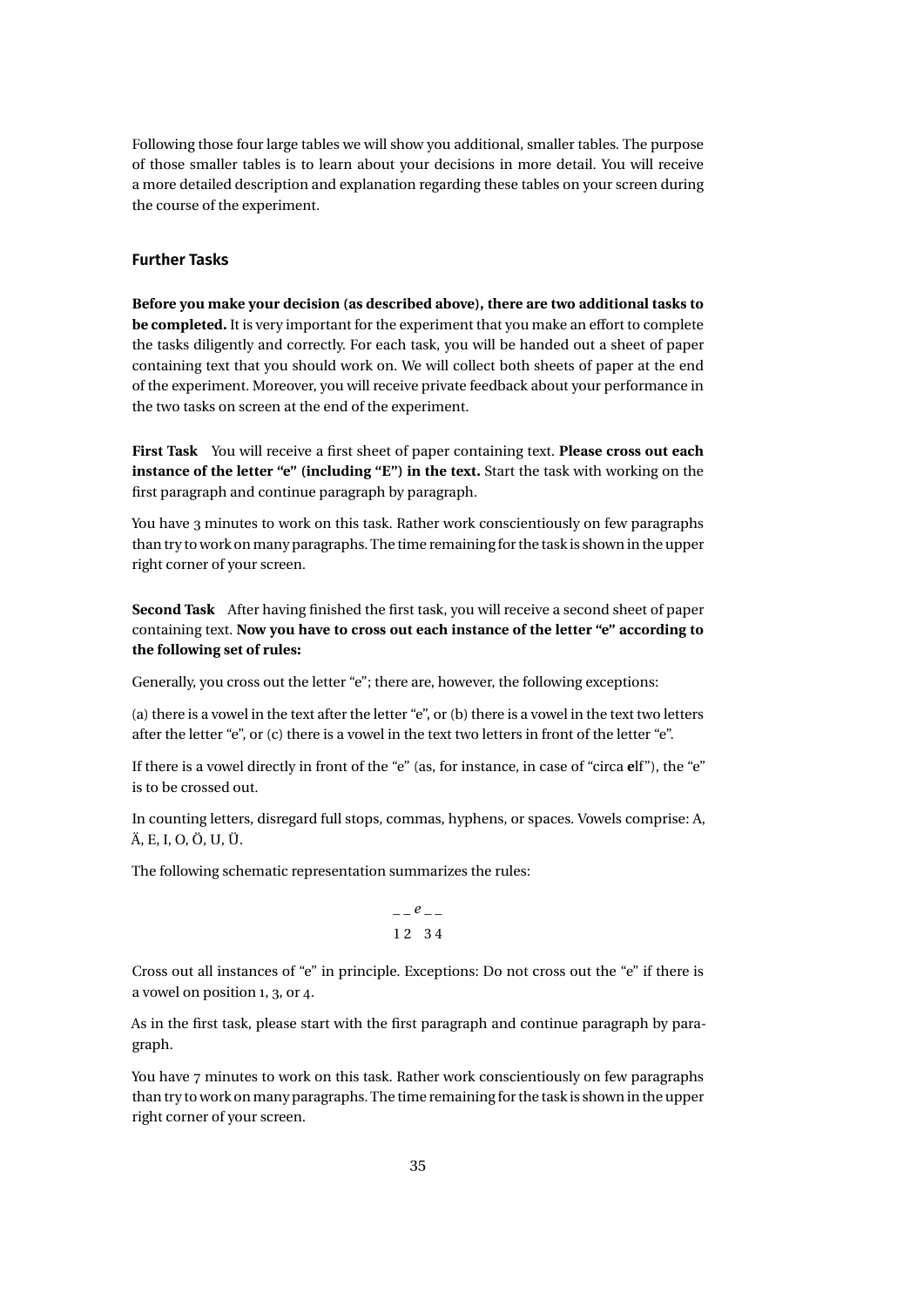Following those four large tables we will show you additional, smaller tables. The purpose of those smaller tables is to learn about your decisions in more detail. You will receive a more detailed description and explanation regarding these tables on your screen during the course of the experiment.

### Further Tasks

**Before you make your decision (as described above), there are two additional tasks to be completed.** It is very important for the experiment that you make an effort to complete the tasks diligently and correctly. For each task, you will be handed out a sheet of paper containing text that you should work on. We will collect both sheets of paper at the end of the experiment. Moreover, you will receive private feedback about your performance in the two tasks on screen at the end of the experiment.

**First Task** You will receive a first sheet of paper containing text. **Please cross out each instance of the letter "e" (including "E") in the text.** Start the task with working on the first paragraph and continue paragraph by paragraph.

You have 3 minutes to work on this task. Rather work conscientiously on few paragraphs than try to work on many paragraphs. The time remaining for the task is shown in the upper right corner of your screen.

**Second Task** After having finished the first task, you will receive a second sheet of paper containing text. **Now you have to cross out each instance of the letter "e" according to the following set of rules:**

Generally, you cross out the letter "e"; there are, however, the following exceptions:

(a) there is a vowel in the text after the letter "e", or (b) there is a vowel in the text two letters after the letter "e", or (c) there is a vowel in the text two letters in front of the letter "e".

If there is a vowel directly in front of the "e" (as, for instance, in case of "circa **e**lf"), the "e" is to be crossed out.

In counting letters, disregard full stops, commas, hyphens, or spaces. Vowels comprise: A, Ä, E, I, O, Ö, U, Ü.

The following schematic representation summarizes the rules:

$$
\begin{array}{ccccc} \_ & \_ & e & \_ & \_ \\ 1 & 2 & & 3 & 4 \end{array}
$$

Cross out all instances of "e" in principle. Exceptions: Do not cross out the "e" if there is a vowel on position 1, 3, or 4.

As in the first task, please start with the first paragraph and continue paragraph by paragraph.

You have 7 minutes to work on this task. Rather work conscientiously on few paragraphs than try to work on many paragraphs. The time remaining for the task is shown in the upper right corner of your screen.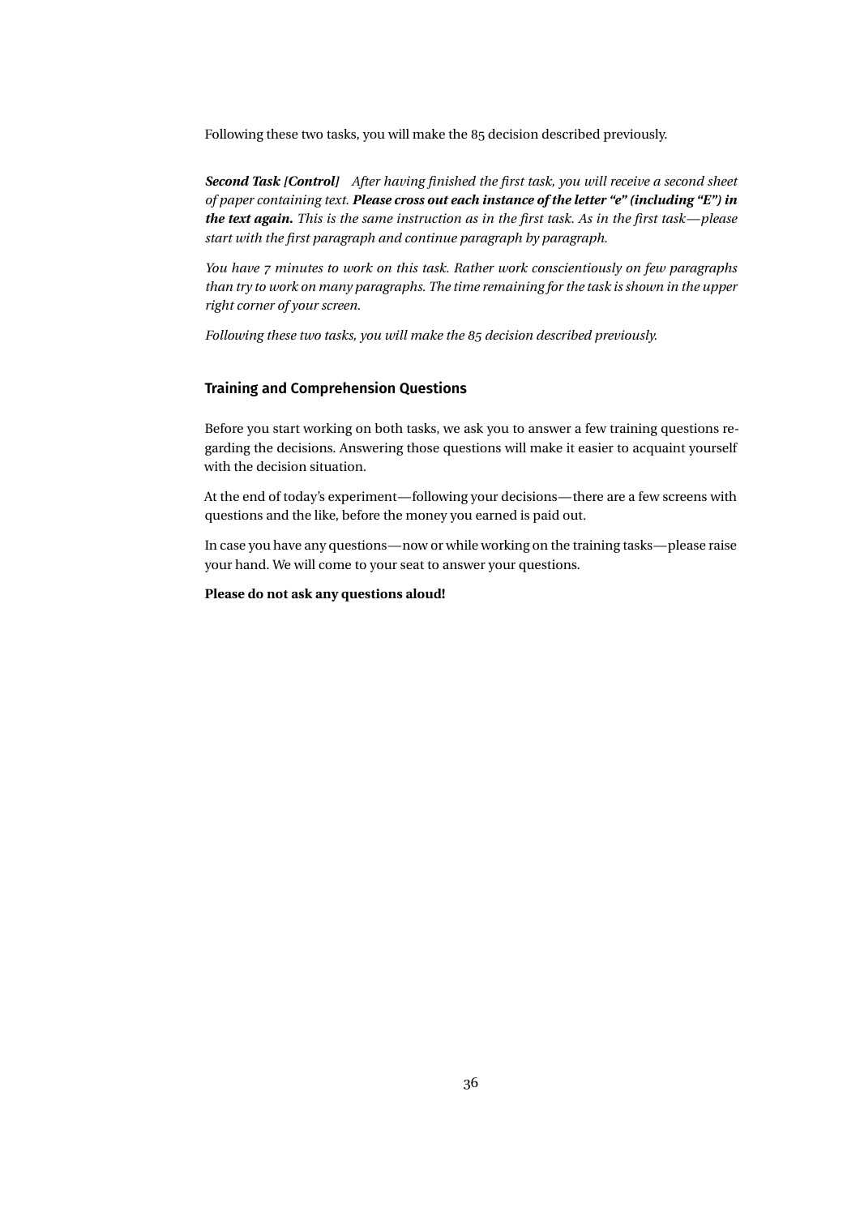Following these two tasks, you will make the 85 decision described previously.

***Second Task [Control]*** *After having finished the first task, you will receive a second sheet of paper containing text.* ***Please cross out each instance of the letter "e" (including "E") in the text again.*** *This is the same instruction as in the first task. As in the first task—please start with the first paragraph and continue paragraph by paragraph.*

*You have 7 minutes to work on this task. Rather work conscientiously on few paragraphs than try to work on many paragraphs. The time remaining for the task is shown in the upper right corner of your screen.*

*Following these two tasks, you will make the 85 decision described previously.*

### Training and Comprehension Questions

Before you start working on both tasks, we ask you to answer a few training questions regarding the decisions. Answering those questions will make it easier to acquaint yourself with the decision situation.

At the end of today's experiment—following your decisions—there are a few screens with questions and the like, before the money you earned is paid out.

In case you have any questions—now or while working on the training tasks—please raise your hand. We will come to your seat to answer your questions.

**Please do not ask any questions aloud!**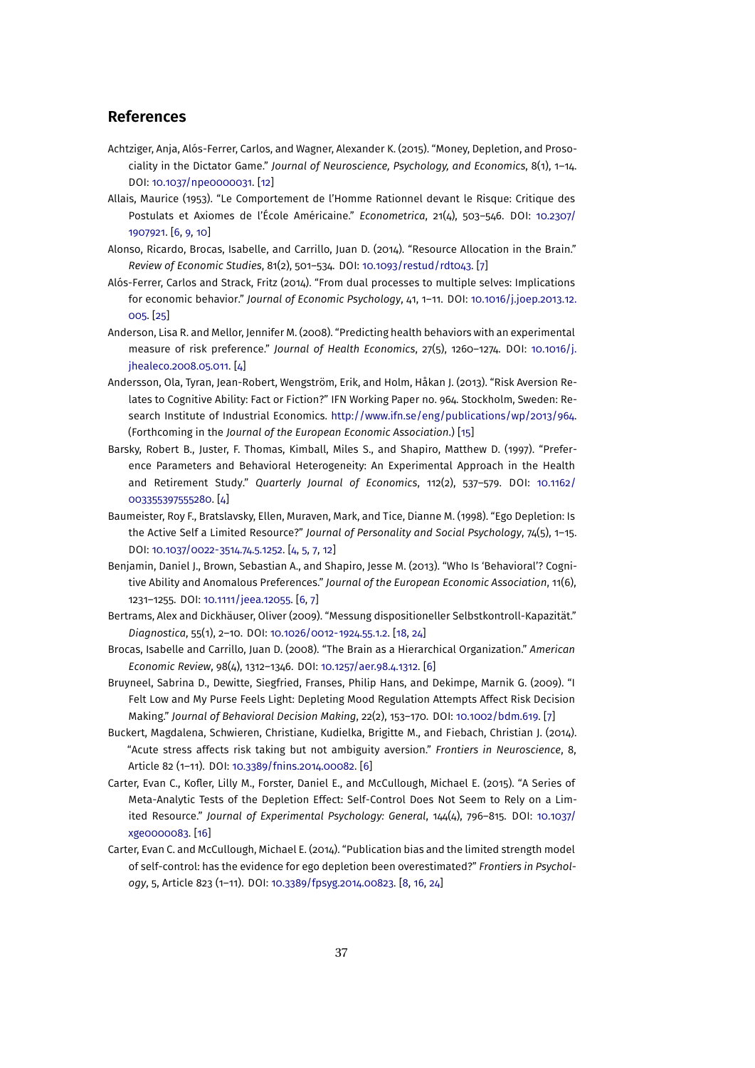## References

Achtziger, Anja, Alós-Ferrer, Carlos, and Wagner, Alexander K. (2015). "Money, Depletion, and Prosociality in the Dictator Game." *Journal of Neuroscience, Psychology, and Economics*, 8(1), 1–14. DOI: 10.1037/npe0000031. [12]

Allais, Maurice (1953). "Le Comportement de l'Homme Rationnel devant le Risque: Critique des Postulats et Axiomes de l'École Américaine." *Econometrica*, 21(4), 503–546. DOI: 10.2307/1907921. [6, 9, 10]

Alonso, Ricardo, Brocas, Isabelle, and Carrillo, Juan D. (2014). "Resource Allocation in the Brain." *Review of Economic Studies*, 81(2), 501–534. DOI: 10.1093/restud/rdt043. [7]

Alós-Ferrer, Carlos and Strack, Fritz (2014). "From dual processes to multiple selves: Implications for economic behavior." *Journal of Economic Psychology*, 41, 1–11. DOI: 10.1016/j.joep.2013.12.005. [25]

Anderson, Lisa R. and Mellor, Jennifer M. (2008). "Predicting health behaviors with an experimental measure of risk preference." *Journal of Health Economics*, 27(5), 1260–1274. DOI: 10.1016/j.jhealeco.2008.05.011. [4]

Andersson, Ola, Tyran, Jean-Robert, Wengström, Erik, and Holm, Håkan J. (2013). "Risk Aversion Relates to Cognitive Ability: Fact or Fiction?" IFN Working Paper no. 964. Stockholm, Sweden: Research Institute of Industrial Economics. http://www.ifn.se/eng/publications/wp/2013/964. (Forthcoming in the *Journal of the European Economic Association*.) [15]

Barsky, Robert B., Juster, F. Thomas, Kimball, Miles S., and Shapiro, Matthew D. (1997). "Preference Parameters and Behavioral Heterogeneity: An Experimental Approach in the Health and Retirement Study." *Quarterly Journal of Economics*, 112(2), 537–579. DOI: 10.1162/003355397555280. [4]

Baumeister, Roy F., Bratslavsky, Ellen, Muraven, Mark, and Tice, Dianne M. (1998). "Ego Depletion: Is the Active Self a Limited Resource?" *Journal of Personality and Social Psychology*, 74(5), 1–15. DOI: 10.1037/0022-3514.74.5.1252. [4, 5, 7, 12]

Benjamin, Daniel J., Brown, Sebastian A., and Shapiro, Jesse M. (2013). "Who Is 'Behavioral'? Cognitive Ability and Anomalous Preferences." *Journal of the European Economic Association*, 11(6), 1231–1255. DOI: 10.1111/jeea.12055. [6, 7]

Bertrams, Alex and Dickhäuser, Oliver (2009). "Messung dispositioneller Selbstkontroll-Kapazität." *Diagnostica*, 55(1), 2–10. DOI: 10.1026/0012-1924.55.1.2. [18, 24]

Brocas, Isabelle and Carrillo, Juan D. (2008). "The Brain as a Hierarchical Organization." *American Economic Review*, 98(4), 1312–1346. DOI: 10.1257/aer.98.4.1312. [6]

Bruyneel, Sabrina D., Dewitte, Siegfried, Franses, Philip Hans, and Dekimpe, Marnik G. (2009). "I Felt Low and My Purse Feels Light: Depleting Mood Regulation Attempts Affect Risk Decision Making." *Journal of Behavioral Decision Making*, 22(2), 153–170. DOI: 10.1002/bdm.619. [7]

Buckert, Magdalena, Schwieren, Christiane, Kudielka, Brigitte M., and Fiebach, Christian J. (2014). "Acute stress affects risk taking but not ambiguity aversion." *Frontiers in Neuroscience*, 8, Article 82 (1–11). DOI: 10.3389/fnins.2014.00082. [6]

Carter, Evan C., Kofler, Lilly M., Forster, Daniel E., and McCullough, Michael E. (2015). "A Series of Meta-Analytic Tests of the Depletion Effect: Self-Control Does Not Seem to Rely on a Limited Resource." *Journal of Experimental Psychology: General*, 144(4), 796–815. DOI: 10.1037/xge0000083. [16]

Carter, Evan C. and McCullough, Michael E. (2014). "Publication bias and the limited strength model of self-control: has the evidence for ego depletion been overestimated?" *Frontiers in Psychology*, 5, Article 823 (1–11). DOI: 10.3389/fpsyg.2014.00823. [8, 16, 24]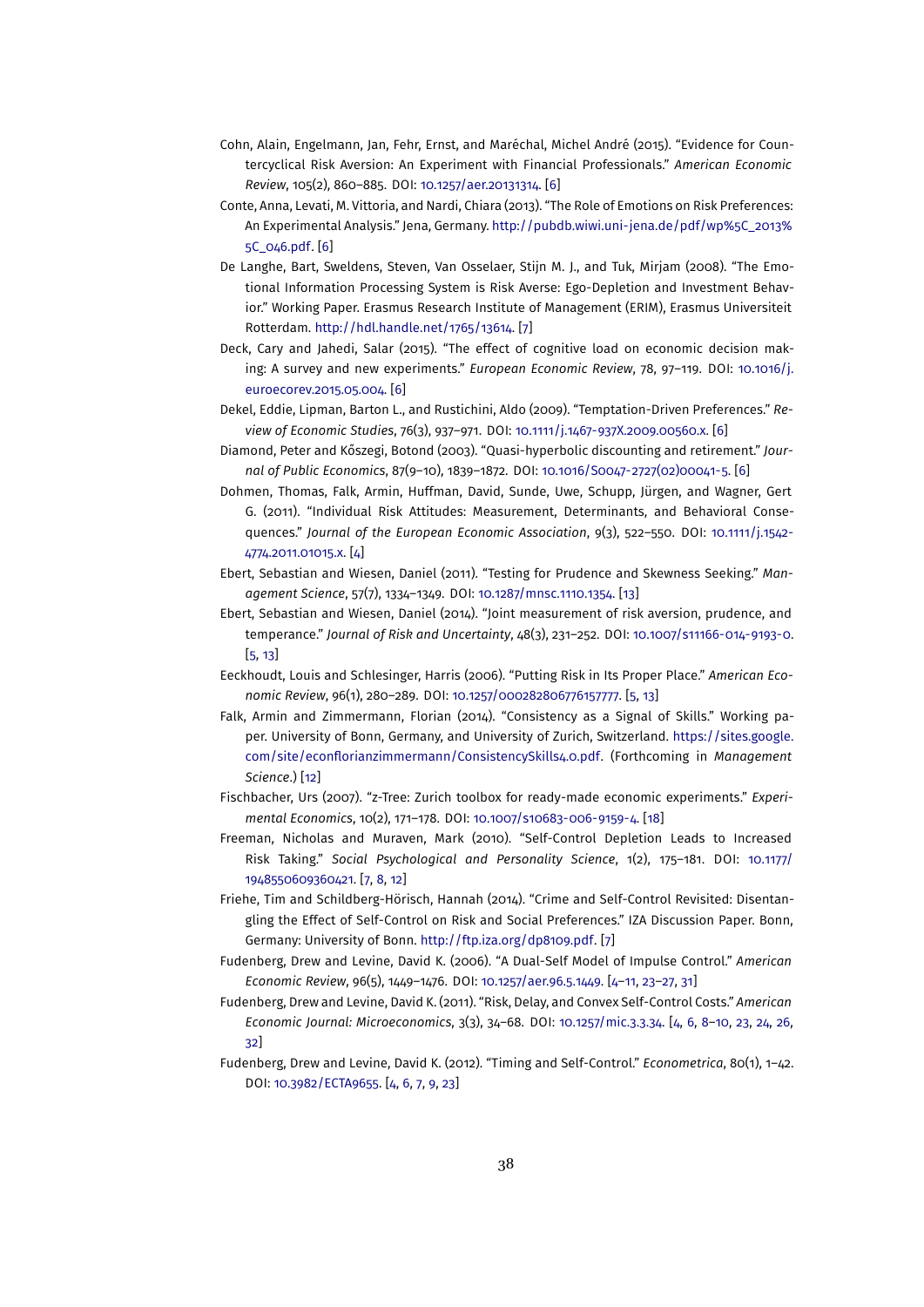Cohn, Alain, Engelmann, Jan, Fehr, Ernst, and Maréchal, Michel André (2015). "Evidence for Countercyclical Risk Aversion: An Experiment with Financial Professionals." *American Economic Review*, 105(2), 860–885. DOI: 10.1257/aer.20131314. [6]

Conte, Anna, Levati, M. Vittoria, and Nardi, Chiara (2013). "The Role of Emotions on Risk Preferences: An Experimental Analysis." Jena, Germany. http://pubdb.wiwi.uni-jena.de/pdf/wp%5C_2013%5C_046.pdf. [6]

De Langhe, Bart, Sweldens, Steven, Van Osselaer, Stijn M. J., and Tuk, Mirjam (2008). "The Emotional Information Processing System is Risk Averse: Ego-Depletion and Investment Behavior." Working Paper. Erasmus Research Institute of Management (ERIM), Erasmus Universiteit Rotterdam. http://hdl.handle.net/1765/13614. [7]

Deck, Cary and Jahedi, Salar (2015). "The effect of cognitive load on economic decision making: A survey and new experiments." *European Economic Review*, 78, 97–119. DOI: 10.1016/j.euroecorev.2015.05.004. [6]

Dekel, Eddie, Lipman, Barton L., and Rustichini, Aldo (2009). "Temptation-Driven Preferences." *Review of Economic Studies*, 76(3), 937–971. DOI: 10.1111/j.1467-937X.2009.00560.x. [6]

Diamond, Peter and Kőszegi, Botond (2003). "Quasi-hyperbolic discounting and retirement." *Journal of Public Economics*, 87(9–10), 1839–1872. DOI: 10.1016/S0047-2727(02)00041-5. [6]

Dohmen, Thomas, Falk, Armin, Huffman, David, Sunde, Uwe, Schupp, Jürgen, and Wagner, Gert G. (2011). "Individual Risk Attitudes: Measurement, Determinants, and Behavioral Consequences." *Journal of the European Economic Association*, 9(3), 522–550. DOI: 10.1111/j.1542-4774.2011.01015.x. [4]

Ebert, Sebastian and Wiesen, Daniel (2011). "Testing for Prudence and Skewness Seeking." *Management Science*, 57(7), 1334–1349. DOI: 10.1287/mnsc.1110.1354. [13]

Ebert, Sebastian and Wiesen, Daniel (2014). "Joint measurement of risk aversion, prudence, and temperance." *Journal of Risk and Uncertainty*, 48(3), 231–252. DOI: 10.1007/s11166-014-9193-0. [5, 13]

Eeckhoudt, Louis and Schlesinger, Harris (2006). "Putting Risk in Its Proper Place." *American Economic Review*, 96(1), 280–289. DOI: 10.1257/000282806776157777. [5, 13]

Falk, Armin and Zimmermann, Florian (2014). "Consistency as a Signal of Skills." Working paper. University of Bonn, Germany, and University of Zurich, Switzerland. https://sites.google.com/site/econflorianzimmermann/ConsistencySkills4.0.pdf. (Forthcoming in *Management Science*.) [12]

Fischbacher, Urs (2007). "z-Tree: Zurich toolbox for ready-made economic experiments." *Experimental Economics*, 10(2), 171–178. DOI: 10.1007/s10683-006-9159-4. [18]

Freeman, Nicholas and Muraven, Mark (2010). "Self-Control Depletion Leads to Increased Risk Taking." *Social Psychological and Personality Science*, 1(2), 175–181. DOI: 10.1177/1948550609360421. [7, 8, 12]

Friehe, Tim and Schildberg-Hörisch, Hannah (2014). "Crime and Self-Control Revisited: Disentangling the Effect of Self-Control on Risk and Social Preferences." IZA Discussion Paper. Bonn, Germany: University of Bonn. http://ftp.iza.org/dp8109.pdf. [7]

Fudenberg, Drew and Levine, David K. (2006). "A Dual-Self Model of Impulse Control." *American Economic Review*, 96(5), 1449–1476. DOI: 10.1257/aer.96.5.1449. [4–11, 23–27, 31]

Fudenberg, Drew and Levine, David K. (2011). "Risk, Delay, and Convex Self-Control Costs." *American Economic Journal: Microeconomics*, 3(3), 34–68. DOI: 10.1257/mic.3.3.34. [4, 6, 8–10, 23, 24, 26, 32]

Fudenberg, Drew and Levine, David K. (2012). "Timing and Self-Control." *Econometrica*, 80(1), 1–42. DOI: 10.3982/ECTA9655. [4, 6, 7, 9, 23]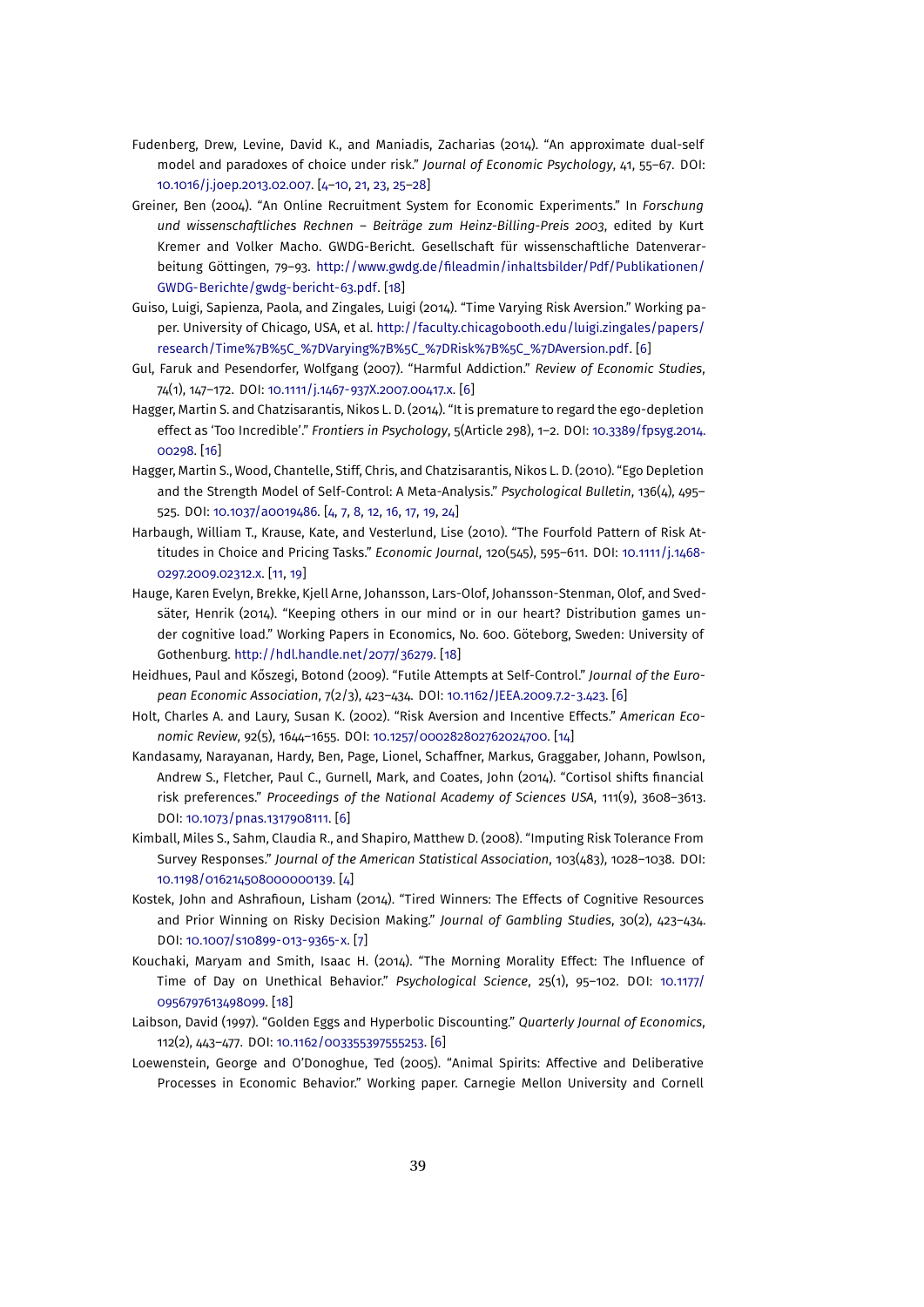Fudenberg, Drew, Levine, David K., and Maniadis, Zacharias (2014). "An approximate dual-self model and paradoxes of choice under risk." *Journal of Economic Psychology*, 41, 55–67. DOI: 10.1016/j.joep.2013.02.007. [4–10, 21, 23, 25–28]

Greiner, Ben (2004). "An Online Recruitment System for Economic Experiments." In *Forschung und wissenschaftliches Rechnen – Beiträge zum Heinz-Billing-Preis 2003*, edited by Kurt Kremer and Volker Macho. GWDG-Bericht. Gesellschaft für wissenschaftliche Datenverarbeitung Göttingen, 79–93. http://www.gwdg.de/fileadmin/inhaltsbilder/Pdf/Publikationen/GWDG-Berichte/gwdg-bericht-63.pdf. [18]

Guiso, Luigi, Sapienza, Paola, and Zingales, Luigi (2014). "Time Varying Risk Aversion." Working paper. University of Chicago, USA, et al. http://faculty.chicagobooth.edu/luigi.zingales/papers/research/Time%7B%5C_%7DVarying%7B%5C_%7DRisk%7B%5C_%7DAversion.pdf. [6]

Gul, Faruk and Pesendorfer, Wolfgang (2007). "Harmful Addiction." *Review of Economic Studies*, 74(1), 147–172. DOI: 10.1111/j.1467-937X.2007.00417.x. [6]

Hagger, Martin S. and Chatzisarantis, Nikos L. D. (2014). "It is premature to regard the ego-depletion effect as 'Too Incredible'." *Frontiers in Psychology*, 5(Article 298), 1–2. DOI: 10.3389/fpsyg.2014.00298. [16]

Hagger, Martin S., Wood, Chantelle, Stiff, Chris, and Chatzisarantis, Nikos L. D. (2010). "Ego Depletion and the Strength Model of Self-Control: A Meta-Analysis." *Psychological Bulletin*, 136(4), 495–525. DOI: 10.1037/a0019486. [4, 7, 8, 12, 16, 17, 19, 24]

Harbaugh, William T., Krause, Kate, and Vesterlund, Lise (2010). "The Fourfold Pattern of Risk Attitudes in Choice and Pricing Tasks." *Economic Journal*, 120(545), 595–611. DOI: 10.1111/j.1468-0297.2009.02312.x. [11, 19]

Hauge, Karen Evelyn, Brekke, Kjell Arne, Johansson, Lars-Olof, Johansson-Stenman, Olof, and Svedsäter, Henrik (2014). "Keeping others in our mind or in our heart? Distribution games under cognitive load." Working Papers in Economics, No. 600. Göteborg, Sweden: University of Gothenburg. http://hdl.handle.net/2077/36279. [18]

Heidhues, Paul and Kőszegi, Botond (2009). "Futile Attempts at Self-Control." *Journal of the European Economic Association*, 7(2/3), 423–434. DOI: 10.1162/JEEA.2009.7.2-3.423. [6]

Holt, Charles A. and Laury, Susan K. (2002). "Risk Aversion and Incentive Effects." *American Economic Review*, 92(5), 1644–1655. DOI: 10.1257/000282802762024700. [14]

Kandasamy, Narayanan, Hardy, Ben, Page, Lionel, Schaffner, Markus, Graggaber, Johann, Powlson, Andrew S., Fletcher, Paul C., Gurnell, Mark, and Coates, John (2014). "Cortisol shifts financial risk preferences." *Proceedings of the National Academy of Sciences USA*, 111(9), 3608–3613. DOI: 10.1073/pnas.1317908111. [6]

Kimball, Miles S., Sahm, Claudia R., and Shapiro, Matthew D. (2008). "Imputing Risk Tolerance From Survey Responses." *Journal of the American Statistical Association*, 103(483), 1028–1038. DOI: 10.1198/016214508000000139. [4]

Kostek, John and Ashrafioun, Lisham (2014). "Tired Winners: The Effects of Cognitive Resources and Prior Winning on Risky Decision Making." *Journal of Gambling Studies*, 30(2), 423–434. DOI: 10.1007/s10899-013-9365-x. [7]

Kouchaki, Maryam and Smith, Isaac H. (2014). "The Morning Morality Effect: The Influence of Time of Day on Unethical Behavior." *Psychological Science*, 25(1), 95–102. DOI: 10.1177/0956797613498099. [18]

Laibson, David (1997). "Golden Eggs and Hyperbolic Discounting." *Quarterly Journal of Economics*, 112(2), 443–477. DOI: 10.1162/003355397555253. [6]

Loewenstein, George and O'Donoghue, Ted (2005). "Animal Spirits: Affective and Deliberative Processes in Economic Behavior." Working paper. Carnegie Mellon University and Cornell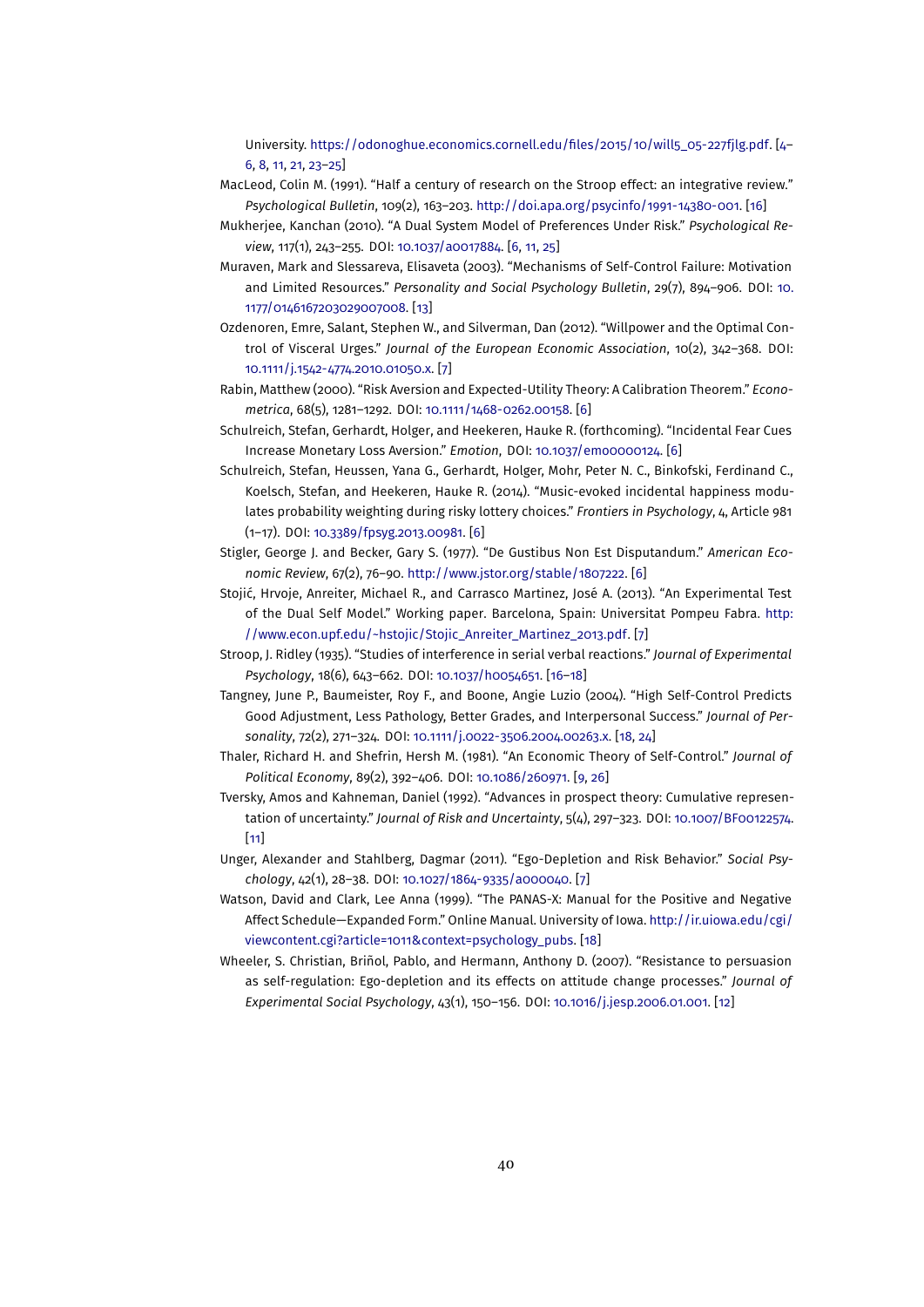University. https://odonoghue.economics.cornell.edu/files/2015/10/will5_05-227fjlg.pdf. [4–6, 8, 11, 21, 23–25]

MacLeod, Colin M. (1991). "Half a century of research on the Stroop effect: an integrative review." *Psychological Bulletin*, 109(2), 163–203. http://doi.apa.org/psycinfo/1991-14380-001. [16]

Mukherjee, Kanchan (2010). "A Dual System Model of Preferences Under Risk." *Psychological Review*, 117(1), 243–255. DOI: 10.1037/a0017884. [6, 11, 25]

Muraven, Mark and Slessareva, Elisaveta (2003). "Mechanisms of Self-Control Failure: Motivation and Limited Resources." *Personality and Social Psychology Bulletin*, 29(7), 894–906. DOI: 10.1177/0146167203029007008. [13]

Ozdenoren, Emre, Salant, Stephen W., and Silverman, Dan (2012). "Willpower and the Optimal Control of Visceral Urges." *Journal of the European Economic Association*, 10(2), 342–368. DOI: 10.1111/j.1542-4774.2010.01050.x. [7]

Rabin, Matthew (2000). "Risk Aversion and Expected-Utility Theory: A Calibration Theorem." *Econometrica*, 68(5), 1281–1292. DOI: 10.1111/1468-0262.00158. [6]

Schulreich, Stefan, Gerhardt, Holger, and Heekeren, Hauke R. (forthcoming). "Incidental Fear Cues Increase Monetary Loss Aversion." *Emotion*, DOI: 10.1037/emo0000124. [6]

Schulreich, Stefan, Heussen, Yana G., Gerhardt, Holger, Mohr, Peter N. C., Binkofski, Ferdinand C., Koelsch, Stefan, and Heekeren, Hauke R. (2014). "Music-evoked incidental happiness modulates probability weighting during risky lottery choices." *Frontiers in Psychology*, 4, Article 981 (1–17). DOI: 10.3389/fpsyg.2013.00981. [6]

Stigler, George J. and Becker, Gary S. (1977). "De Gustibus Non Est Disputandum." *American Economic Review*, 67(2), 76–90. http://www.jstor.org/stable/1807222. [6]

Stojić, Hrvoje, Anreiter, Michael R., and Carrasco Martinez, José A. (2013). "An Experimental Test of the Dual Self Model." Working paper. Barcelona, Spain: Universitat Pompeu Fabra. http://www.econ.upf.edu/~hstojic/Stojic_Anreiter_Martinez_2013.pdf. [7]

Stroop, J. Ridley (1935). "Studies of interference in serial verbal reactions." *Journal of Experimental Psychology*, 18(6), 643–662. DOI: 10.1037/h0054651. [16–18]

Tangney, June P., Baumeister, Roy F., and Boone, Angie Luzio (2004). "High Self-Control Predicts Good Adjustment, Less Pathology, Better Grades, and Interpersonal Success." *Journal of Personality*, 72(2), 271–324. DOI: 10.1111/j.0022-3506.2004.00263.x. [18, 24]

Thaler, Richard H. and Shefrin, Hersh M. (1981). "An Economic Theory of Self-Control." *Journal of Political Economy*, 89(2), 392–406. DOI: 10.1086/260971. [9, 26]

Tversky, Amos and Kahneman, Daniel (1992). "Advances in prospect theory: Cumulative representation of uncertainty." *Journal of Risk and Uncertainty*, 5(4), 297–323. DOI: 10.1007/BF00122574. [11]

Unger, Alexander and Stahlberg, Dagmar (2011). "Ego-Depletion and Risk Behavior." *Social Psychology*, 42(1), 28–38. DOI: 10.1027/1864-9335/a000040. [7]

Watson, David and Clark, Lee Anna (1999). "The PANAS-X: Manual for the Positive and Negative Affect Schedule—Expanded Form." Online Manual. University of Iowa. http://ir.uiowa.edu/cgi/viewcontent.cgi?article=1011&context=psychology_pubs. [18]

Wheeler, S. Christian, Briñol, Pablo, and Hermann, Anthony D. (2007). "Resistance to persuasion as self-regulation: Ego-depletion and its effects on attitude change processes." *Journal of Experimental Social Psychology*, 43(1), 150–156. DOI: 10.1016/j.jesp.2006.01.001. [12]